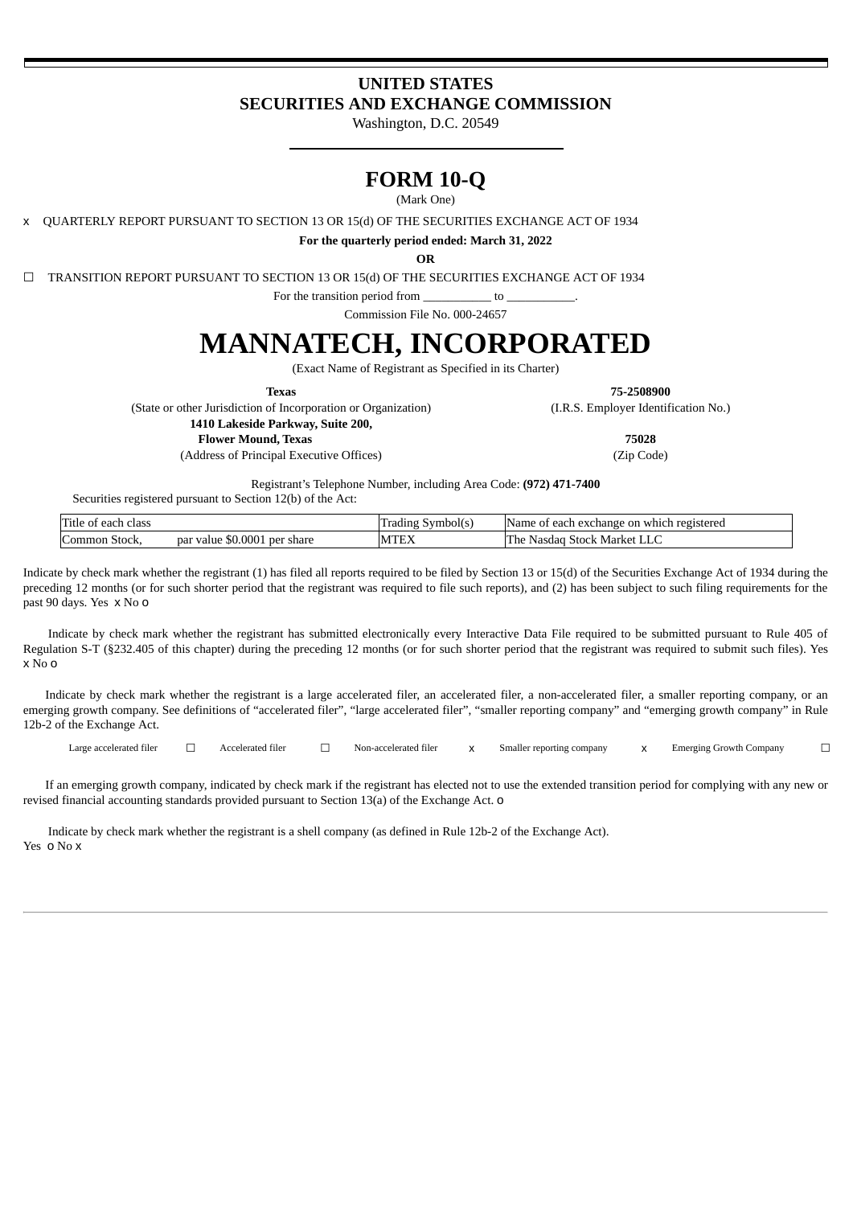# UNITED STATES
# SECURITIES AND EXCHANGE COMMISSION

Washington, D.C. 20549

# FORM 10-Q

(Mark One)

x QUARTERLY REPORT PURSUANT TO SECTION 13 OR 15(d) OF THE SECURITIES EXCHANGE ACT OF 1934

**For the quarterly period ended: March 31, 2022**

**OR**

☐ TRANSITION REPORT PURSUANT TO SECTION 13 OR 15(d) OF THE SECURITIES EXCHANGE ACT OF 1934

For the transition period from \_\_\_\_\_\_\_\_\_\_\_ to \_\_\_\_\_\_\_\_\_\_\_.

Commission File No. 000-24657

# MANNATECH, INCORPORATED

(Exact Name of Registrant as Specified in its Charter)

| **Texas** | **75-2508900** |
|---|---|
| (State or other Jurisdiction of Incorporation or Organization) | (I.R.S. Employer Identification No.) |
| **1410 Lakeside Parkway, Suite 200, Flower Mound, Texas** | **75028** |
| (Address of Principal Executive Offices) | (Zip Code) |

Registrant's Telephone Number, including Area Code: **(972) 471-7400**

Securities registered pursuant to Section 12(b) of the Act:

| Title of each class | Trading Symbol(s) | Name of each exchange on which registered |
|---|---|---|
| Common Stock, par value $0.0001 per share | MTEX | The Nasdaq Stock Market LLC |

Indicate by check mark whether the registrant (1) has filed all reports required to be filed by Section 13 or 15(d) of the Securities Exchange Act of 1934 during the preceding 12 months (or for such shorter period that the registrant was required to file such reports), and (2) has been subject to such filing requirements for the past 90 days. Yes x No o

Indicate by check mark whether the registrant has submitted electronically every Interactive Data File required to be submitted pursuant to Rule 405 of Regulation S-T (§232.405 of this chapter) during the preceding 12 months (or for such shorter period that the registrant was required to submit such files). Yes x No o

Indicate by check mark whether the registrant is a large accelerated filer, an accelerated filer, a non-accelerated filer, a smaller reporting company, or an emerging growth company. See definitions of "accelerated filer", "large accelerated filer", "smaller reporting company" and "emerging growth company" in Rule 12b-2 of the Exchange Act.

| Large accelerated filer | ☐ | Accelerated filer | ☐ | Non-accelerated filer | x | Smaller reporting company | x | Emerging Growth Company | ☐ |
|---|---|---|---|---|---|---|---|---|---|

If an emerging growth company, indicated by check mark if the registrant has elected not to use the extended transition period for complying with any new or revised financial accounting standards provided pursuant to Section 13(a) of the Exchange Act. o

Indicate by check mark whether the registrant is a shell company (as defined in Rule 12b-2 of the Exchange Act).
Yes o No x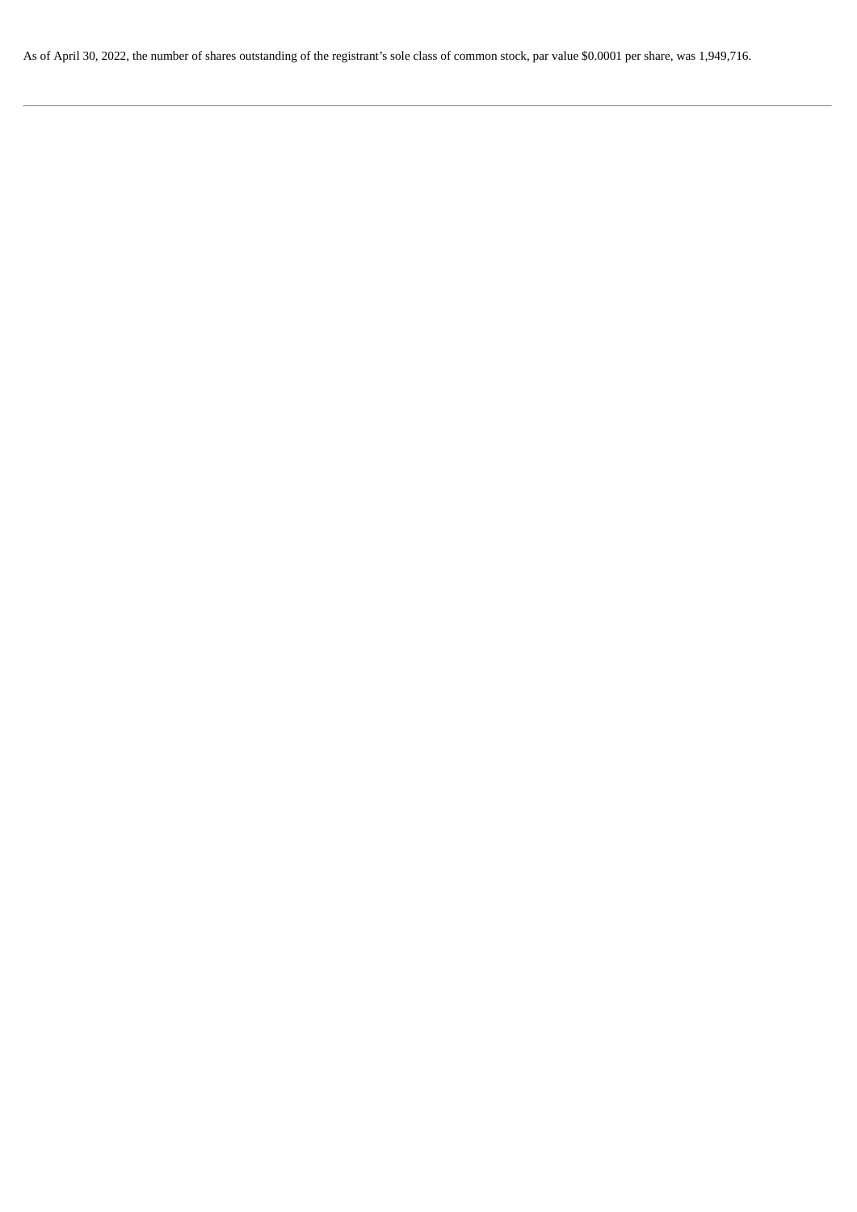As of April 30, 2022, the number of shares outstanding of the registrant's sole class of common stock, par value $0.0001 per share, was 1,949,716.

---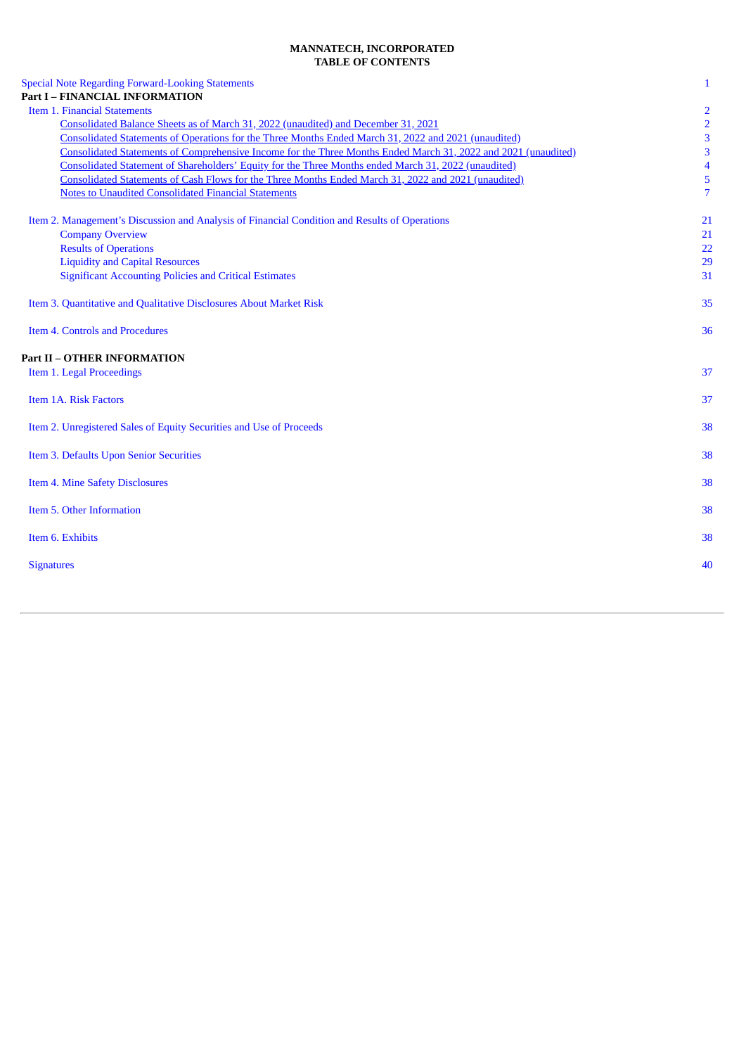**MANNATECH, INCORPORATED**
**TABLE OF CONTENTS**

| | |
|---|---|
| Special Note Regarding Forward-Looking Statements | 1 |
| **Part I – FINANCIAL INFORMATION** | |
| Item 1. Financial Statements | 2 |
| Consolidated Balance Sheets as of March 31, 2022 (unaudited) and December 31, 2021 | 2 |
| Consolidated Statements of Operations for the Three Months Ended March 31, 2022 and 2021 (unaudited) | 3 |
| Consolidated Statements of Comprehensive Income for the Three Months Ended March 31, 2022 and 2021 (unaudited) | 3 |
| Consolidated Statement of Shareholders' Equity for the Three Months ended March 31, 2022 (unaudited) | 4 |
| Consolidated Statements of Cash Flows for the Three Months Ended March 31, 2022 and 2021 (unaudited) | 5 |
| Notes to Unaudited Consolidated Financial Statements | 7 |
| Item 2. Management's Discussion and Analysis of Financial Condition and Results of Operations | 21 |
| Company Overview | 21 |
| Results of Operations | 22 |
| Liquidity and Capital Resources | 29 |
| Significant Accounting Policies and Critical Estimates | 31 |
| Item 3. Quantitative and Qualitative Disclosures About Market Risk | 35 |
| Item 4. Controls and Procedures | 36 |
| **Part II – OTHER INFORMATION** | |
| Item 1. Legal Proceedings | 37 |
| Item 1A. Risk Factors | 37 |
| Item 2. Unregistered Sales of Equity Securities and Use of Proceeds | 38 |
| Item 3. Defaults Upon Senior Securities | 38 |
| Item 4. Mine Safety Disclosures | 38 |
| Item 5. Other Information | 38 |
| Item 6. Exhibits | 38 |
| Signatures | 40 |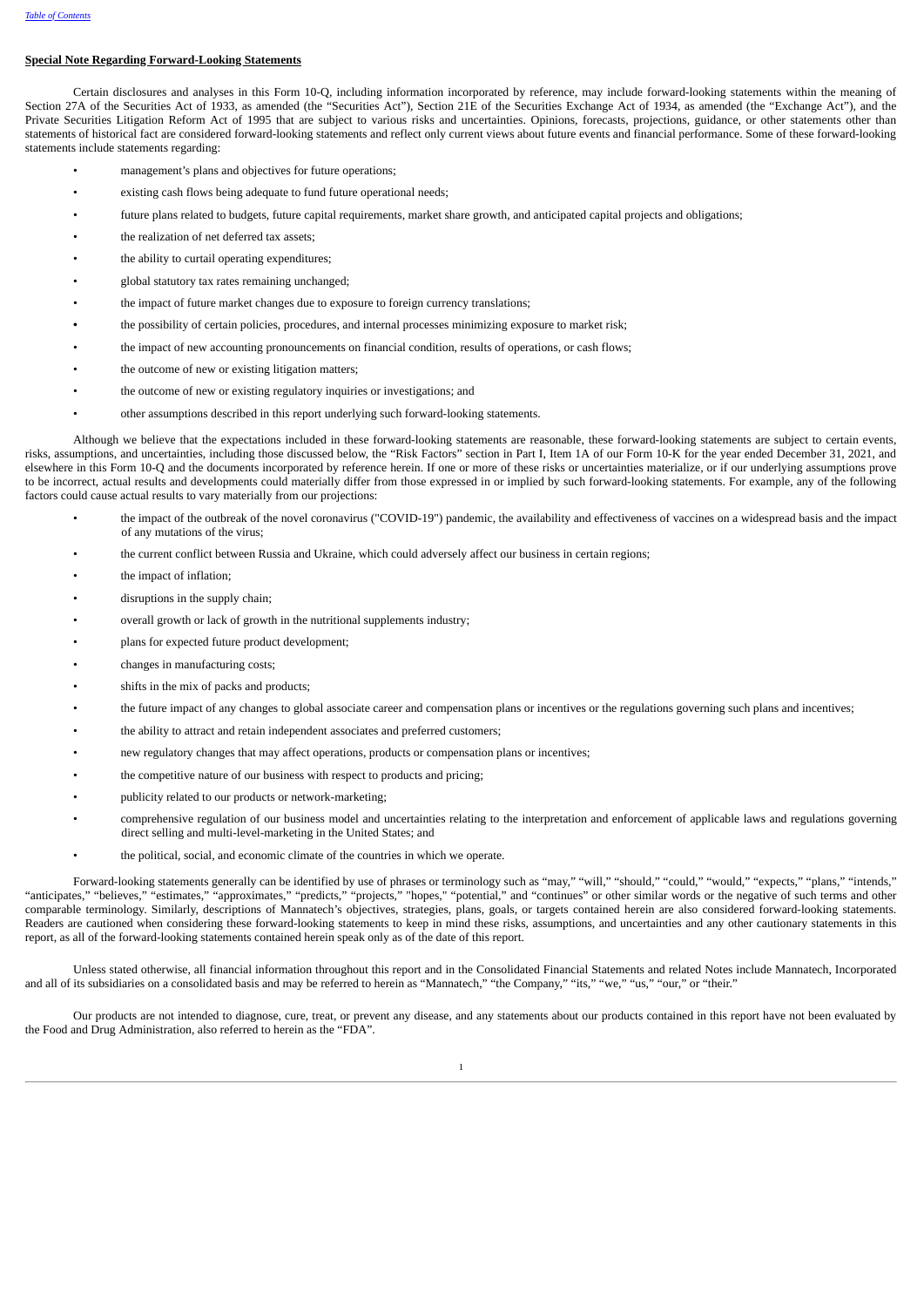**Special Note Regarding Forward-Looking Statements**

Certain disclosures and analyses in this Form 10-Q, including information incorporated by reference, may include forward-looking statements within the meaning of Section 27A of the Securities Act of 1933, as amended (the "Securities Act"), Section 21E of the Securities Exchange Act of 1934, as amended (the "Exchange Act"), and the Private Securities Litigation Reform Act of 1995 that are subject to various risks and uncertainties. Opinions, forecasts, projections, guidance, or other statements other than statements of historical fact are considered forward-looking statements and reflect only current views about future events and financial performance. Some of these forward-looking statements include statements regarding:

- management's plans and objectives for future operations;
- existing cash flows being adequate to fund future operational needs;
- future plans related to budgets, future capital requirements, market share growth, and anticipated capital projects and obligations;
- the realization of net deferred tax assets;
- the ability to curtail operating expenditures;
- global statutory tax rates remaining unchanged;
- the impact of future market changes due to exposure to foreign currency translations;
- the possibility of certain policies, procedures, and internal processes minimizing exposure to market risk;
- the impact of new accounting pronouncements on financial condition, results of operations, or cash flows;
- the outcome of new or existing litigation matters;
- the outcome of new or existing regulatory inquiries or investigations; and
- other assumptions described in this report underlying such forward-looking statements.

Although we believe that the expectations included in these forward-looking statements are reasonable, these forward-looking statements are subject to certain events, risks, assumptions, and uncertainties, including those discussed below, the "Risk Factors" section in Part I, Item 1A of our Form 10-K for the year ended December 31, 2021, and elsewhere in this Form 10-Q and the documents incorporated by reference herein. If one or more of these risks or uncertainties materialize, or if our underlying assumptions prove to be incorrect, actual results and developments could materially differ from those expressed in or implied by such forward-looking statements. For example, any of the following factors could cause actual results to vary materially from our projections:

- the impact of the outbreak of the novel coronavirus ("COVID-19") pandemic, the availability and effectiveness of vaccines on a widespread basis and the impact of any mutations of the virus;
- the current conflict between Russia and Ukraine, which could adversely affect our business in certain regions;
- the impact of inflation;
- disruptions in the supply chain;
- overall growth or lack of growth in the nutritional supplements industry;
- plans for expected future product development;
- changes in manufacturing costs;
- shifts in the mix of packs and products;
- the future impact of any changes to global associate career and compensation plans or incentives or the regulations governing such plans and incentives;
- the ability to attract and retain independent associates and preferred customers;
- new regulatory changes that may affect operations, products or compensation plans or incentives;
- the competitive nature of our business with respect to products and pricing;
- publicity related to our products or network-marketing;
- comprehensive regulation of our business model and uncertainties relating to the interpretation and enforcement of applicable laws and regulations governing direct selling and multi-level-marketing in the United States; and
- the political, social, and economic climate of the countries in which we operate.

Forward-looking statements generally can be identified by use of phrases or terminology such as "may," "will," "should," "could," "would," "expects," "plans," "intends," "anticipates," "believes," "estimates," "approximates," "predicts," "projects," "hopes," "potential," and "continues" or other similar words or the negative of such terms and other comparable terminology. Similarly, descriptions of Mannatech's objectives, strategies, plans, goals, or targets contained herein are also considered forward-looking statements. Readers are cautioned when considering these forward-looking statements to keep in mind these risks, assumptions, and uncertainties and any other cautionary statements in this report, as all of the forward-looking statements contained herein speak only as of the date of this report.

Unless stated otherwise, all financial information throughout this report and in the Consolidated Financial Statements and related Notes include Mannatech, Incorporated and all of its subsidiaries on a consolidated basis and may be referred to herein as "Mannatech," "the Company," "its," "we," "us," "our," or "their."

Our products are not intended to diagnose, cure, treat, or prevent any disease, and any statements about our products contained in this report have not been evaluated by the Food and Drug Administration, also referred to herein as the "FDA".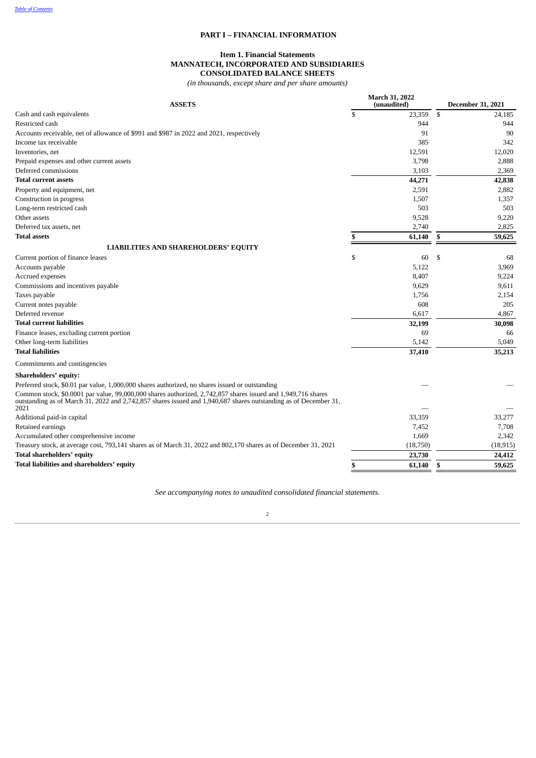Table of Contents

# PART I – FINANCIAL INFORMATION

## Item 1. Financial Statements

## MANNATECH, INCORPORATED AND SUBSIDIARIES
## CONSOLIDATED BALANCE SHEETS

*(in thousands, except share and per share amounts)*

| ASSETS | March 31, 2022 (unaudited) | December 31, 2021 |
|---|---|---|
| Cash and cash equivalents | $ 23,359 | $ 24,185 |
| Restricted cash | 944 | 944 |
| Accounts receivable, net of allowance of $991 and $987 in 2022 and 2021, respectively | 91 | 90 |
| Income tax receivable | 385 | 342 |
| Inventories, net | 12,591 | 12,020 |
| Prepaid expenses and other current assets | 3,798 | 2,888 |
| Deferred commissions | 3,103 | 2,369 |
| **Total current assets** | **44,271** | **42,838** |
| Property and equipment, net | 2,591 | 2,882 |
| Construction in progress | 1,507 | 1,357 |
| Long-term restricted cash | 503 | 503 |
| Other assets | 9,528 | 9,220 |
| Deferred tax assets, net | 2,740 | 2,825 |
| **Total assets** | **$ 61,140** | **$ 59,625** |
| **LIABILITIES AND SHAREHOLDERS' EQUITY** | | |
| Current portion of finance leases | $ 60 | $ 68 |
| Accounts payable | 5,122 | 3,969 |
| Accrued expenses | 8,407 | 9,224 |
| Commissions and incentives payable | 9,629 | 9,611 |
| Taxes payable | 1,756 | 2,154 |
| Current notes payable | 608 | 205 |
| Deferred revenue | 6,617 | 4,867 |
| **Total current liabilities** | **32,199** | **30,098** |
| Finance leases, excluding current portion | 69 | 66 |
| Other long-term liabilities | 5,142 | 5,049 |
| **Total liabilities** | **37,410** | **35,213** |
| Commitments and contingencies | | |
| **Shareholders' equity:** | | |
| Preferred stock, $0.01 par value, 1,000,000 shares authorized, no shares issued or outstanding | — | — |
| Common stock, $0.0001 par value, 99,000,000 shares authorized, 2,742,857 shares issued and 1,949,716 shares outstanding as of March 31, 2022 and 2,742,857 shares issued and 1,940,687 shares outstanding as of December 31, 2021 | — | — |
| Additional paid-in capital | 33,359 | 33,277 |
| Retained earnings | 7,452 | 7,708 |
| Accumulated other comprehensive income | 1,669 | 2,342 |
| Treasury stock, at average cost, 793,141 shares as of March 31, 2022 and 802,170 shares as of December 31, 2021 | (18,750) | (18,915) |
| **Total shareholders' equity** | **23,730** | **24,412** |
| **Total liabilities and shareholders' equity** | **$ 61,140** | **$ 59,625** |

*See accompanying notes to unaudited consolidated financial statements.*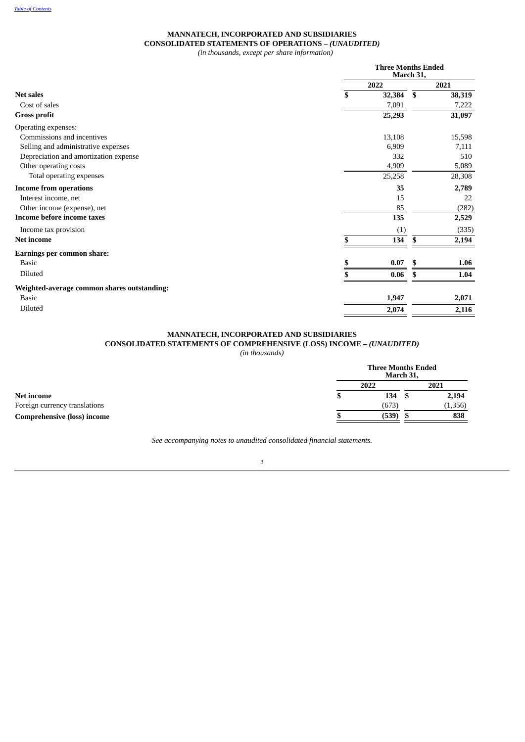[Table of Contents](#)

# MANNATECH, INCORPORATED AND SUBSIDIARIES
## CONSOLIDATED STATEMENTS OF OPERATIONS – *(UNAUDITED)*
*(in thousands, except per share information)*

| | Three Months Ended March 31, | |
|---|---|---|
| | 2022 | 2021 |
| **Net sales** | **$ 32,384** | **$ 38,319** |
| Cost of sales | 7,091 | 7,222 |
| **Gross profit** | **25,293** | **31,097** |
| Operating expenses: | | |
| Commissions and incentives | 13,108 | 15,598 |
| Selling and administrative expenses | 6,909 | 7,111 |
| Depreciation and amortization expense | 332 | 510 |
| Other operating costs | 4,909 | 5,089 |
| Total operating expenses | 25,258 | 28,308 |
| **Income from operations** | **35** | **2,789** |
| Interest income, net | 15 | 22 |
| Other income (expense), net | 85 | (282) |
| **Income before income taxes** | **135** | **2,529** |
| Income tax provision | (1) | (335) |
| **Net income** | **$ 134** | **$ 2,194** |
| **Earnings per common share:** | | |
| Basic | **$ 0.07** | **$ 1.06** |
| Diluted | **$ 0.06** | **$ 1.04** |
| **Weighted-average common shares outstanding:** | | |
| Basic | **1,947** | **2,071** |
| Diluted | **2,074** | **2,116** |

# MANNATECH, INCORPORATED AND SUBSIDIARIES
## CONSOLIDATED STATEMENTS OF COMPREHENSIVE (LOSS) INCOME – *(UNAUDITED)*
*(in thousands)*

| | Three Months Ended March 31, | |
|---|---|---|
| | 2022 | 2021 |
| **Net income** | **$ 134** | **$ 2,194** |
| Foreign currency translations | (673) | (1,356) |
| **Comprehensive (loss) income** | **$ (539)** | **$ 838** |

*See accompanying notes to unaudited consolidated financial statements.*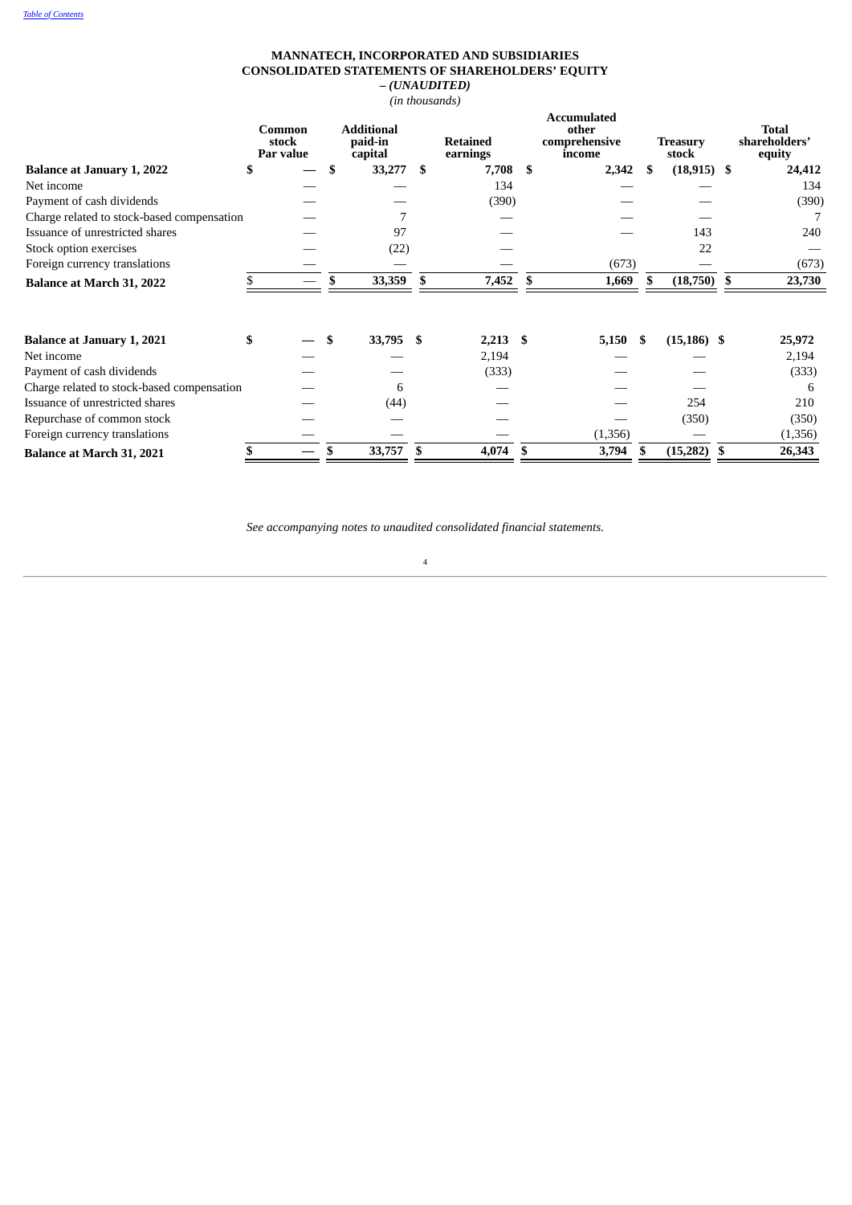[Table of Contents](#)

**MANNATECH, INCORPORATED AND SUBSIDIARIES**
**CONSOLIDATED STATEMENTS OF SHAREHOLDERS' EQUITY**
***– (UNAUDITED)***
*(in thousands)*

| | Common stock Par value | Additional paid-in capital | Retained earnings | Accumulated other comprehensive income | Treasury stock | Total shareholders' equity |
|---|---|---|---|---|---|---|
| **Balance at January 1, 2022** | **$ —** | **$ 33,277** | **$ 7,708** | **$ 2,342** | **$ (18,915)** | **$ 24,412** |
| Net income | — | — | 134 | — | — | 134 |
| Payment of cash dividends | — | — | (390) | — | — | (390) |
| Charge related to stock-based compensation | — | 7 | — | — | — | 7 |
| Issuance of unrestricted shares | — | 97 | — | — | 143 | 240 |
| Stock option exercises | — | (22) | — | | 22 | — |
| Foreign currency translations | — | — | — | (673) | — | (673) |
| **Balance at March 31, 2022** | **$ —** | **$ 33,359** | **$ 7,452** | **$ 1,669** | **$ (18,750)** | **$ 23,730** |
| | | | | | | |
| **Balance at January 1, 2021** | **$ —** | **$ 33,795** | **$ 2,213** | **$ 5,150** | **$ (15,186)** | **$ 25,972** |
| Net income | — | — | 2,194 | — | — | 2,194 |
| Payment of cash dividends | — | — | (333) | — | — | (333) |
| Charge related to stock-based compensation | — | 6 | — | — | — | 6 |
| Issuance of unrestricted shares | — | (44) | — | — | 254 | 210 |
| Repurchase of common stock | — | — | — | — | (350) | (350) |
| Foreign currency translations | — | — | — | (1,356) | — | (1,356) |
| **Balance at March 31, 2021** | **$ —** | **$ 33,757** | **$ 4,074** | **$ 3,794** | **$ (15,282)** | **$ 26,343** |

*See accompanying notes to unaudited consolidated financial statements.*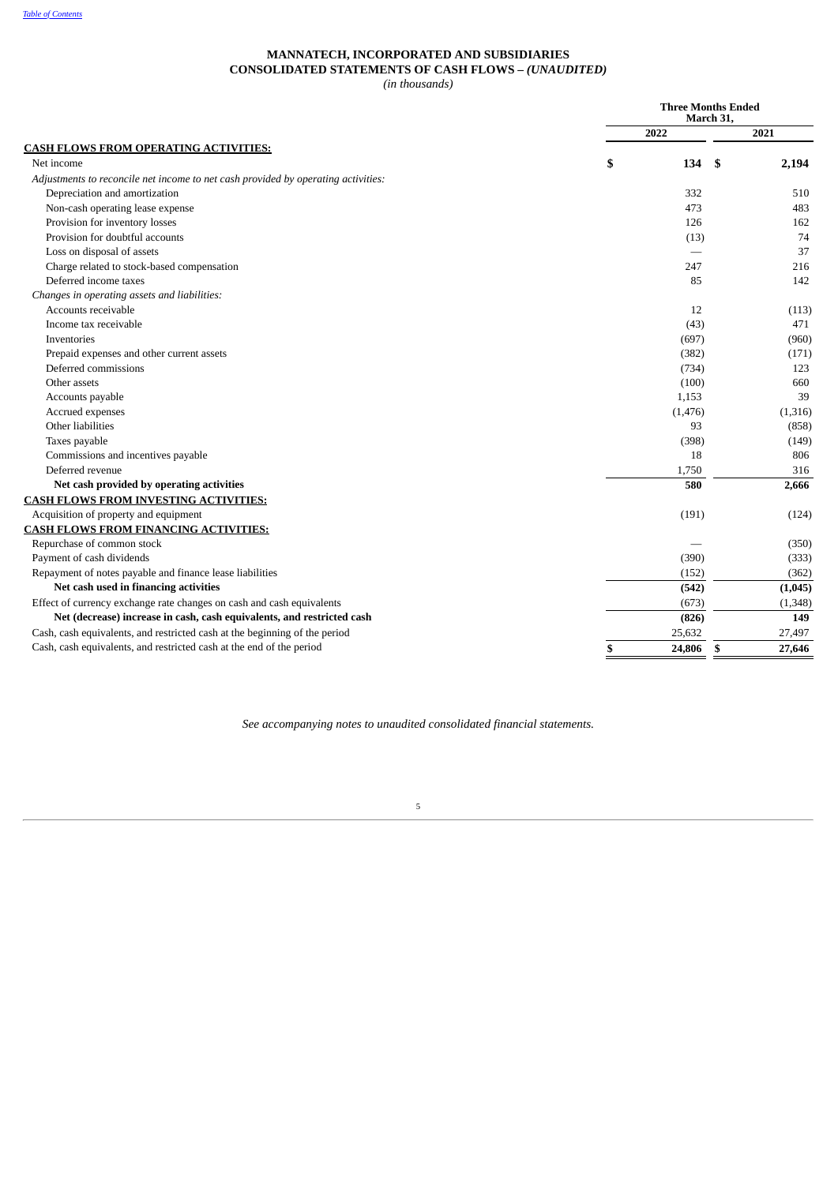[Table of Contents]

# MANNATECH, INCORPORATED AND SUBSIDIARIES
## CONSOLIDATED STATEMENTS OF CASH FLOWS – *(UNAUDITED)*
*(in thousands)*

| | Three Months Ended March 31, | |
|---|---|---|
| | 2022 | 2021 |
| **CASH FLOWS FROM OPERATING ACTIVITIES:** | | |
| Net income | $ 134 | $ 2,194 |
| *Adjustments to reconcile net income to net cash provided by operating activities:* | | |
| Depreciation and amortization | 332 | 510 |
| Non-cash operating lease expense | 473 | 483 |
| Provision for inventory losses | 126 | 162 |
| Provision for doubtful accounts | (13) | 74 |
| Loss on disposal of assets | — | 37 |
| Charge related to stock-based compensation | 247 | 216 |
| Deferred income taxes | 85 | 142 |
| *Changes in operating assets and liabilities:* | | |
| Accounts receivable | 12 | (113) |
| Income tax receivable | (43) | 471 |
| Inventories | (697) | (960) |
| Prepaid expenses and other current assets | (382) | (171) |
| Deferred commissions | (734) | 123 |
| Other assets | (100) | 660 |
| Accounts payable | 1,153 | 39 |
| Accrued expenses | (1,476) | (1,316) |
| Other liabilities | 93 | (858) |
| Taxes payable | (398) | (149) |
| Commissions and incentives payable | 18 | 806 |
| Deferred revenue | 1,750 | 316 |
| **Net cash provided by operating activities** | **580** | **2,666** |
| **CASH FLOWS FROM INVESTING ACTIVITIES:** | | |
| Acquisition of property and equipment | (191) | (124) |
| **CASH FLOWS FROM FINANCING ACTIVITIES:** | | |
| Repurchase of common stock | — | (350) |
| Payment of cash dividends | (390) | (333) |
| Repayment of notes payable and finance lease liabilities | (152) | (362) |
| **Net cash used in financing activities** | **(542)** | **(1,045)** |
| Effect of currency exchange rate changes on cash and cash equivalents | (673) | (1,348) |
| **Net (decrease) increase in cash, cash equivalents, and restricted cash** | **(826)** | **149** |
| Cash, cash equivalents, and restricted cash at the beginning of the period | 25,632 | 27,497 |
| Cash, cash equivalents, and restricted cash at the end of the period | $ 24,806 | $ 27,646 |

*See accompanying notes to unaudited consolidated financial statements.*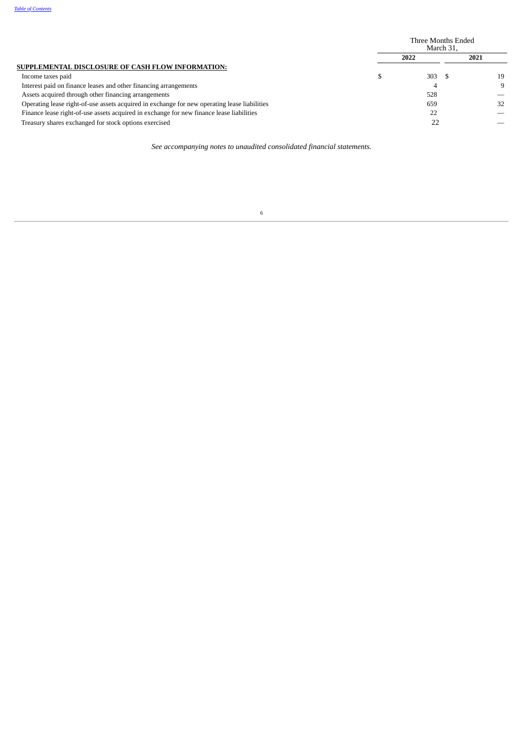| | Three Months Ended March 31, | |
|---|---|---|
| | 2022 | 2021 |
| **SUPPLEMENTAL DISCLOSURE OF CASH FLOW INFORMATION:** | | |
| Income taxes paid | $ 303 | $ 19 |
| Interest paid on finance leases and other financing arrangements | 4 | 9 |
| Assets acquired through other financing arrangements | 528 | — |
| Operating lease right-of-use assets acquired in exchange for new operating lease liabilities | 659 | 32 |
| Finance lease right-of-use assets acquired in exchange for new finance lease liabilities | 22 | — |
| Treasury shares exchanged for stock options exercised | 22 | — |

*See accompanying notes to unaudited consolidated financial statements.*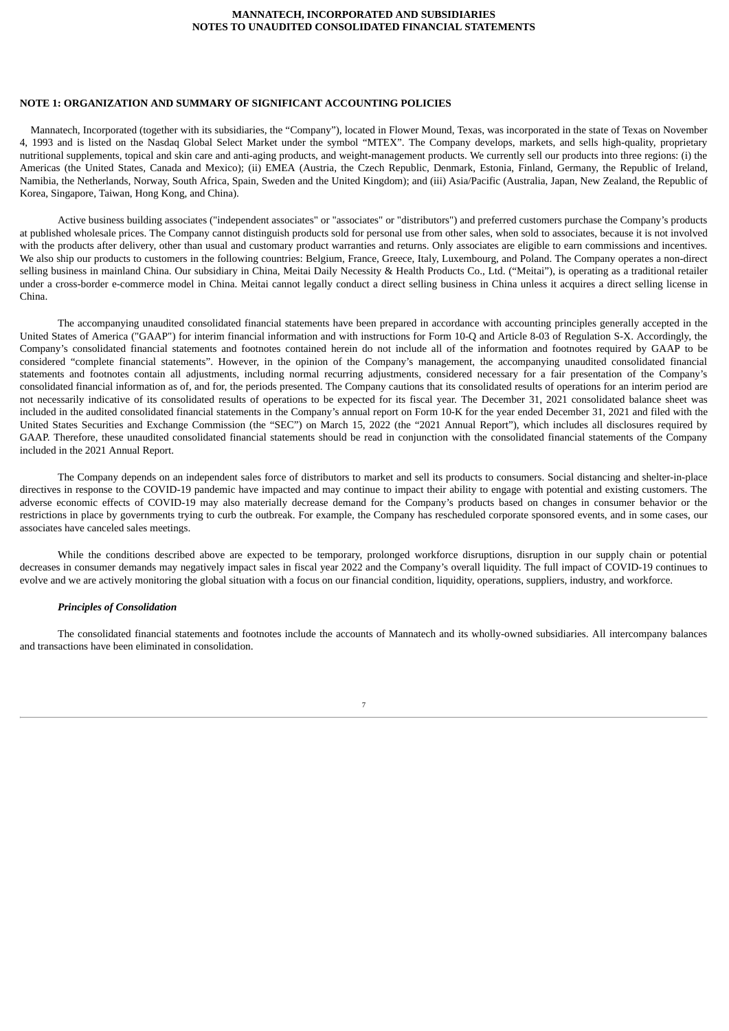## NOTE 1: ORGANIZATION AND SUMMARY OF SIGNIFICANT ACCOUNTING POLICIES

Mannatech, Incorporated (together with its subsidiaries, the "Company"), located in Flower Mound, Texas, was incorporated in the state of Texas on November 4, 1993 and is listed on the Nasdaq Global Select Market under the symbol "MTEX". The Company develops, markets, and sells high-quality, proprietary nutritional supplements, topical and skin care and anti-aging products, and weight-management products. We currently sell our products into three regions: (i) the Americas (the United States, Canada and Mexico); (ii) EMEA (Austria, the Czech Republic, Denmark, Estonia, Finland, Germany, the Republic of Ireland, Namibia, the Netherlands, Norway, South Africa, Spain, Sweden and the United Kingdom); and (iii) Asia/Pacific (Australia, Japan, New Zealand, the Republic of Korea, Singapore, Taiwan, Hong Kong, and China).

Active business building associates ("independent associates" or "associates" or "distributors") and preferred customers purchase the Company's products at published wholesale prices. The Company cannot distinguish products sold for personal use from other sales, when sold to associates, because it is not involved with the products after delivery, other than usual and customary product warranties and returns. Only associates are eligible to earn commissions and incentives. We also ship our products to customers in the following countries: Belgium, France, Greece, Italy, Luxembourg, and Poland. The Company operates a non-direct selling business in mainland China. Our subsidiary in China, Meitai Daily Necessity & Health Products Co., Ltd. ("Meitai"), is operating as a traditional retailer under a cross-border e-commerce model in China. Meitai cannot legally conduct a direct selling business in China unless it acquires a direct selling license in China.

The accompanying unaudited consolidated financial statements have been prepared in accordance with accounting principles generally accepted in the United States of America ("GAAP") for interim financial information and with instructions for Form 10-Q and Article 8-03 of Regulation S-X. Accordingly, the Company's consolidated financial statements and footnotes contained herein do not include all of the information and footnotes required by GAAP to be considered "complete financial statements". However, in the opinion of the Company's management, the accompanying unaudited consolidated financial statements and footnotes contain all adjustments, including normal recurring adjustments, considered necessary for a fair presentation of the Company's consolidated financial information as of, and for, the periods presented. The Company cautions that its consolidated results of operations for an interim period are not necessarily indicative of its consolidated results of operations to be expected for its fiscal year. The December 31, 2021 consolidated balance sheet was included in the audited consolidated financial statements in the Company's annual report on Form 10-K for the year ended December 31, 2021 and filed with the United States Securities and Exchange Commission (the "SEC") on March 15, 2022 (the "2021 Annual Report"), which includes all disclosures required by GAAP. Therefore, these unaudited consolidated financial statements should be read in conjunction with the consolidated financial statements of the Company included in the 2021 Annual Report.

The Company depends on an independent sales force of distributors to market and sell its products to consumers. Social distancing and shelter-in-place directives in response to the COVID-19 pandemic have impacted and may continue to impact their ability to engage with potential and existing customers. The adverse economic effects of COVID-19 may also materially decrease demand for the Company's products based on changes in consumer behavior or the restrictions in place by governments trying to curb the outbreak. For example, the Company has rescheduled corporate sponsored events, and in some cases, our associates have canceled sales meetings.

While the conditions described above are expected to be temporary, prolonged workforce disruptions, disruption in our supply chain or potential decreases in consumer demands may negatively impact sales in fiscal year 2022 and the Company's overall liquidity. The full impact of COVID-19 continues to evolve and we are actively monitoring the global situation with a focus on our financial condition, liquidity, operations, suppliers, industry, and workforce.

### *Principles of Consolidation*

The consolidated financial statements and footnotes include the accounts of Mannatech and its wholly-owned subsidiaries. All intercompany balances and transactions have been eliminated in consolidation.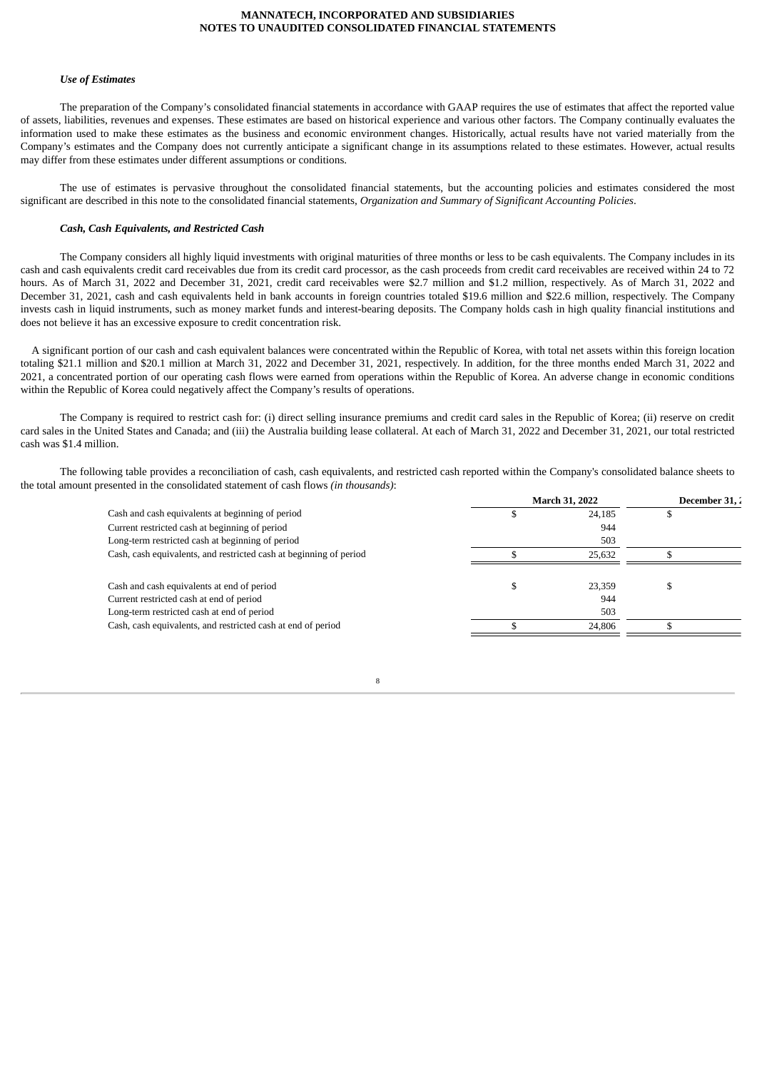### *Use of Estimates*

The preparation of the Company's consolidated financial statements in accordance with GAAP requires the use of estimates that affect the reported value of assets, liabilities, revenues and expenses. These estimates are based on historical experience and various other factors. The Company continually evaluates the information used to make these estimates as the business and economic environment changes. Historically, actual results have not varied materially from the Company's estimates and the Company does not currently anticipate a significant change in its assumptions related to these estimates. However, actual results may differ from these estimates under different assumptions or conditions.

The use of estimates is pervasive throughout the consolidated financial statements, but the accounting policies and estimates considered the most significant are described in this note to the consolidated financial statements, *Organization and Summary of Significant Accounting Policies*.

### *Cash, Cash Equivalents, and Restricted Cash*

The Company considers all highly liquid investments with original maturities of three months or less to be cash equivalents. The Company includes in its cash and cash equivalents credit card receivables due from its credit card processor, as the cash proceeds from credit card receivables are received within 24 to 72 hours. As of March 31, 2022 and December 31, 2021, credit card receivables were $2.7 million and $1.2 million, respectively. As of March 31, 2022 and December 31, 2021, cash and cash equivalents held in bank accounts in foreign countries totaled $19.6 million and $22.6 million, respectively. The Company invests cash in liquid instruments, such as money market funds and interest-bearing deposits. The Company holds cash in high quality financial institutions and does not believe it has an excessive exposure to credit concentration risk.

A significant portion of our cash and cash equivalent balances were concentrated within the Republic of Korea, with total net assets within this foreign location totaling $21.1 million and $20.1 million at March 31, 2022 and December 31, 2021, respectively. In addition, for the three months ended March 31, 2022 and 2021, a concentrated portion of our operating cash flows were earned from operations within the Republic of Korea. An adverse change in economic conditions within the Republic of Korea could negatively affect the Company's results of operations.

The Company is required to restrict cash for: (i) direct selling insurance premiums and credit card sales in the Republic of Korea; (ii) reserve on credit card sales in the United States and Canada; and (iii) the Australia building lease collateral. At each of March 31, 2022 and December 31, 2021, our total restricted cash was $1.4 million.

The following table provides a reconciliation of cash, cash equivalents, and restricted cash reported within the Company's consolidated balance sheets to the total amount presented in the consolidated statement of cash flows *(in thousands)*:

| | March 31, 2022 | December 31, 2 |
|---|---|---|
| Cash and cash equivalents at beginning of period | $ 24,185 | $ |
| Current restricted cash at beginning of period | 944 | |
| Long-term restricted cash at beginning of period | 503 | |
| Cash, cash equivalents, and restricted cash at beginning of period | $ 25,632 | $ |
| | | |
| Cash and cash equivalents at end of period | $ 23,359 | $ |
| Current restricted cash at end of period | 944 | |
| Long-term restricted cash at end of period | 503 | |
| Cash, cash equivalents, and restricted cash at end of period | $ 24,806 | $ |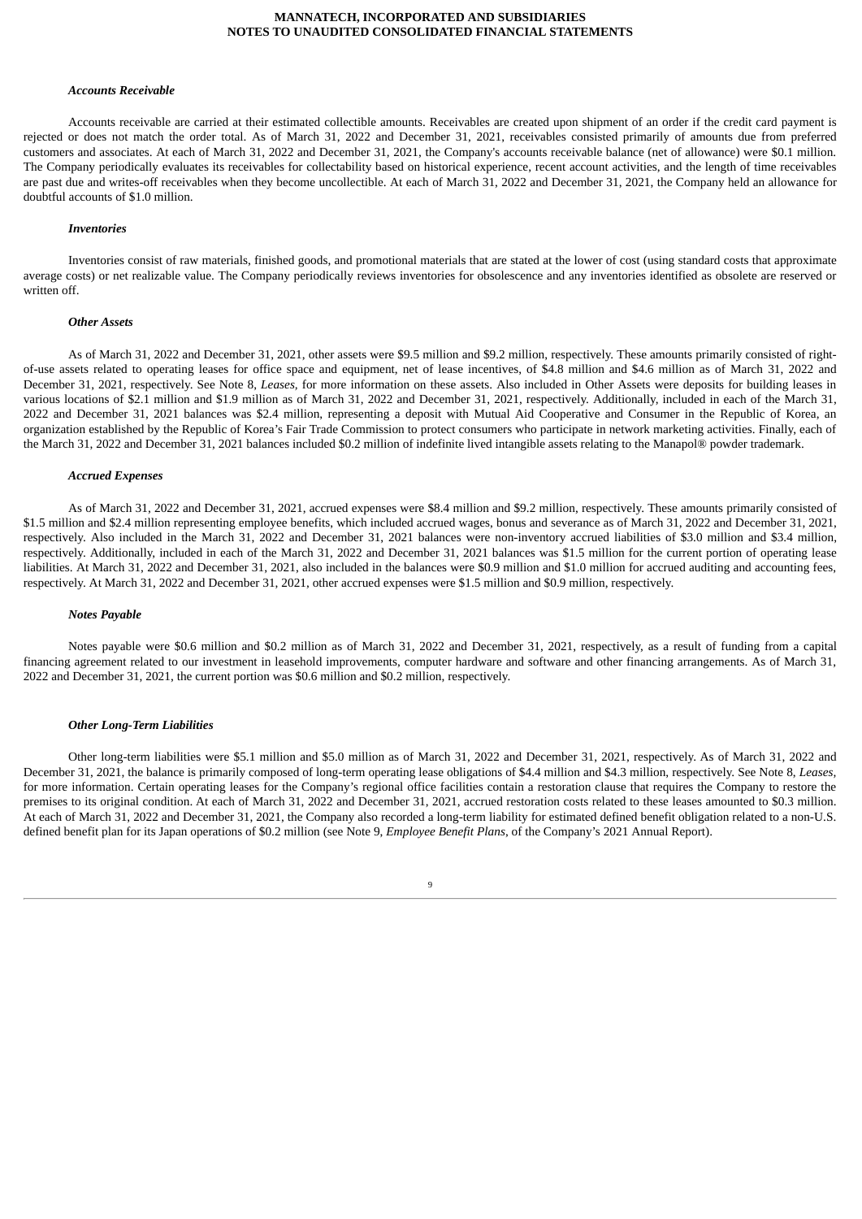***Accounts Receivable***

Accounts receivable are carried at their estimated collectible amounts. Receivables are created upon shipment of an order if the credit card payment is rejected or does not match the order total. As of March 31, 2022 and December 31, 2021, receivables consisted primarily of amounts due from preferred customers and associates. At each of March 31, 2022 and December 31, 2021, the Company's accounts receivable balance (net of allowance) were $0.1 million. The Company periodically evaluates its receivables for collectability based on historical experience, recent account activities, and the length of time receivables are past due and writes-off receivables when they become uncollectible. At each of March 31, 2022 and December 31, 2021, the Company held an allowance for doubtful accounts of $1.0 million.

***Inventories***

Inventories consist of raw materials, finished goods, and promotional materials that are stated at the lower of cost (using standard costs that approximate average costs) or net realizable value. The Company periodically reviews inventories for obsolescence and any inventories identified as obsolete are reserved or written off.

***Other Assets***

As of March 31, 2022 and December 31, 2021, other assets were $9.5 million and $9.2 million, respectively. These amounts primarily consisted of right-of-use assets related to operating leases for office space and equipment, net of lease incentives, of $4.8 million and $4.6 million as of March 31, 2022 and December 31, 2021, respectively. See Note 8, *Leases*, for more information on these assets. Also included in Other Assets were deposits for building leases in various locations of $2.1 million and $1.9 million as of March 31, 2022 and December 31, 2021, respectively. Additionally, included in each of the March 31, 2022 and December 31, 2021 balances was $2.4 million, representing a deposit with Mutual Aid Cooperative and Consumer in the Republic of Korea, an organization established by the Republic of Korea's Fair Trade Commission to protect consumers who participate in network marketing activities. Finally, each of the March 31, 2022 and December 31, 2021 balances included $0.2 million of indefinite lived intangible assets relating to the Manapol® powder trademark.

***Accrued Expenses***

As of March 31, 2022 and December 31, 2021, accrued expenses were $8.4 million and $9.2 million, respectively. These amounts primarily consisted of $1.5 million and $2.4 million representing employee benefits, which included accrued wages, bonus and severance as of March 31, 2022 and December 31, 2021, respectively. Also included in the March 31, 2022 and December 31, 2021 balances were non-inventory accrued liabilities of $3.0 million and $3.4 million, respectively. Additionally, included in each of the March 31, 2022 and December 31, 2021 balances was $1.5 million for the current portion of operating lease liabilities. At March 31, 2022 and December 31, 2021, also included in the balances were $0.9 million and $1.0 million for accrued auditing and accounting fees, respectively. At March 31, 2022 and December 31, 2021, other accrued expenses were $1.5 million and $0.9 million, respectively.

***Notes Payable***

Notes payable were $0.6 million and $0.2 million as of March 31, 2022 and December 31, 2021, respectively, as a result of funding from a capital financing agreement related to our investment in leasehold improvements, computer hardware and software and other financing arrangements. As of March 31, 2022 and December 31, 2021, the current portion was $0.6 million and $0.2 million, respectively.

***Other Long-Term Liabilities***

Other long-term liabilities were $5.1 million and $5.0 million as of March 31, 2022 and December 31, 2021, respectively. As of March 31, 2022 and December 31, 2021, the balance is primarily composed of long-term operating lease obligations of $4.4 million and $4.3 million, respectively. See Note 8, *Leases*, for more information. Certain operating leases for the Company's regional office facilities contain a restoration clause that requires the Company to restore the premises to its original condition. At each of March 31, 2022 and December 31, 2021, accrued restoration costs related to these leases amounted to $0.3 million. At each of March 31, 2022 and December 31, 2021, the Company also recorded a long-term liability for estimated defined benefit obligation related to a non-U.S. defined benefit plan for its Japan operations of $0.2 million (see Note 9, *Employee Benefit Plans*, of the Company's 2021 Annual Report).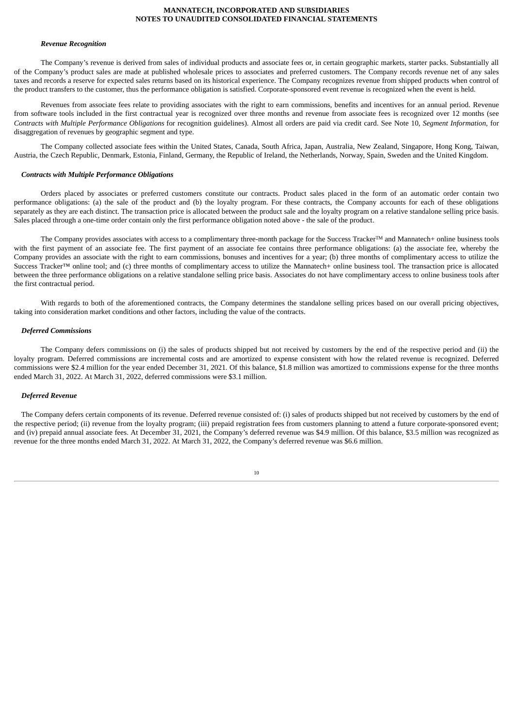#### *Revenue Recognition*

The Company's revenue is derived from sales of individual products and associate fees or, in certain geographic markets, starter packs. Substantially all of the Company's product sales are made at published wholesale prices to associates and preferred customers. The Company records revenue net of any sales taxes and records a reserve for expected sales returns based on its historical experience. The Company recognizes revenue from shipped products when control of the product transfers to the customer, thus the performance obligation is satisfied. Corporate-sponsored event revenue is recognized when the event is held.

Revenues from associate fees relate to providing associates with the right to earn commissions, benefits and incentives for an annual period. Revenue from software tools included in the first contractual year is recognized over three months and revenue from associate fees is recognized over 12 months (see *Contracts with Multiple Performance Obligations* for recognition guidelines). Almost all orders are paid via credit card. See Note 10, *Segment Information*, for disaggregation of revenues by geographic segment and type.

The Company collected associate fees within the United States, Canada, South Africa, Japan, Australia, New Zealand, Singapore, Hong Kong, Taiwan, Austria, the Czech Republic, Denmark, Estonia, Finland, Germany, the Republic of Ireland, the Netherlands, Norway, Spain, Sweden and the United Kingdom.

#### *Contracts with Multiple Performance Obligations*

Orders placed by associates or preferred customers constitute our contracts. Product sales placed in the form of an automatic order contain two performance obligations: (a) the sale of the product and (b) the loyalty program. For these contracts, the Company accounts for each of these obligations separately as they are each distinct. The transaction price is allocated between the product sale and the loyalty program on a relative standalone selling price basis. Sales placed through a one-time order contain only the first performance obligation noted above - the sale of the product.

The Company provides associates with access to a complimentary three-month package for the Success Tracker™ and Mannatech+ online business tools with the first payment of an associate fee. The first payment of an associate fee contains three performance obligations: (a) the associate fee, whereby the Company provides an associate with the right to earn commissions, bonuses and incentives for a year; (b) three months of complimentary access to utilize the Success Tracker™ online tool; and (c) three months of complimentary access to utilize the Mannatech+ online business tool. The transaction price is allocated between the three performance obligations on a relative standalone selling price basis. Associates do not have complimentary access to online business tools after the first contractual period.

With regards to both of the aforementioned contracts, the Company determines the standalone selling prices based on our overall pricing objectives, taking into consideration market conditions and other factors, including the value of the contracts.

#### *Deferred Commissions*

The Company defers commissions on (i) the sales of products shipped but not received by customers by the end of the respective period and (ii) the loyalty program. Deferred commissions are incremental costs and are amortized to expense consistent with how the related revenue is recognized. Deferred commissions were $2.4 million for the year ended December 31, 2021. Of this balance, $1.8 million was amortized to commissions expense for the three months ended March 31, 2022. At March 31, 2022, deferred commissions were $3.1 million.

#### *Deferred Revenue*

The Company defers certain components of its revenue. Deferred revenue consisted of: (i) sales of products shipped but not received by customers by the end of the respective period; (ii) revenue from the loyalty program; (iii) prepaid registration fees from customers planning to attend a future corporate-sponsored event; and (iv) prepaid annual associate fees. At December 31, 2021, the Company's deferred revenue was $4.9 million. Of this balance, $3.5 million was recognized as revenue for the three months ended March 31, 2022. At March 31, 2022, the Company's deferred revenue was $6.6 million.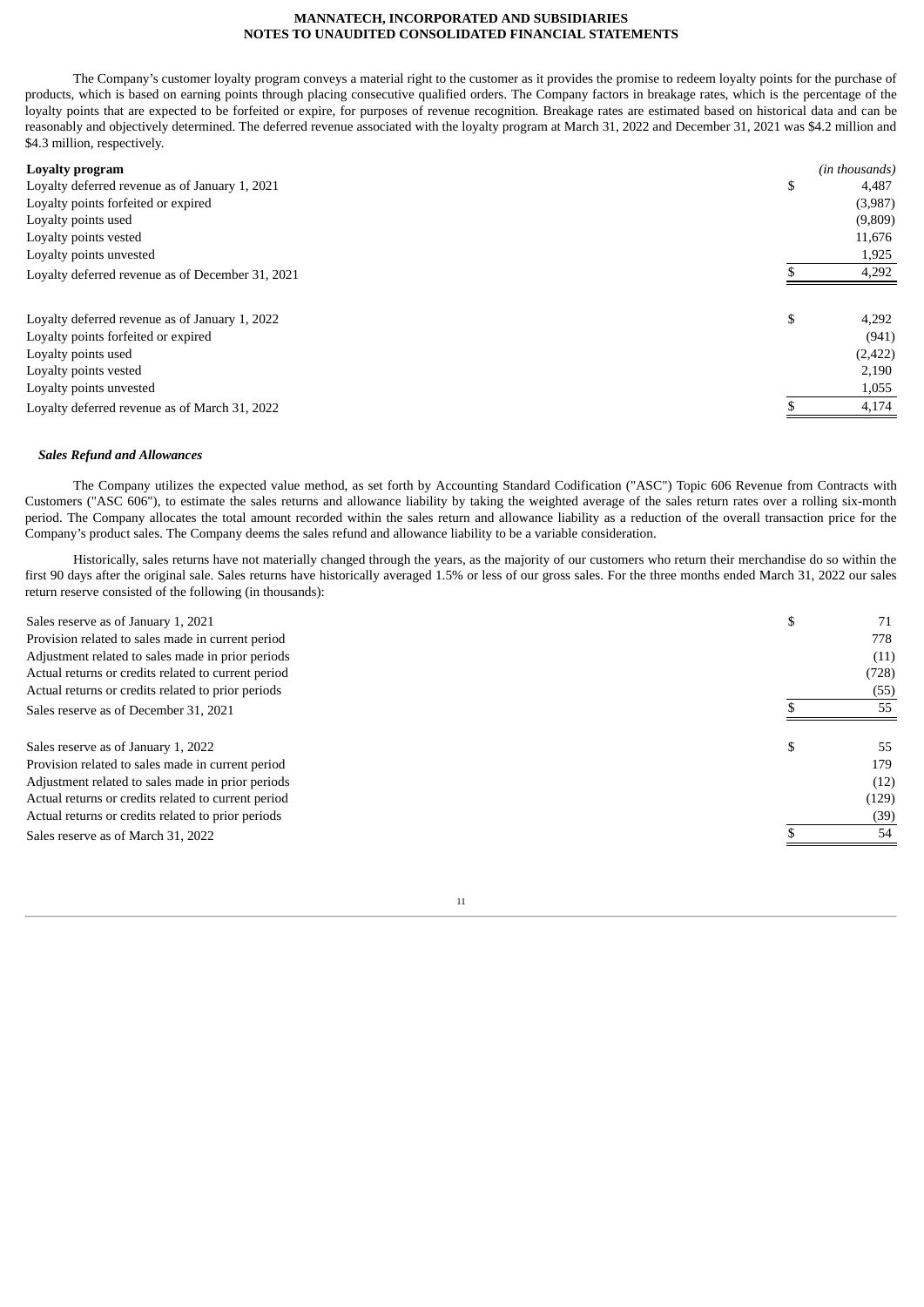The Company's customer loyalty program conveys a material right to the customer as it provides the promise to redeem loyalty points for the purchase of products, which is based on earning points through placing consecutive qualified orders. The Company factors in breakage rates, which is the percentage of the loyalty points that are expected to be forfeited or expire, for purposes of revenue recognition. Breakage rates are estimated based on historical data and can be reasonably and objectively determined. The deferred revenue associated with the loyalty program at March 31, 2022 and December 31, 2021 was $4.2 million and $4.3 million, respectively.

| **Loyalty program** | | *(in thousands)* |
|---|---|---|
| Loyalty deferred revenue as of January 1, 2021 | $ | 4,487 |
| Loyalty points forfeited or expired | | (3,987) |
| Loyalty points used | | (9,809) |
| Loyalty points vested | | 11,676 |
| Loyalty points unvested | | 1,925 |
| Loyalty deferred revenue as of December 31, 2021 | $ | 4,292 |
| | | |
| Loyalty deferred revenue as of January 1, 2022 | $ | 4,292 |
| Loyalty points forfeited or expired | | (941) |
| Loyalty points used | | (2,422) |
| Loyalty points vested | | 2,190 |
| Loyalty points unvested | | 1,055 |
| Loyalty deferred revenue as of March 31, 2022 | $ | 4,174 |

***Sales Refund and Allowances***

The Company utilizes the expected value method, as set forth by Accounting Standard Codification ("ASC") Topic 606 Revenue from Contracts with Customers ("ASC 606"), to estimate the sales returns and allowance liability by taking the weighted average of the sales return rates over a rolling six-month period. The Company allocates the total amount recorded within the sales return and allowance liability as a reduction of the overall transaction price for the Company's product sales. The Company deems the sales refund and allowance liability to be a variable consideration.

Historically, sales returns have not materially changed through the years, as the majority of our customers who return their merchandise do so within the first 90 days after the original sale. Sales returns have historically averaged 1.5% or less of our gross sales. For the three months ended March 31, 2022 our sales return reserve consisted of the following (in thousands):

| | | |
|---|---|---|
| Sales reserve as of January 1, 2021 | $ | 71 |
| Provision related to sales made in current period | | 778 |
| Adjustment related to sales made in prior periods | | (11) |
| Actual returns or credits related to current period | | (728) |
| Actual returns or credits related to prior periods | | (55) |
| Sales reserve as of December 31, 2021 | $ | 55 |
| | | |
| Sales reserve as of January 1, 2022 | $ | 55 |
| Provision related to sales made in current period | | 179 |
| Adjustment related to sales made in prior periods | | (12) |
| Actual returns or credits related to current period | | (129) |
| Actual returns or credits related to prior periods | | (39) |
| Sales reserve as of March 31, 2022 | $ | 54 |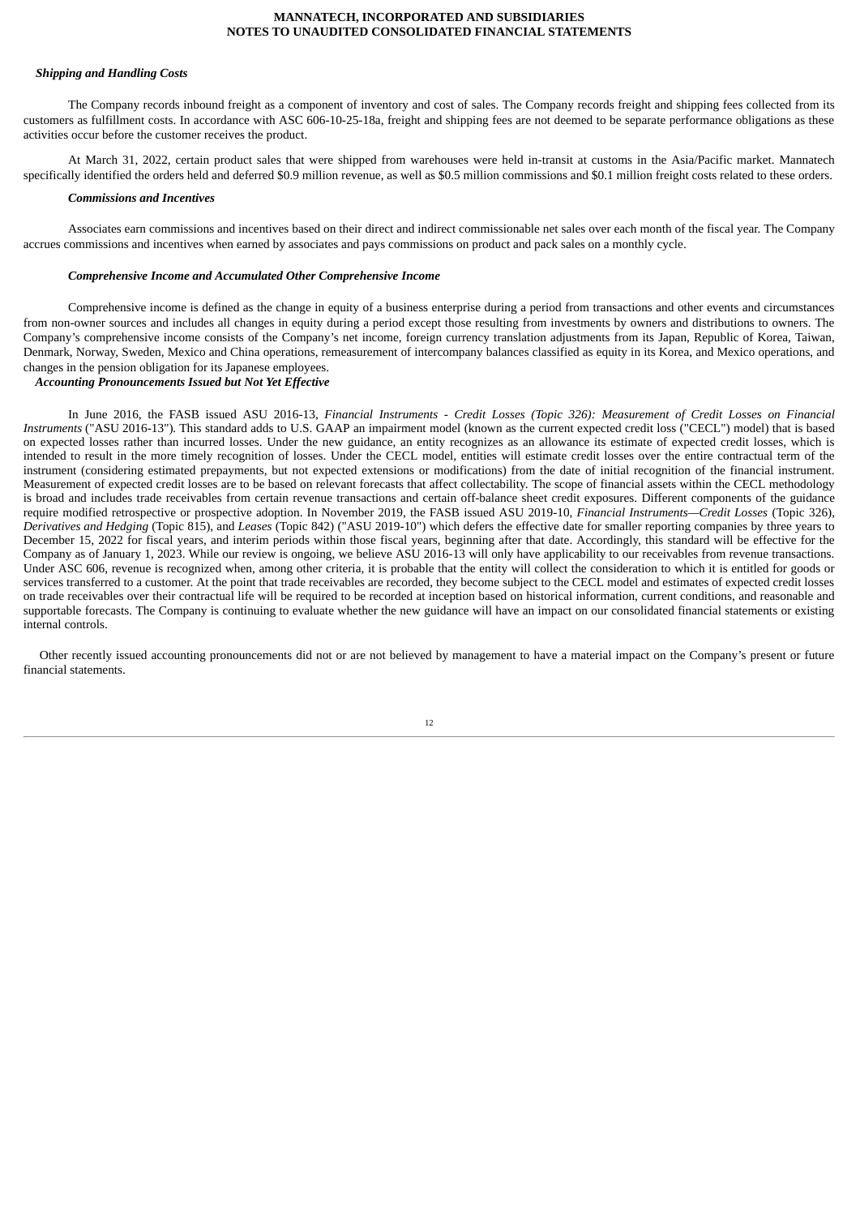***Shipping and Handling Costs***

The Company records inbound freight as a component of inventory and cost of sales. The Company records freight and shipping fees collected from its customers as fulfillment costs. In accordance with ASC 606-10-25-18a, freight and shipping fees are not deemed to be separate performance obligations as these activities occur before the customer receives the product.

At March 31, 2022, certain product sales that were shipped from warehouses were held in-transit at customs in the Asia/Pacific market. Mannatech specifically identified the orders held and deferred $0.9 million revenue, as well as $0.5 million commissions and $0.1 million freight costs related to these orders.

***Commissions and Incentives***

Associates earn commissions and incentives based on their direct and indirect commissionable net sales over each month of the fiscal year. The Company accrues commissions and incentives when earned by associates and pays commissions on product and pack sales on a monthly cycle.

***Comprehensive Income and Accumulated Other Comprehensive Income***

Comprehensive income is defined as the change in equity of a business enterprise during a period from transactions and other events and circumstances from non-owner sources and includes all changes in equity during a period except those resulting from investments by owners and distributions to owners. The Company's comprehensive income consists of the Company's net income, foreign currency translation adjustments from its Japan, Republic of Korea, Taiwan, Denmark, Norway, Sweden, Mexico and China operations, remeasurement of intercompany balances classified as equity in its Korea, and Mexico operations, and changes in the pension obligation for its Japanese employees.

***Accounting Pronouncements Issued but Not Yet Effective***

In June 2016, the FASB issued ASU 2016-13, *Financial Instruments - Credit Losses (Topic 326): Measurement of Credit Losses on Financial Instruments* ("ASU 2016-13"). This standard adds to U.S. GAAP an impairment model (known as the current expected credit loss ("CECL") model) that is based on expected losses rather than incurred losses. Under the new guidance, an entity recognizes as an allowance its estimate of expected credit losses, which is intended to result in the more timely recognition of losses. Under the CECL model, entities will estimate credit losses over the entire contractual term of the instrument (considering estimated prepayments, but not expected extensions or modifications) from the date of initial recognition of the financial instrument. Measurement of expected credit losses are to be based on relevant forecasts that affect collectability. The scope of financial assets within the CECL methodology is broad and includes trade receivables from certain revenue transactions and certain off-balance sheet credit exposures. Different components of the guidance require modified retrospective or prospective adoption. In November 2019, the FASB issued ASU 2019-10, *Financial Instruments—Credit Losses* (Topic 326), *Derivatives and Hedging* (Topic 815), and *Leases* (Topic 842) ("ASU 2019-10") which defers the effective date for smaller reporting companies by three years to December 15, 2022 for fiscal years, and interim periods within those fiscal years, beginning after that date. Accordingly, this standard will be effective for the Company as of January 1, 2023. While our review is ongoing, we believe ASU 2016-13 will only have applicability to our receivables from revenue transactions. Under ASC 606, revenue is recognized when, among other criteria, it is probable that the entity will collect the consideration to which it is entitled for goods or services transferred to a customer. At the point that trade receivables are recorded, they become subject to the CECL model and estimates of expected credit losses on trade receivables over their contractual life will be required to be recorded at inception based on historical information, current conditions, and reasonable and supportable forecasts. The Company is continuing to evaluate whether the new guidance will have an impact on our consolidated financial statements or existing internal controls.

Other recently issued accounting pronouncements did not or are not believed by management to have a material impact on the Company's present or future financial statements.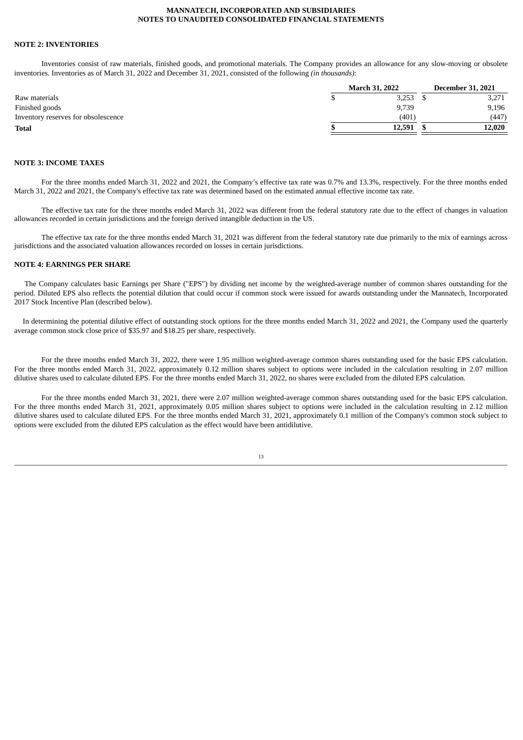## NOTE 2: INVENTORIES

Inventories consist of raw materials, finished goods, and promotional materials. The Company provides an allowance for any slow-moving or obsolete inventories. Inventories as of March 31, 2022 and December 31, 2021, consisted of the following *(in thousands)*:

| | March 31, 2022 | December 31, 2021 |
|---|---|---|
| Raw materials | $ 3,253 | $ 3,271 |
| Finished goods | 9,739 | 9,196 |
| Inventory reserves for obsolescence | (401) | (447) |
| **Total** | **$ 12,591** | **$ 12,020** |

## NOTE 3: INCOME TAXES

For the three months ended March 31, 2022 and 2021, the Company's effective tax rate was 0.7% and 13.3%, respectively. For the three months ended March 31, 2022 and 2021, the Company's effective tax rate was determined based on the estimated annual effective income tax rate.

The effective tax rate for the three months ended March 31, 2022 was different from the federal statutory rate due to the effect of changes in valuation allowances recorded in certain jurisdictions and the foreign derived intangible deduction in the US.

The effective tax rate for the three months ended March 31, 2021 was different from the federal statutory rate due primarily to the mix of earnings across jurisdictions and the associated valuation allowances recorded on losses in certain jurisdictions.

## NOTE 4: EARNINGS PER SHARE

The Company calculates basic Earnings per Share ("EPS") by dividing net income by the weighted-average number of common shares outstanding for the period. Diluted EPS also reflects the potential dilution that could occur if common stock were issued for awards outstanding under the Mannatech, Incorporated 2017 Stock Incentive Plan (described below).

In determining the potential dilutive effect of outstanding stock options for the three months ended March 31, 2022 and 2021, the Company used the quarterly average common stock close price of $35.97 and $18.25 per share, respectively.

For the three months ended March 31, 2022, there were 1.95 million weighted-average common shares outstanding used for the basic EPS calculation. For the three months ended March 31, 2022, approximately 0.12 million shares subject to options were included in the calculation resulting in 2.07 million dilutive shares used to calculate diluted EPS. For the three months ended March 31, 2022, no shares were excluded from the diluted EPS calculation.

For the three months ended March 31, 2021, there were 2.07 million weighted-average common shares outstanding used for the basic EPS calculation. For the three months ended March 31, 2021, approximately 0.05 million shares subject to options were included in the calculation resulting in 2.12 million dilutive shares used to calculate diluted EPS. For the three months ended March 31, 2021, approximately 0.1 million of the Company's common stock subject to options were excluded from the diluted EPS calculation as the effect would have been antidilutive.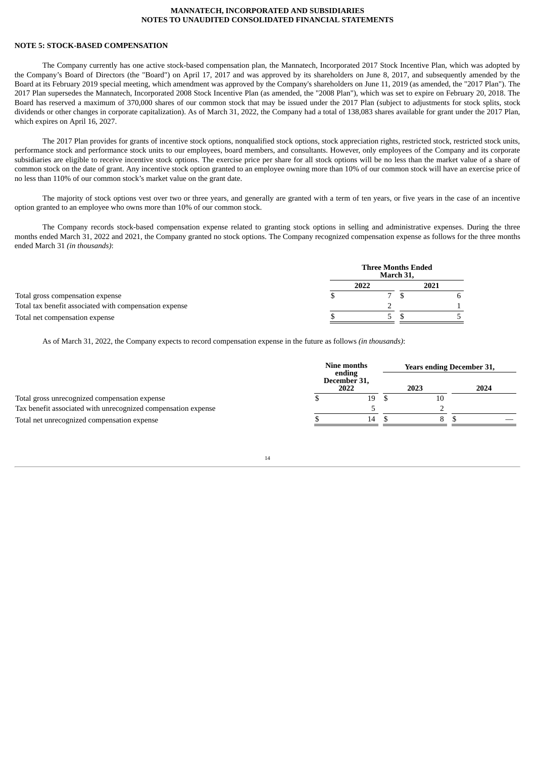**NOTE 5: STOCK-BASED COMPENSATION**

The Company currently has one active stock-based compensation plan, the Mannatech, Incorporated 2017 Stock Incentive Plan, which was adopted by the Company's Board of Directors (the "Board") on April 17, 2017 and was approved by its shareholders on June 8, 2017, and subsequently amended by the Board at its February 2019 special meeting, which amendment was approved by the Company's shareholders on June 11, 2019 (as amended, the "2017 Plan"). The 2017 Plan supersedes the Mannatech, Incorporated 2008 Stock Incentive Plan (as amended, the "2008 Plan"), which was set to expire on February 20, 2018. The Board has reserved a maximum of 370,000 shares of our common stock that may be issued under the 2017 Plan (subject to adjustments for stock splits, stock dividends or other changes in corporate capitalization). As of March 31, 2022, the Company had a total of 138,083 shares available for grant under the 2017 Plan, which expires on April 16, 2027.

The 2017 Plan provides for grants of incentive stock options, nonqualified stock options, stock appreciation rights, restricted stock, restricted stock units, performance stock and performance stock units to our employees, board members, and consultants. However, only employees of the Company and its corporate subsidiaries are eligible to receive incentive stock options. The exercise price per share for all stock options will be no less than the market value of a share of common stock on the date of grant. Any incentive stock option granted to an employee owning more than 10% of our common stock will have an exercise price of no less than 110% of our common stock's market value on the grant date.

The majority of stock options vest over two or three years, and generally are granted with a term of ten years, or five years in the case of an incentive option granted to an employee who owns more than 10% of our common stock.

The Company records stock-based compensation expense related to granting stock options in selling and administrative expenses. During the three months ended March 31, 2022 and 2021, the Company granted no stock options. The Company recognized compensation expense as follows for the three months ended March 31 *(in thousands)*:

| | Three Months Ended March 31, | |
|---|---|---|
| | 2022 | 2021 |
| Total gross compensation expense | $ 7 | $ 6 |
| Total tax benefit associated with compensation expense | 2 | 1 |
| Total net compensation expense | $ 5 | $ 5 |

As of March 31, 2022, the Company expects to record compensation expense in the future as follows *(in thousands)*:

| | Nine months ending December 31, | Years ending December 31, | |
|---|---|---|---|
| | 2022 | 2023 | 2024 |
| Total gross unrecognized compensation expense | $ 19 | $ 10 | |
| Tax benefit associated with unrecognized compensation expense | 5 | 2 | |
| Total net unrecognized compensation expense | $ 14 | $ 8 | $ — |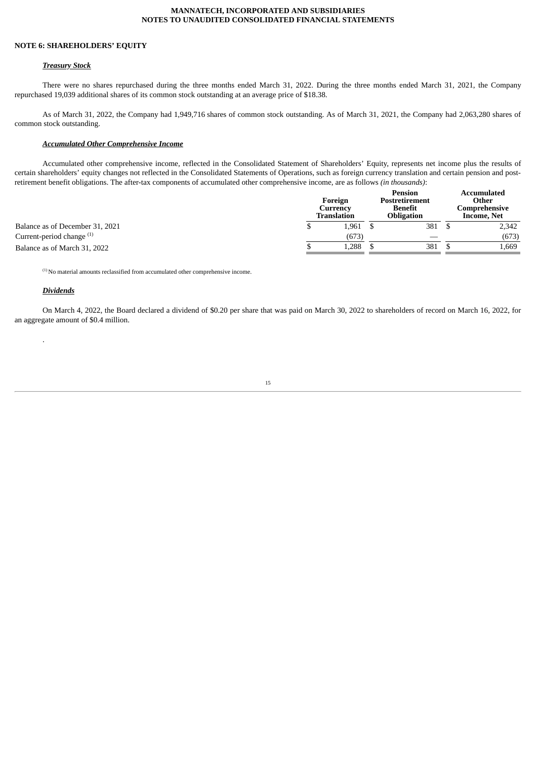## NOTE 6: SHAREHOLDERS' EQUITY

### ***Treasury Stock***

There were no shares repurchased during the three months ended March 31, 2022. During the three months ended March 31, 2021, the Company repurchased 19,039 additional shares of its common stock outstanding at an average price of $18.38.

As of March 31, 2022, the Company had 1,949,716 shares of common stock outstanding. As of March 31, 2021, the Company had 2,063,280 shares of common stock outstanding.

### ***Accumulated Other Comprehensive Income***

Accumulated other comprehensive income, reflected in the Consolidated Statement of Shareholders' Equity, represents net income plus the results of certain shareholders' equity changes not reflected in the Consolidated Statements of Operations, such as foreign currency translation and certain pension and post-retirement benefit obligations. The after-tax components of accumulated other comprehensive income, are as follows *(in thousands)*:

| | Foreign Currency Translation | Pension Postretirement Benefit Obligation | Accumulated Other Comprehensive Income, Net |
|---|---|---|---|
| Balance as of December 31, 2021 | $ 1,961 | $ 381 | $ 2,342 |
| Current-period change [(1)] | (673) | — | (673) |
| Balance as of March 31, 2022 | $ 1,288 | $ 381 | $ 1,669 |

[(1)] No material amounts reclassified from accumulated other comprehensive income.

### ***Dividends***

On March 4, 2022, the Board declared a dividend of $0.20 per share that was paid on March 30, 2022 to shareholders of record on March 16, 2022, for an aggregate amount of $0.4 million.

.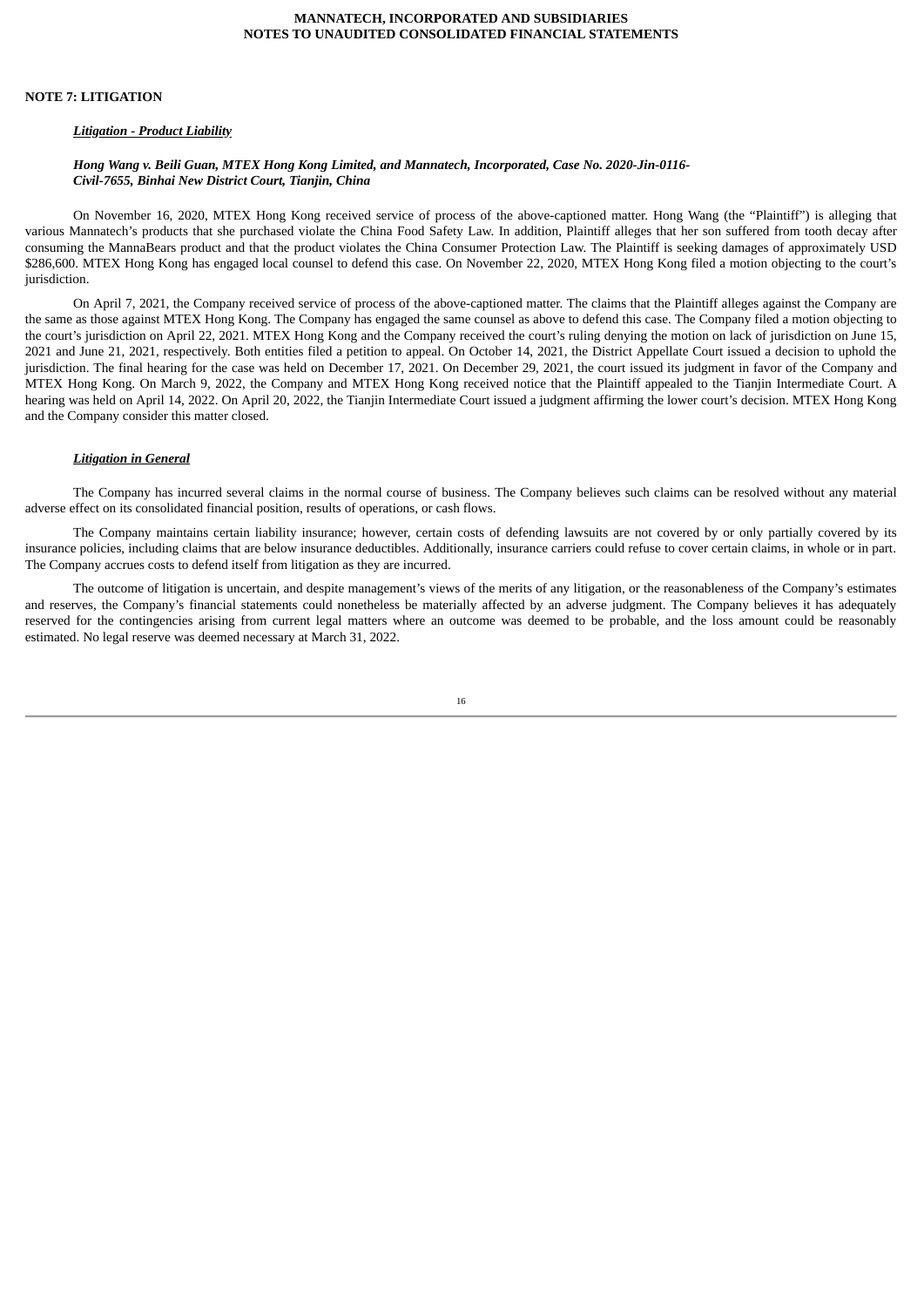## NOTE 7: LITIGATION

***Litigation - Product Liability***

***Hong Wang v. Beili Guan, MTEX Hong Kong Limited, and Mannatech, Incorporated, Case No. 2020-Jin-0116-Civil-7655, Binhai New District Court, Tianjin, China***

On November 16, 2020, MTEX Hong Kong received service of process of the above-captioned matter. Hong Wang (the "Plaintiff") is alleging that various Mannatech's products that she purchased violate the China Food Safety Law. In addition, Plaintiff alleges that her son suffered from tooth decay after consuming the MannaBears product and that the product violates the China Consumer Protection Law. The Plaintiff is seeking damages of approximately USD $286,600. MTEX Hong Kong has engaged local counsel to defend this case. On November 22, 2020, MTEX Hong Kong filed a motion objecting to the court's jurisdiction.

On April 7, 2021, the Company received service of process of the above-captioned matter. The claims that the Plaintiff alleges against the Company are the same as those against MTEX Hong Kong. The Company has engaged the same counsel as above to defend this case. The Company filed a motion objecting to the court's jurisdiction on April 22, 2021. MTEX Hong Kong and the Company received the court's ruling denying the motion on lack of jurisdiction on June 15, 2021 and June 21, 2021, respectively. Both entities filed a petition to appeal. On October 14, 2021, the District Appellate Court issued a decision to uphold the jurisdiction. The final hearing for the case was held on December 17, 2021. On December 29, 2021, the court issued its judgment in favor of the Company and MTEX Hong Kong. On March 9, 2022, the Company and MTEX Hong Kong received notice that the Plaintiff appealed to the Tianjin Intermediate Court. A hearing was held on April 14, 2022. On April 20, 2022, the Tianjin Intermediate Court issued a judgment affirming the lower court's decision. MTEX Hong Kong and the Company consider this matter closed.

***Litigation in General***

The Company has incurred several claims in the normal course of business. The Company believes such claims can be resolved without any material adverse effect on its consolidated financial position, results of operations, or cash flows.

The Company maintains certain liability insurance; however, certain costs of defending lawsuits are not covered by or only partially covered by its insurance policies, including claims that are below insurance deductibles. Additionally, insurance carriers could refuse to cover certain claims, in whole or in part. The Company accrues costs to defend itself from litigation as they are incurred.

The outcome of litigation is uncertain, and despite management's views of the merits of any litigation, or the reasonableness of the Company's estimates and reserves, the Company's financial statements could nonetheless be materially affected by an adverse judgment. The Company believes it has adequately reserved for the contingencies arising from current legal matters where an outcome was deemed to be probable, and the loss amount could be reasonably estimated. No legal reserve was deemed necessary at March 31, 2022.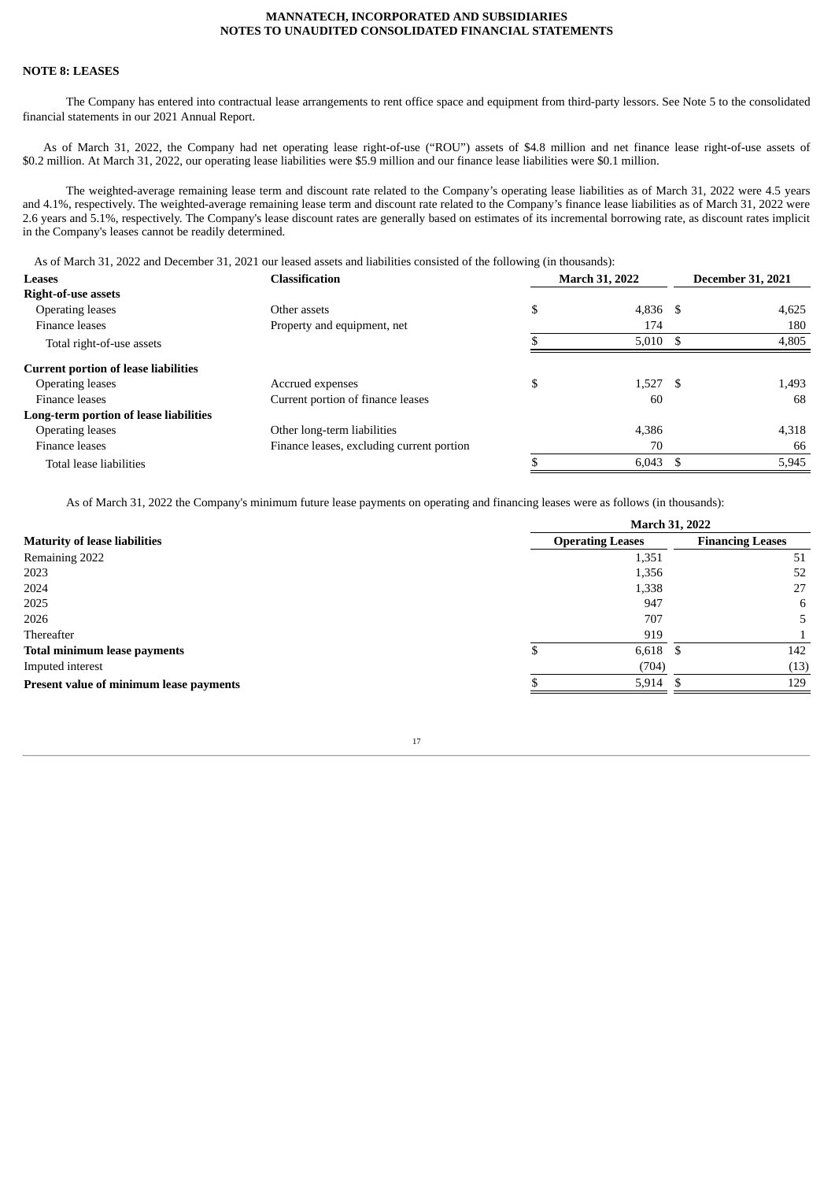### NOTE 8: LEASES

The Company has entered into contractual lease arrangements to rent office space and equipment from third-party lessors. See Note 5 to the consolidated financial statements in our 2021 Annual Report.

As of March 31, 2022, the Company had net operating lease right-of-use ("ROU") assets of $4.8 million and net finance lease right-of-use assets of $0.2 million. At March 31, 2022, our operating lease liabilities were $5.9 million and our finance lease liabilities were $0.1 million.

The weighted-average remaining lease term and discount rate related to the Company's operating lease liabilities as of March 31, 2022 were 4.5 years and 4.1%, respectively. The weighted-average remaining lease term and discount rate related to the Company's finance lease liabilities as of March 31, 2022 were 2.6 years and 5.1%, respectively. The Company's lease discount rates are generally based on estimates of its incremental borrowing rate, as discount rates implicit in the Company's leases cannot be readily determined.

As of March 31, 2022 and December 31, 2021 our leased assets and liabilities consisted of the following (in thousands):

| **Leases** | **Classification** | **March 31, 2022** | **December 31, 2021** |
|---|---|---|---|
| **Right-of-use assets** | | | |
| Operating leases | Other assets | $ 4,836 | $ 4,625 |
| Finance leases | Property and equipment, net | 174 | 180 |
| Total right-of-use assets | | $ 5,010 | $ 4,805 |
| **Current portion of lease liabilities** | | | |
| Operating leases | Accrued expenses | $ 1,527 | $ 1,493 |
| Finance leases | Current portion of finance leases | 60 | 68 |
| **Long-term portion of lease liabilities** | | | |
| Operating leases | Other long-term liabilities | 4,386 | 4,318 |
| Finance leases | Finance leases, excluding current portion | 70 | 66 |
| Total lease liabilities | | $ 6,043 | $ 5,945 |

As of March 31, 2022 the Company's minimum future lease payments on operating and financing leases were as follows (in thousands):

| | **March 31, 2022** | |
|---|---|---|
| **Maturity of lease liabilities** | **Operating Leases** | **Financing Leases** |
| Remaining 2022 | 1,351 | 51 |
| 2023 | 1,356 | 52 |
| 2024 | 1,338 | 27 |
| 2025 | 947 | 6 |
| 2026 | 707 | 5 |
| Thereafter | 919 | 1 |
| **Total minimum lease payments** | $ 6,618 | $ 142 |
| Imputed interest | (704) | (13) |
| **Present value of minimum lease payments** | $ 5,914 | $ 129 |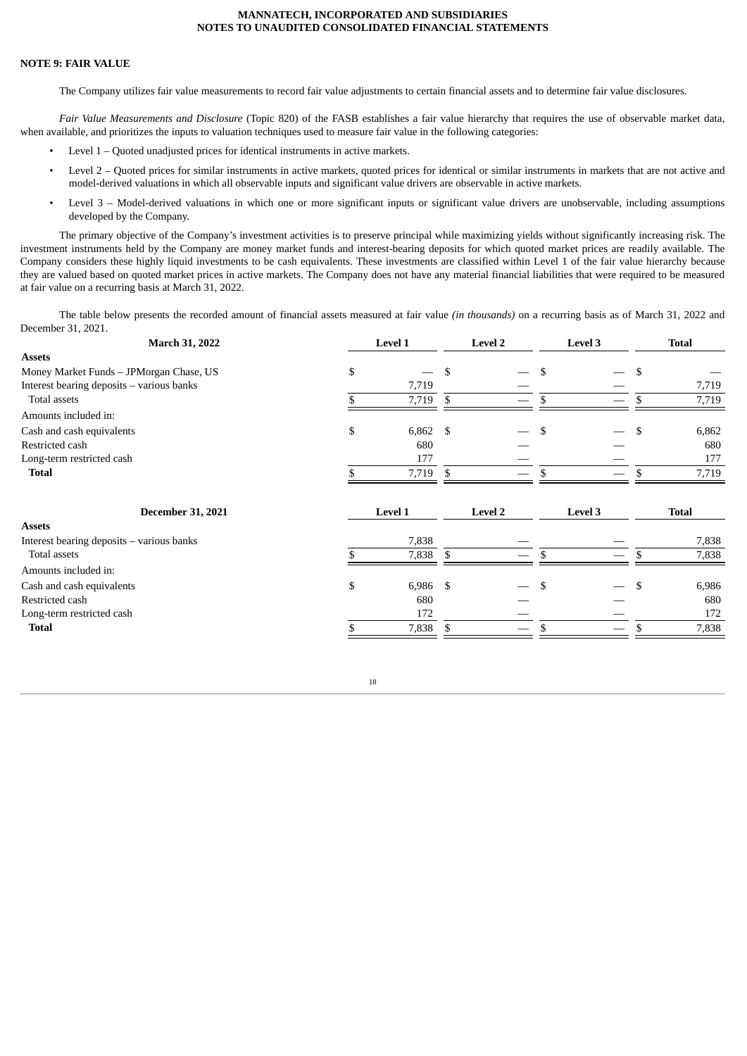## NOTE 9: FAIR VALUE

The Company utilizes fair value measurements to record fair value adjustments to certain financial assets and to determine fair value disclosures.

*Fair Value Measurements and Disclosure* (Topic 820) of the FASB establishes a fair value hierarchy that requires the use of observable market data, when available, and prioritizes the inputs to valuation techniques used to measure fair value in the following categories:

- Level 1 – Quoted unadjusted prices for identical instruments in active markets.
- Level 2 – Quoted prices for similar instruments in active markets, quoted prices for identical or similar instruments in markets that are not active and model-derived valuations in which all observable inputs and significant value drivers are observable in active markets.
- Level 3 – Model-derived valuations in which one or more significant inputs or significant value drivers are unobservable, including assumptions developed by the Company.

The primary objective of the Company's investment activities is to preserve principal while maximizing yields without significantly increasing risk. The investment instruments held by the Company are money market funds and interest-bearing deposits for which quoted market prices are readily available. The Company considers these highly liquid investments to be cash equivalents. These investments are classified within Level 1 of the fair value hierarchy because they are valued based on quoted market prices in active markets. The Company does not have any material financial liabilities that were required to be measured at fair value on a recurring basis at March 31, 2022.

The table below presents the recorded amount of financial assets measured at fair value *(in thousands)* on a recurring basis as of March 31, 2022 and December 31, 2021.

| March 31, 2022 | Level 1 | Level 2 | Level 3 | Total |
|---|---|---|---|---|
| **Assets** | | | | |
| Money Market Funds – JPMorgan Chase, US | $ — | $ — | $ — | $ — |
| Interest bearing deposits – various banks | 7,719 | — | — | 7,719 |
| Total assets | $ 7,719 | $ — | $ — | $ 7,719 |
| Amounts included in: | | | | |
| Cash and cash equivalents | $ 6,862 | $ — | $ — | $ 6,862 |
| Restricted cash | 680 | — | — | 680 |
| Long-term restricted cash | 177 | — | — | 177 |
| **Total** | $ 7,719 | $ — | $ — | $ 7,719 |

| December 31, 2021 | Level 1 | Level 2 | Level 3 | Total |
|---|---|---|---|---|
| **Assets** | | | | |
| Interest bearing deposits – various banks | 7,838 | — | — | 7,838 |
| Total assets | $ 7,838 | $ — | $ — | $ 7,838 |
| Amounts included in: | | | | |
| Cash and cash equivalents | $ 6,986 | $ — | $ — | $ 6,986 |
| Restricted cash | 680 | — | — | 680 |
| Long-term restricted cash | 172 | — | — | 172 |
| **Total** | $ 7,838 | $ — | $ — | $ 7,838 |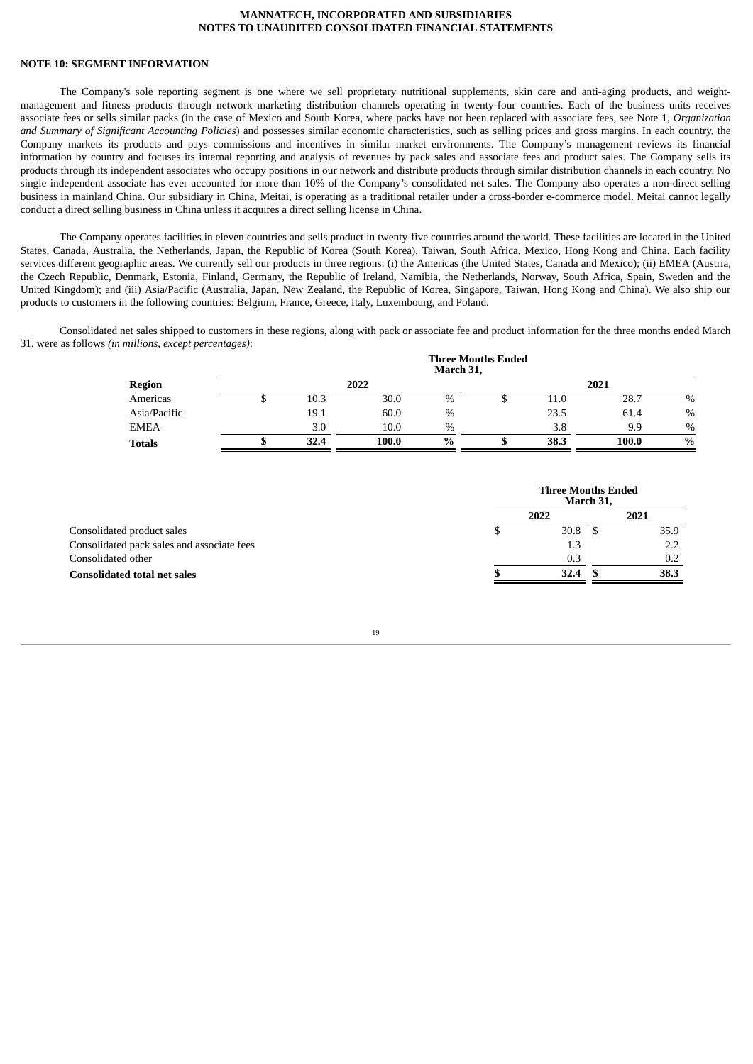**NOTE 10: SEGMENT INFORMATION**

The Company's sole reporting segment is one where we sell proprietary nutritional supplements, skin care and anti-aging products, and weight-management and fitness products through network marketing distribution channels operating in twenty-four countries. Each of the business units receives associate fees or sells similar packs (in the case of Mexico and South Korea, where packs have not been replaced with associate fees, see Note 1, *Organization and Summary of Significant Accounting Policies*) and possesses similar economic characteristics, such as selling prices and gross margins. In each country, the Company markets its products and pays commissions and incentives in similar market environments. The Company's management reviews its financial information by country and focuses its internal reporting and analysis of revenues by pack sales and associate fees and product sales. The Company sells its products through its independent associates who occupy positions in our network and distribute products through similar distribution channels in each country. No single independent associate has ever accounted for more than 10% of the Company's consolidated net sales. The Company also operates a non-direct selling business in mainland China. Our subsidiary in China, Meitai, is operating as a traditional retailer under a cross-border e-commerce model. Meitai cannot legally conduct a direct selling business in China unless it acquires a direct selling license in China.

The Company operates facilities in eleven countries and sells product in twenty-five countries around the world. These facilities are located in the United States, Canada, Australia, the Netherlands, Japan, the Republic of Korea (South Korea), Taiwan, South Africa, Mexico, Hong Kong and China. Each facility services different geographic areas. We currently sell our products in three regions: (i) the Americas (the United States, Canada and Mexico); (ii) EMEA (Austria, the Czech Republic, Denmark, Estonia, Finland, Germany, the Republic of Ireland, Namibia, the Netherlands, Norway, South Africa, Spain, Sweden and the United Kingdom); and (iii) Asia/Pacific (Australia, Japan, New Zealand, the Republic of Korea, Singapore, Taiwan, Hong Kong and China). We also ship our products to customers in the following countries: Belgium, France, Greece, Italy, Luxembourg, and Poland.

Consolidated net sales shipped to customers in these regions, along with pack or associate fee and product information for the three months ended March 31, were as follows *(in millions, except percentages)*:

| | Three Months Ended March 31, | | | |
|---|---|---|---|---|
| **Region** | **2022** | | **2021** | |
| Americas | $ 10.3 | 30.0 % | $ 11.0 | 28.7 % |
| Asia/Pacific | 19.1 | 60.0 % | 23.5 | 61.4 % |
| EMEA | 3.0 | 10.0 % | 3.8 | 9.9 % |
| **Totals** | **$ 32.4** | **100.0 %** | **$ 38.3** | **100.0 %** |

| | Three Months Ended March 31, | |
|---|---|---|
| | **2022** | **2021** |
| Consolidated product sales | $ 30.8 | $ 35.9 |
| Consolidated pack sales and associate fees | 1.3 | 2.2 |
| Consolidated other | 0.3 | 0.2 |
| **Consolidated total net sales** | **$ 32.4** | **$ 38.3** |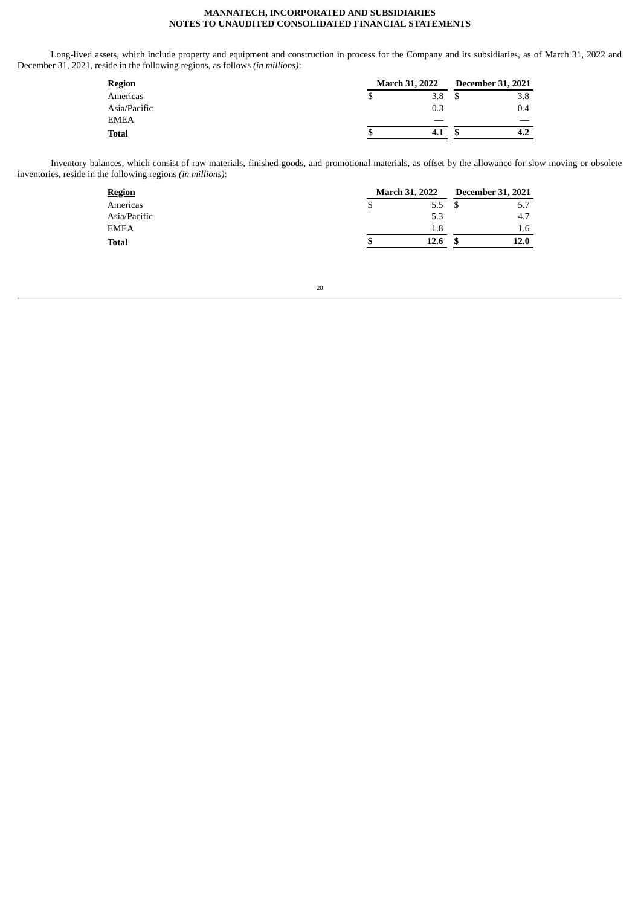Long-lived assets, which include property and equipment and construction in process for the Company and its subsidiaries, as of March 31, 2022 and December 31, 2021, reside in the following regions, as follows *(in millions)*:

| **Region** | **March 31, 2022** | **December 31, 2021** |
|---|---|---|
| Americas | $ 3.8 | $ 3.8 |
| Asia/Pacific | 0.3 | 0.4 |
| EMEA | — | — |
| **Total** | **$ 4.1** | **$ 4.2** |

Inventory balances, which consist of raw materials, finished goods, and promotional materials, as offset by the allowance for slow moving or obsolete inventories, reside in the following regions *(in millions)*:

| **Region** | **March 31, 2022** | **December 31, 2021** |
|---|---|---|
| Americas | $ 5.5 | $ 5.7 |
| Asia/Pacific | 5.3 | 4.7 |
| EMEA | 1.8 | 1.6 |
| **Total** | **$ 12.6** | **$ 12.0** |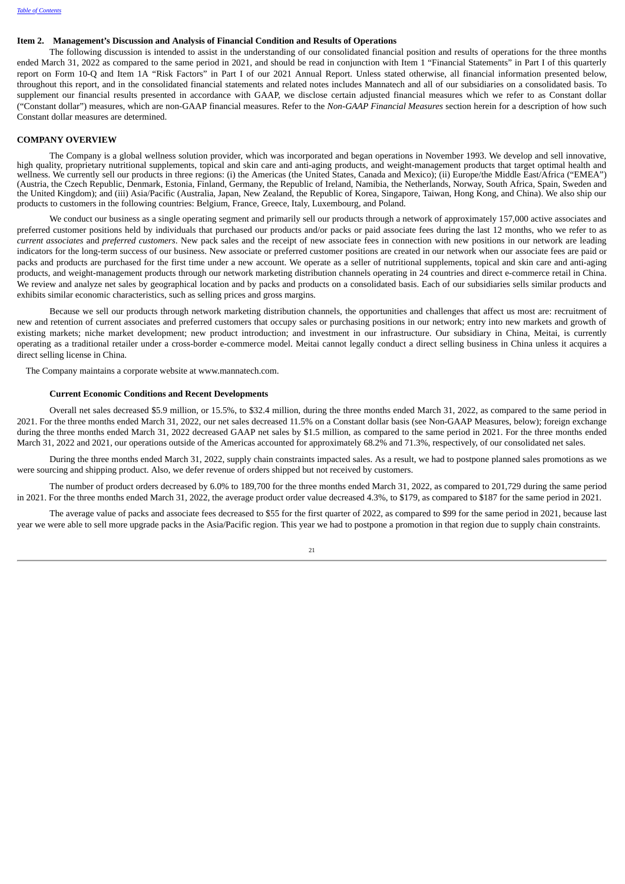## Item 2. Management's Discussion and Analysis of Financial Condition and Results of Operations

The following discussion is intended to assist in the understanding of our consolidated financial position and results of operations for the three months ended March 31, 2022 as compared to the same period in 2021, and should be read in conjunction with Item 1 "Financial Statements" in Part I of this quarterly report on Form 10-Q and Item 1A "Risk Factors" in Part I of our 2021 Annual Report. Unless stated otherwise, all financial information presented below, throughout this report, and in the consolidated financial statements and related notes includes Mannatech and all of our subsidiaries on a consolidated basis. To supplement our financial results presented in accordance with GAAP, we disclose certain adjusted financial measures which we refer to as Constant dollar ("Constant dollar") measures, which are non-GAAP financial measures. Refer to the *Non-GAAP Financial Measures* section herein for a description of how such Constant dollar measures are determined.

## COMPANY OVERVIEW

The Company is a global wellness solution provider, which was incorporated and began operations in November 1993. We develop and sell innovative, high quality, proprietary nutritional supplements, topical and skin care and anti-aging products, and weight-management products that target optimal health and wellness. We currently sell our products in three regions: (i) the Americas (the United States, Canada and Mexico); (ii) Europe/the Middle East/Africa ("EMEA") (Austria, the Czech Republic, Denmark, Estonia, Finland, Germany, the Republic of Ireland, Namibia, the Netherlands, Norway, South Africa, Spain, Sweden and the United Kingdom); and (iii) Asia/Pacific (Australia, Japan, New Zealand, the Republic of Korea, Singapore, Taiwan, Hong Kong, and China). We also ship our products to customers in the following countries: Belgium, France, Greece, Italy, Luxembourg, and Poland.

We conduct our business as a single operating segment and primarily sell our products through a network of approximately 157,000 active associates and preferred customer positions held by individuals that purchased our products and/or packs or paid associate fees during the last 12 months, who we refer to as *current associates* and *preferred customers*. New pack sales and the receipt of new associate fees in connection with new positions in our network are leading indicators for the long-term success of our business. New associate or preferred customer positions are created in our network when our associate fees are paid or packs and products are purchased for the first time under a new account. We operate as a seller of nutritional supplements, topical and skin care and anti-aging products, and weight-management products through our network marketing distribution channels operating in 24 countries and direct e-commerce retail in China. We review and analyze net sales by geographical location and by packs and products on a consolidated basis. Each of our subsidiaries sells similar products and exhibits similar economic characteristics, such as selling prices and gross margins.

Because we sell our products through network marketing distribution channels, the opportunities and challenges that affect us most are: recruitment of new and retention of current associates and preferred customers that occupy sales or purchasing positions in our network; entry into new markets and growth of existing markets; niche market development; new product introduction; and investment in our infrastructure. Our subsidiary in China, Meitai, is currently operating as a traditional retailer under a cross-border e-commerce model. Meitai cannot legally conduct a direct selling business in China unless it acquires a direct selling license in China.

The Company maintains a corporate website at www.mannatech.com.

### Current Economic Conditions and Recent Developments

Overall net sales decreased $5.9 million, or 15.5%, to $32.4 million, during the three months ended March 31, 2022, as compared to the same period in 2021. For the three months ended March 31, 2022, our net sales decreased 11.5% on a Constant dollar basis (see Non-GAAP Measures, below); foreign exchange during the three months ended March 31, 2022 decreased GAAP net sales by $1.5 million, as compared to the same period in 2021. For the three months ended March 31, 2022 and 2021, our operations outside of the Americas accounted for approximately 68.2% and 71.3%, respectively, of our consolidated net sales.

During the three months ended March 31, 2022, supply chain constraints impacted sales. As a result, we had to postpone planned sales promotions as we were sourcing and shipping product. Also, we defer revenue of orders shipped but not received by customers.

The number of product orders decreased by 6.0% to 189,700 for the three months ended March 31, 2022, as compared to 201,729 during the same period in 2021. For the three months ended March 31, 2022, the average product order value decreased 4.3%, to $179, as compared to $187 for the same period in 2021.

The average value of packs and associate fees decreased to $55 for the first quarter of 2022, as compared to $99 for the same period in 2021, because last year we were able to sell more upgrade packs in the Asia/Pacific region. This year we had to postpone a promotion in that region due to supply chain constraints.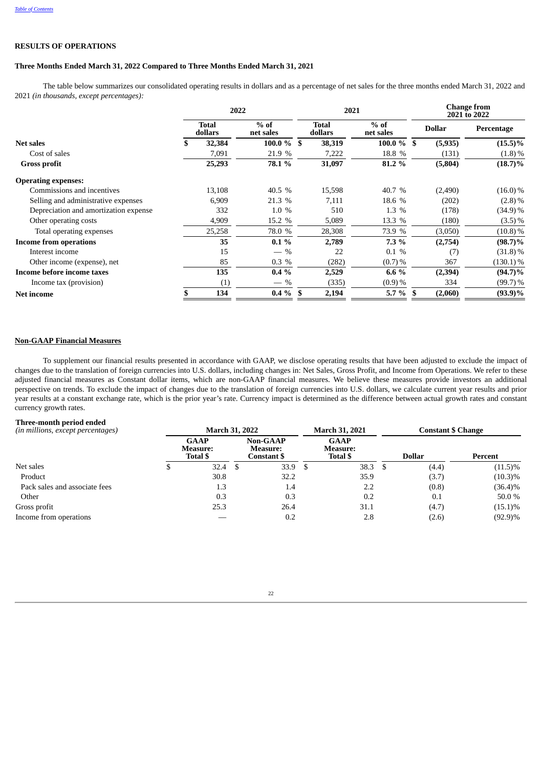## RESULTS OF OPERATIONS

### Three Months Ended March 31, 2022 Compared to Three Months Ended March 31, 2021

The table below summarizes our consolidated operating results in dollars and as a percentage of net sales for the three months ended March 31, 2022 and 2021 *(in thousands, except percentages):*

| | 2022 | | 2021 | | Change from 2021 to 2022 | |
|---|---|---|---|---|---|---|
| | Total dollars | % of net sales | Total dollars | % of net sales | Dollar | Percentage |
| **Net sales** | $ **32,384** | **100.0 %** | $ **38,319** | **100.0 %** | $ **(5,935)** | **(15.5)%** |
| Cost of sales | 7,091 | 21.9 % | 7,222 | 18.8 % | (131) | (1.8) % |
| **Gross profit** | **25,293** | **78.1 %** | **31,097** | **81.2 %** | **(5,804)** | **(18.7)%** |
| **Operating expenses:** | | | | | | |
| Commissions and incentives | 13,108 | 40.5 % | 15,598 | 40.7 % | (2,490) | (16.0) % |
| Selling and administrative expenses | 6,909 | 21.3 % | 7,111 | 18.6 % | (202) | (2.8) % |
| Depreciation and amortization expense | 332 | 1.0 % | 510 | 1.3 % | (178) | (34.9) % |
| Other operating costs | 4,909 | 15.2 % | 5,089 | 13.3 % | (180) | (3.5) % |
| Total operating expenses | 25,258 | 78.0 % | 28,308 | 73.9 % | (3,050) | (10.8) % |
| **Income from operations** | **35** | **0.1 %** | **2,789** | **7.3 %** | **(2,754)** | **(98.7)%** |
| Interest income | 15 | — % | 22 | 0.1 % | (7) | (31.8) % |
| Other income (expense), net | 85 | 0.3 % | (282) | (0.7) % | 367 | (130.1) % |
| **Income before income taxes** | **135** | **0.4 %** | **2,529** | **6.6 %** | **(2,394)** | **(94.7)%** |
| Income tax (provision) | (1) | — % | (335) | (0.9) % | 334 | (99.7) % |
| **Net income** | $ **134** | **0.4 %** | $ **2,194** | **5.7 %** | $ **(2,060)** | **(93.9)%** |

### Non-GAAP Financial Measures

To supplement our financial results presented in accordance with GAAP, we disclose operating results that have been adjusted to exclude the impact of changes due to the translation of foreign currencies into U.S. dollars, including changes in: Net Sales, Gross Profit, and Income from Operations. We refer to these adjusted financial measures as Constant dollar items, which are non-GAAP financial measures. We believe these measures provide investors an additional perspective on trends. To exclude the impact of changes due to the translation of foreign currencies into U.S. dollars, we calculate current year results and prior year results at a constant exchange rate, which is the prior year's rate. Currency impact is determined as the difference between actual growth rates and constant currency growth rates.

| **Three-month period ended** *(in millions, except percentages)* | March 31, 2022 | | March 31, 2021 | Constant $ Change | |
|---|---|---|---|---|---|
| | GAAP Measure: Total $ | Non-GAAP Measure: Constant $ | GAAP Measure: Total $ | Dollar | Percent |
| Net sales | $ 32.4 | $ 33.9 | $ 38.3 | $ (4.4) | (11.5)% |
| Product | 30.8 | 32.2 | 35.9 | (3.7) | (10.3)% |
| Pack sales and associate fees | 1.3 | 1.4 | 2.2 | (0.8) | (36.4)% |
| Other | 0.3 | 0.3 | 0.2 | 0.1 | 50.0 % |
| Gross profit | 25.3 | 26.4 | 31.1 | (4.7) | (15.1)% |
| Income from operations | — | 0.2 | 2.8 | (2.6) | (92.9)% |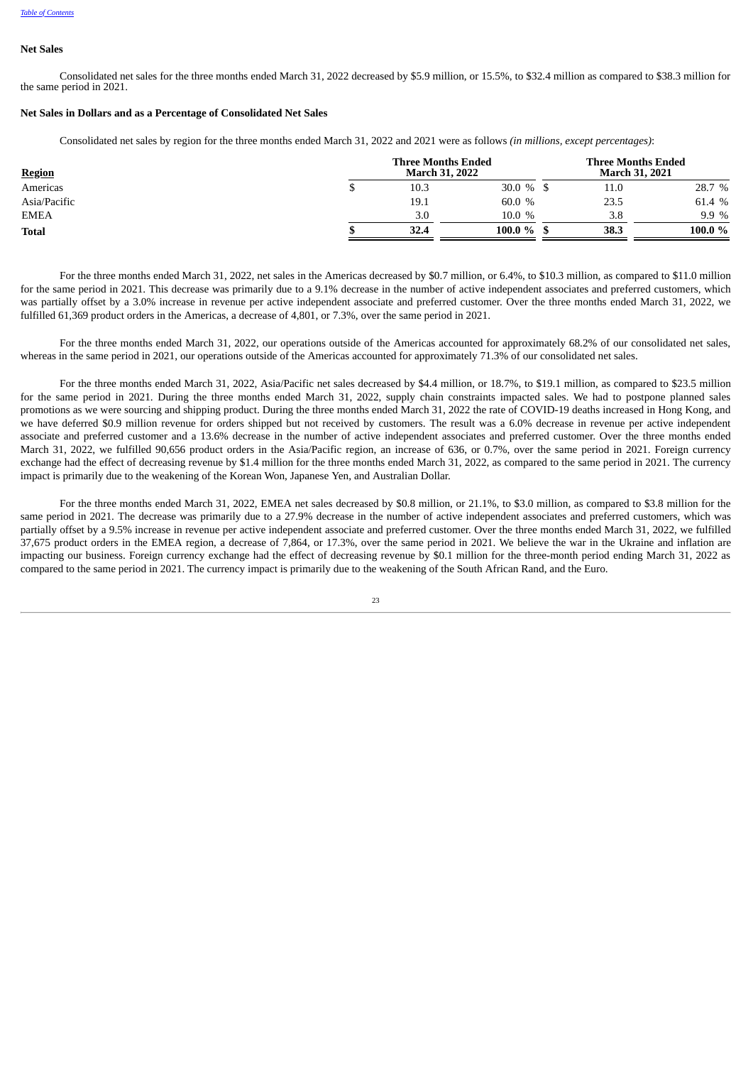### Net Sales

Consolidated net sales for the three months ended March 31, 2022 decreased by $5.9 million, or 15.5%, to $32.4 million as compared to $38.3 million for the same period in 2021.

### Net Sales in Dollars and as a Percentage of Consolidated Net Sales

Consolidated net sales by region for the three months ended March 31, 2022 and 2021 were as follows *(in millions, except percentages)*:

| Region | Three Months Ended March 31, 2022 | | Three Months Ended March 31, 2021 | |
|---|---|---|---|---|
| Americas | $ 10.3 | 30.0 % | $ 11.0 | 28.7 % |
| Asia/Pacific | 19.1 | 60.0 % | 23.5 | 61.4 % |
| EMEA | 3.0 | 10.0 % | 3.8 | 9.9 % |
| **Total** | **$ 32.4** | **100.0 %** | **$ 38.3** | **100.0 %** |

For the three months ended March 31, 2022, net sales in the Americas decreased by $0.7 million, or 6.4%, to $10.3 million, as compared to $11.0 million for the same period in 2021. This decrease was primarily due to a 9.1% decrease in the number of active independent associates and preferred customers, which was partially offset by a 3.0% increase in revenue per active independent associate and preferred customer. Over the three months ended March 31, 2022, we fulfilled 61,369 product orders in the Americas, a decrease of 4,801, or 7.3%, over the same period in 2021.

For the three months ended March 31, 2022, our operations outside of the Americas accounted for approximately 68.2% of our consolidated net sales, whereas in the same period in 2021, our operations outside of the Americas accounted for approximately 71.3% of our consolidated net sales.

For the three months ended March 31, 2022, Asia/Pacific net sales decreased by $4.4 million, or 18.7%, to $19.1 million, as compared to $23.5 million for the same period in 2021. During the three months ended March 31, 2022, supply chain constraints impacted sales. We had to postpone planned sales promotions as we were sourcing and shipping product. During the three months ended March 31, 2022 the rate of COVID-19 deaths increased in Hong Kong, and we have deferred $0.9 million revenue for orders shipped but not received by customers. The result was a 6.0% decrease in revenue per active independent associate and preferred customer and a 13.6% decrease in the number of active independent associates and preferred customer. Over the three months ended March 31, 2022, we fulfilled 90,656 product orders in the Asia/Pacific region, an increase of 636, or 0.7%, over the same period in 2021. Foreign currency exchange had the effect of decreasing revenue by $1.4 million for the three months ended March 31, 2022, as compared to the same period in 2021. The currency impact is primarily due to the weakening of the Korean Won, Japanese Yen, and Australian Dollar.

For the three months ended March 31, 2022, EMEA net sales decreased by $0.8 million, or 21.1%, to $3.0 million, as compared to $3.8 million for the same period in 2021. The decrease was primarily due to a 27.9% decrease in the number of active independent associates and preferred customers, which was partially offset by a 9.5% increase in revenue per active independent associate and preferred customer. Over the three months ended March 31, 2022, we fulfilled 37,675 product orders in the EMEA region, a decrease of 7,864, or 17.3%, over the same period in 2021. We believe the war in the Ukraine and inflation are impacting our business. Foreign currency exchange had the effect of decreasing revenue by $0.1 million for the three-month period ending March 31, 2022 as compared to the same period in 2021. The currency impact is primarily due to the weakening of the South African Rand, and the Euro.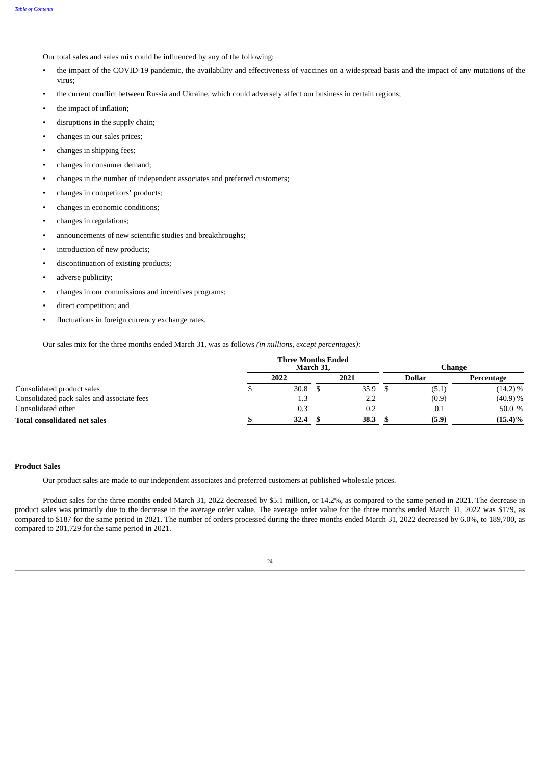Our total sales and sales mix could be influenced by any of the following:

- the impact of the COVID-19 pandemic, the availability and effectiveness of vaccines on a widespread basis and the impact of any mutations of the virus;
- the current conflict between Russia and Ukraine, which could adversely affect our business in certain regions;
- the impact of inflation;
- disruptions in the supply chain;
- changes in our sales prices;
- changes in shipping fees;
- changes in consumer demand;
- changes in the number of independent associates and preferred customers;
- changes in competitors' products;
- changes in economic conditions;
- changes in regulations;
- announcements of new scientific studies and breakthroughs;
- introduction of new products;
- discontinuation of existing products;
- adverse publicity;
- changes in our commissions and incentives programs;
- direct competition; and
- fluctuations in foreign currency exchange rates.

Our sales mix for the three months ended March 31, was as follows *(in millions, except percentages)*:

| | Three Months Ended March 31, | | Change | |
|---|---|---|---|---|
| | 2022 | 2021 | Dollar | Percentage |
| Consolidated product sales | $ 30.8 | $ 35.9 | $ (5.1) | (14.2) % |
| Consolidated pack sales and associate fees | 1.3 | 2.2 | (0.9) | (40.9) % |
| Consolidated other | 0.3 | 0.2 | 0.1 | 50.0 % |
| **Total consolidated net sales** | **$ 32.4** | **$ 38.3** | **$ (5.9)** | **(15.4)%** |

**Product Sales**

Our product sales are made to our independent associates and preferred customers at published wholesale prices.

Product sales for the three months ended March 31, 2022 decreased by $5.1 million, or 14.2%, as compared to the same period in 2021. The decrease in product sales was primarily due to the decrease in the average order value. The average order value for the three months ended March 31, 2022 was $179, as compared to $187 for the same period in 2021. The number of orders processed during the three months ended March 31, 2022 decreased by 6.0%, to 189,700, as compared to 201,729 for the same period in 2021.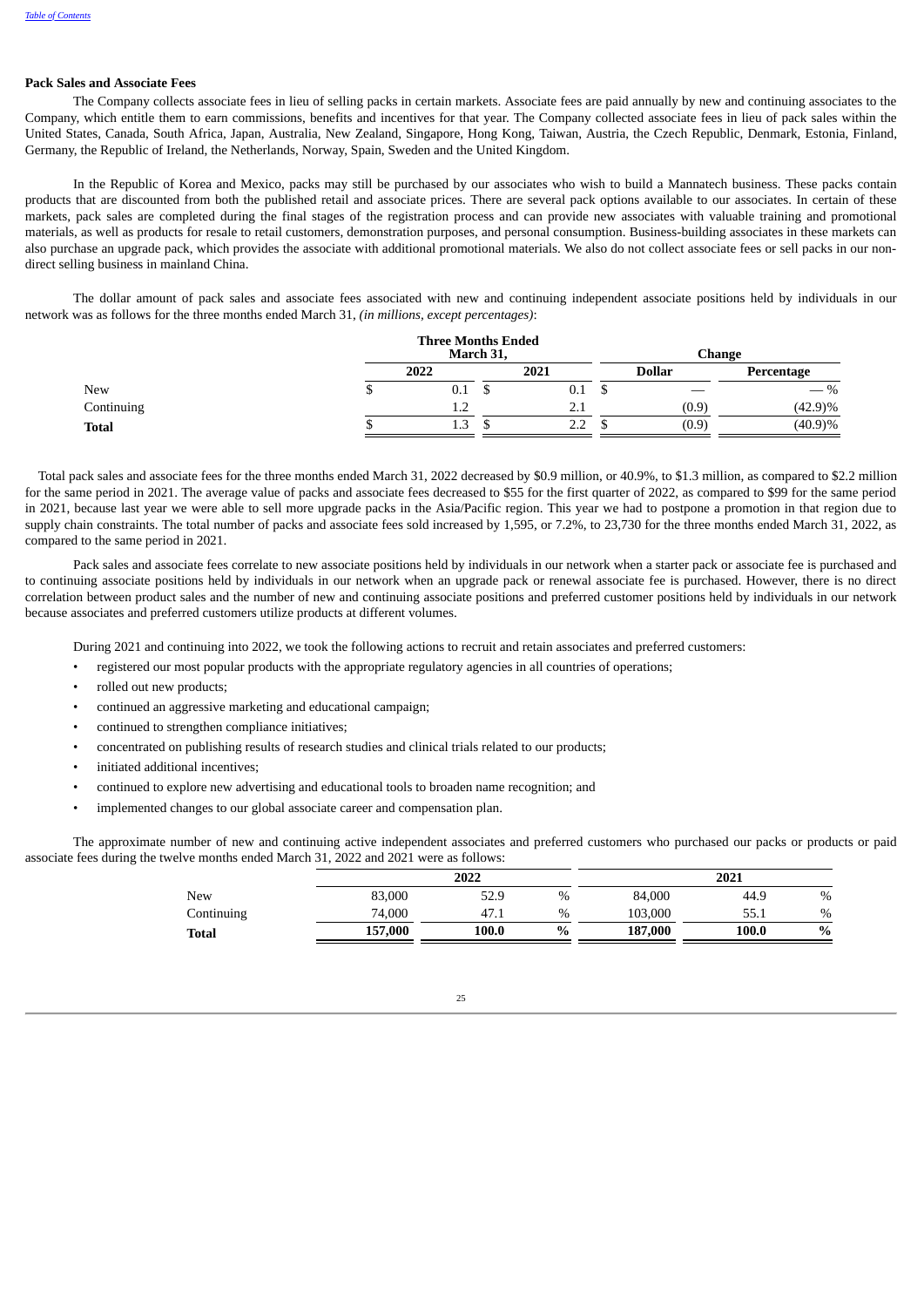**Pack Sales and Associate Fees**

The Company collects associate fees in lieu of selling packs in certain markets. Associate fees are paid annually by new and continuing associates to the Company, which entitle them to earn commissions, benefits and incentives for that year. The Company collected associate fees in lieu of pack sales within the United States, Canada, South Africa, Japan, Australia, New Zealand, Singapore, Hong Kong, Taiwan, Austria, the Czech Republic, Denmark, Estonia, Finland, Germany, the Republic of Ireland, the Netherlands, Norway, Spain, Sweden and the United Kingdom.

In the Republic of Korea and Mexico, packs may still be purchased by our associates who wish to build a Mannatech business. These packs contain products that are discounted from both the published retail and associate prices. There are several pack options available to our associates. In certain of these markets, pack sales are completed during the final stages of the registration process and can provide new associates with valuable training and promotional materials, as well as products for resale to retail customers, demonstration purposes, and personal consumption. Business-building associates in these markets can also purchase an upgrade pack, which provides the associate with additional promotional materials. We also do not collect associate fees or sell packs in our non-direct selling business in mainland China.

The dollar amount of pack sales and associate fees associated with new and continuing independent associate positions held by individuals in our network was as follows for the three months ended March 31, *(in millions, except percentages)*:

| | Three Months Ended March 31, | | Change | |
|---|---|---|---|---|
| | 2022 | 2021 | Dollar | Percentage |
| New | $ 0.1 | $ 0.1 | $ — | — % |
| Continuing | 1.2 | 2.1 | (0.9) | (42.9)% |
| **Total** | $ 1.3 | $ 2.2 | $ (0.9) | (40.9)% |

Total pack sales and associate fees for the three months ended March 31, 2022 decreased by $0.9 million, or 40.9%, to $1.3 million, as compared to $2.2 million for the same period in 2021. The average value of packs and associate fees decreased to $55 for the first quarter of 2022, as compared to $99 for the same period in 2021, because last year we were able to sell more upgrade packs in the Asia/Pacific region. This year we had to postpone a promotion in that region due to supply chain constraints. The total number of packs and associate fees sold increased by 1,595, or 7.2%, to 23,730 for the three months ended March 31, 2022, as compared to the same period in 2021.

Pack sales and associate fees correlate to new associate positions held by individuals in our network when a starter pack or associate fee is purchased and to continuing associate positions held by individuals in our network when an upgrade pack or renewal associate fee is purchased. However, there is no direct correlation between product sales and the number of new and continuing associate positions and preferred customer positions held by individuals in our network because associates and preferred customers utilize products at different volumes.

During 2021 and continuing into 2022, we took the following actions to recruit and retain associates and preferred customers:

- registered our most popular products with the appropriate regulatory agencies in all countries of operations;
- rolled out new products;
- continued an aggressive marketing and educational campaign;
- continued to strengthen compliance initiatives;
- concentrated on publishing results of research studies and clinical trials related to our products;
- initiated additional incentives;
- continued to explore new advertising and educational tools to broaden name recognition; and
- implemented changes to our global associate career and compensation plan.

The approximate number of new and continuing active independent associates and preferred customers who purchased our packs or products or paid associate fees during the twelve months ended March 31, 2022 and 2021 were as follows:

| | 2022 | | 2021 | |
|---|---|---|---|---|
| New | 83,000 | 52.9 % | 84,000 | 44.9 % |
| Continuing | 74,000 | 47.1 % | 103,000 | 55.1 % |
| **Total** | **157,000** | **100.0 %** | **187,000** | **100.0 %** |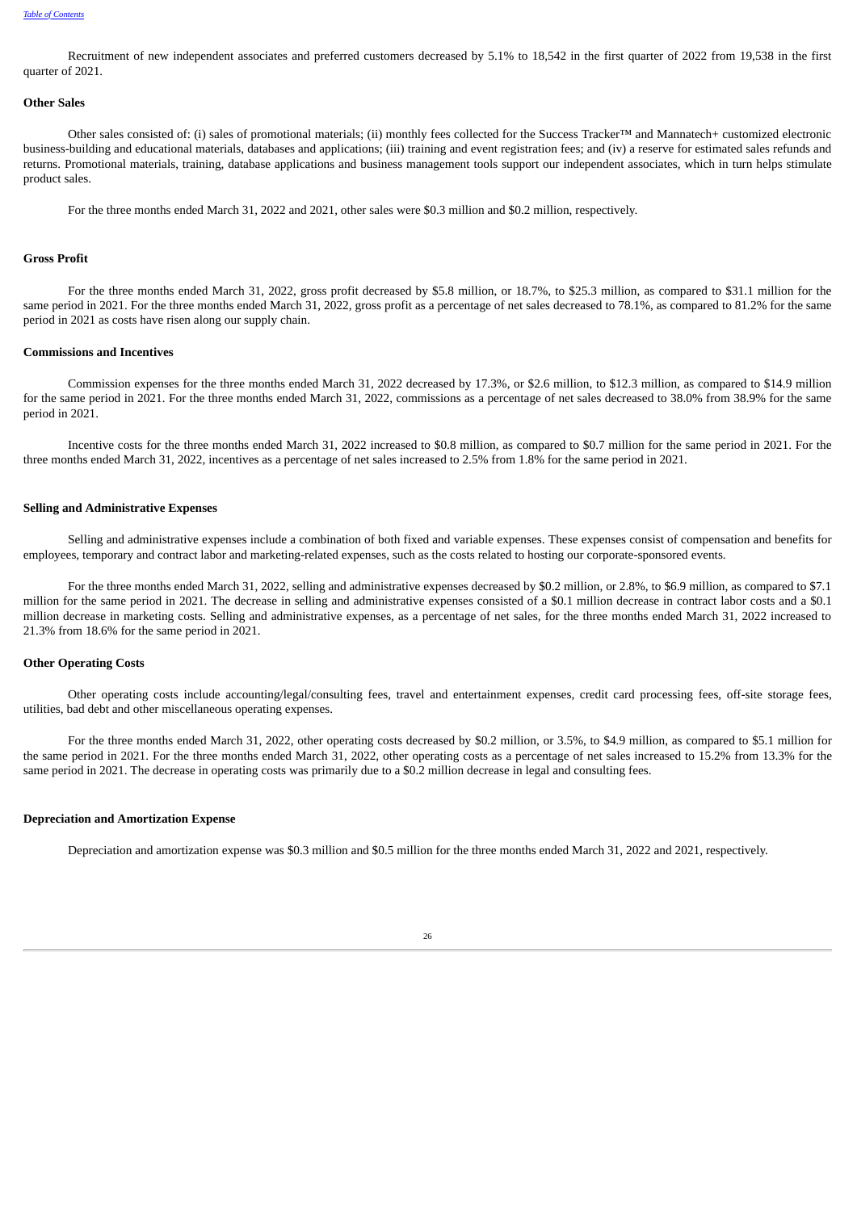Recruitment of new independent associates and preferred customers decreased by 5.1% to 18,542 in the first quarter of 2022 from 19,538 in the first quarter of 2021.

**Other Sales**

Other sales consisted of: (i) sales of promotional materials; (ii) monthly fees collected for the Success Tracker™ and Mannatech+ customized electronic business-building and educational materials, databases and applications; (iii) training and event registration fees; and (iv) a reserve for estimated sales refunds and returns. Promotional materials, training, database applications and business management tools support our independent associates, which in turn helps stimulate product sales.

For the three months ended March 31, 2022 and 2021, other sales were $0.3 million and $0.2 million, respectively.

**Gross Profit**

For the three months ended March 31, 2022, gross profit decreased by $5.8 million, or 18.7%, to $25.3 million, as compared to $31.1 million for the same period in 2021. For the three months ended March 31, 2022, gross profit as a percentage of net sales decreased to 78.1%, as compared to 81.2% for the same period in 2021 as costs have risen along our supply chain.

**Commissions and Incentives**

Commission expenses for the three months ended March 31, 2022 decreased by 17.3%, or $2.6 million, to $12.3 million, as compared to $14.9 million for the same period in 2021. For the three months ended March 31, 2022, commissions as a percentage of net sales decreased to 38.0% from 38.9% for the same period in 2021.

Incentive costs for the three months ended March 31, 2022 increased to $0.8 million, as compared to $0.7 million for the same period in 2021. For the three months ended March 31, 2022, incentives as a percentage of net sales increased to 2.5% from 1.8% for the same period in 2021.

**Selling and Administrative Expenses**

Selling and administrative expenses include a combination of both fixed and variable expenses. These expenses consist of compensation and benefits for employees, temporary and contract labor and marketing-related expenses, such as the costs related to hosting our corporate-sponsored events.

For the three months ended March 31, 2022, selling and administrative expenses decreased by $0.2 million, or 2.8%, to $6.9 million, as compared to $7.1 million for the same period in 2021. The decrease in selling and administrative expenses consisted of a $0.1 million decrease in contract labor costs and a $0.1 million decrease in marketing costs. Selling and administrative expenses, as a percentage of net sales, for the three months ended March 31, 2022 increased to 21.3% from 18.6% for the same period in 2021.

**Other Operating Costs**

Other operating costs include accounting/legal/consulting fees, travel and entertainment expenses, credit card processing fees, off-site storage fees, utilities, bad debt and other miscellaneous operating expenses.

For the three months ended March 31, 2022, other operating costs decreased by $0.2 million, or 3.5%, to $4.9 million, as compared to $5.1 million for the same period in 2021. For the three months ended March 31, 2022, other operating costs as a percentage of net sales increased to 15.2% from 13.3% for the same period in 2021. The decrease in operating costs was primarily due to a $0.2 million decrease in legal and consulting fees.

**Depreciation and Amortization Expense**

Depreciation and amortization expense was $0.3 million and $0.5 million for the three months ended March 31, 2022 and 2021, respectively.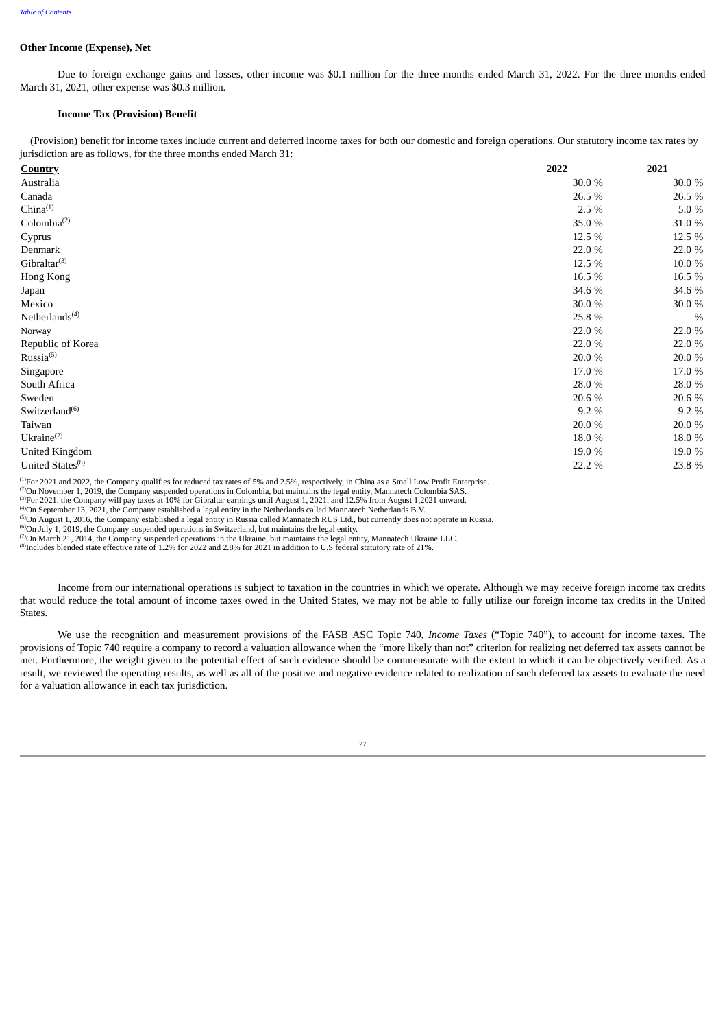### Other Income (Expense), Net

Due to foreign exchange gains and losses, other income was $0.1 million for the three months ended March 31, 2022. For the three months ended March 31, 2021, other expense was $0.3 million.

### Income Tax (Provision) Benefit

(Provision) benefit for income taxes include current and deferred income taxes for both our domestic and foreign operations. Our statutory income tax rates by jurisdiction are as follows, for the three months ended March 31:

| Country | 2022 | 2021 |
|---|---|---|
| Australia | 30.0 % | 30.0 % |
| Canada | 26.5 % | 26.5 % |
| China[(1)] | 2.5 % | 5.0 % |
| Colombia[(2)] | 35.0 % | 31.0 % |
| Cyprus | 12.5 % | 12.5 % |
| Denmark | 22.0 % | 22.0 % |
| Gibraltar[(3)] | 12.5 % | 10.0 % |
| Hong Kong | 16.5 % | 16.5 % |
| Japan | 34.6 % | 34.6 % |
| Mexico | 30.0 % | 30.0 % |
| Netherlands[(4)] | 25.8 % | — % |
| Norway | 22.0 % | 22.0 % |
| Republic of Korea | 22.0 % | 22.0 % |
| Russia[(5)] | 20.0 % | 20.0 % |
| Singapore | 17.0 % | 17.0 % |
| South Africa | 28.0 % | 28.0 % |
| Sweden | 20.6 % | 20.6 % |
| Switzerland[(6)] | 9.2 % | 9.2 % |
| Taiwan | 20.0 % | 20.0 % |
| Ukraine[(7)] | 18.0 % | 18.0 % |
| United Kingdom | 19.0 % | 19.0 % |
| United States[(8)] | 22.2 % | 23.8 % |

[(1)] For 2021 and 2022, the Company qualifies for reduced tax rates of 5% and 2.5%, respectively, in China as a Small Low Profit Enterprise.
[(2)] On November 1, 2019, the Company suspended operations in Colombia, but maintains the legal entity, Mannatech Colombia SAS.
[(3)] For 2021, the Company will pay taxes at 10% for Gibraltar earnings until August 1, 2021, and 12.5% from August 1,2021 onward.
[(4)] On September 13, 2021, the Company established a legal entity in the Netherlands called Mannatech Netherlands B.V.
[(5)] On August 1, 2016, the Company established a legal entity in Russia called Mannatech RUS Ltd., but currently does not operate in Russia.
[(6)] On July 1, 2019, the Company suspended operations in Switzerland, but maintains the legal entity.
[(7)] On March 21, 2014, the Company suspended operations in the Ukraine, but maintains the legal entity, Mannatech Ukraine LLC.
[(8)] Includes blended state effective rate of 1.2% for 2022 and 2.8% for 2021 in addition to U.S federal statutory rate of 21%.

Income from our international operations is subject to taxation in the countries in which we operate. Although we may receive foreign income tax credits that would reduce the total amount of income taxes owed in the United States, we may not be able to fully utilize our foreign income tax credits in the United States.

We use the recognition and measurement provisions of the FASB ASC Topic 740, *Income Taxes* ("Topic 740"), to account for income taxes. The provisions of Topic 740 require a company to record a valuation allowance when the "more likely than not" criterion for realizing net deferred tax assets cannot be met. Furthermore, the weight given to the potential effect of such evidence should be commensurate with the extent to which it can be objectively verified. As a result, we reviewed the operating results, as well as all of the positive and negative evidence related to realization of such deferred tax assets to evaluate the need for a valuation allowance in each tax jurisdiction.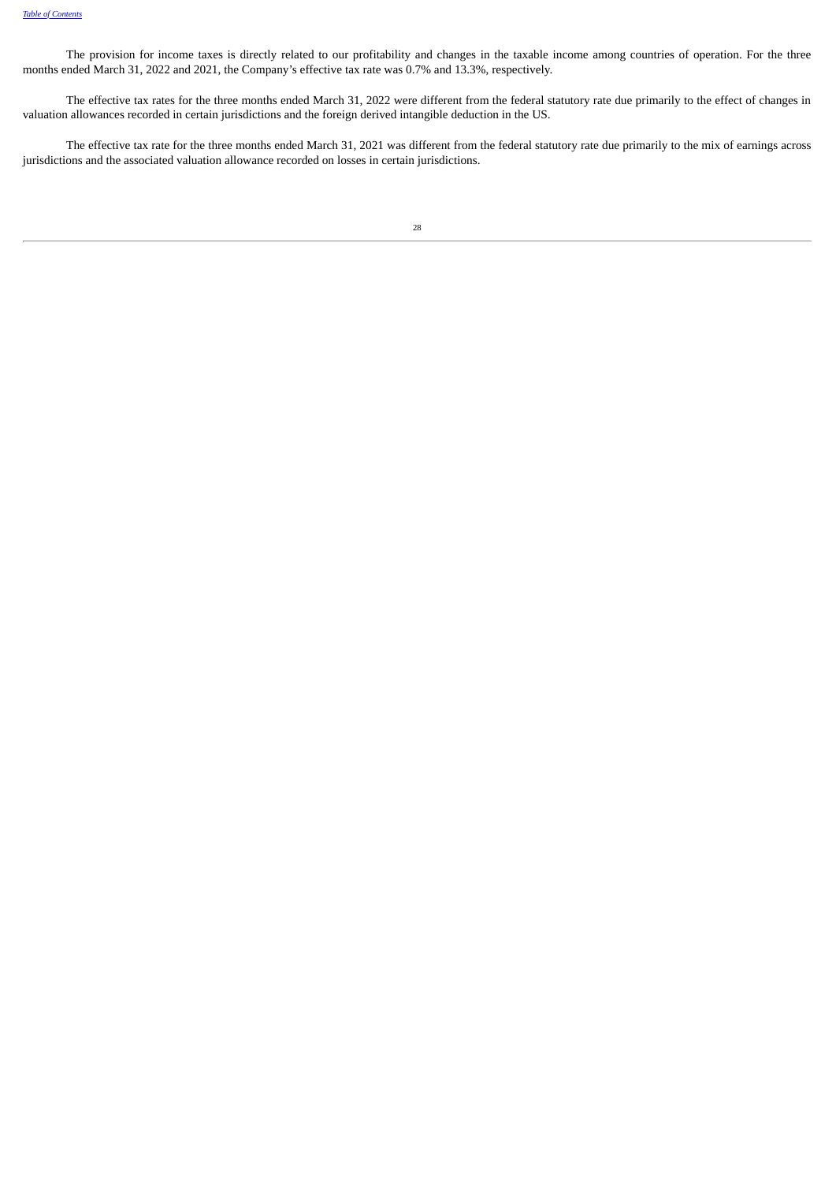The provision for income taxes is directly related to our profitability and changes in the taxable income among countries of operation. For the three months ended March 31, 2022 and 2021, the Company's effective tax rate was 0.7% and 13.3%, respectively.

The effective tax rates for the three months ended March 31, 2022 were different from the federal statutory rate due primarily to the effect of changes in valuation allowances recorded in certain jurisdictions and the foreign derived intangible deduction in the US.

The effective tax rate for the three months ended March 31, 2021 was different from the federal statutory rate due primarily to the mix of earnings across jurisdictions and the associated valuation allowance recorded on losses in certain jurisdictions.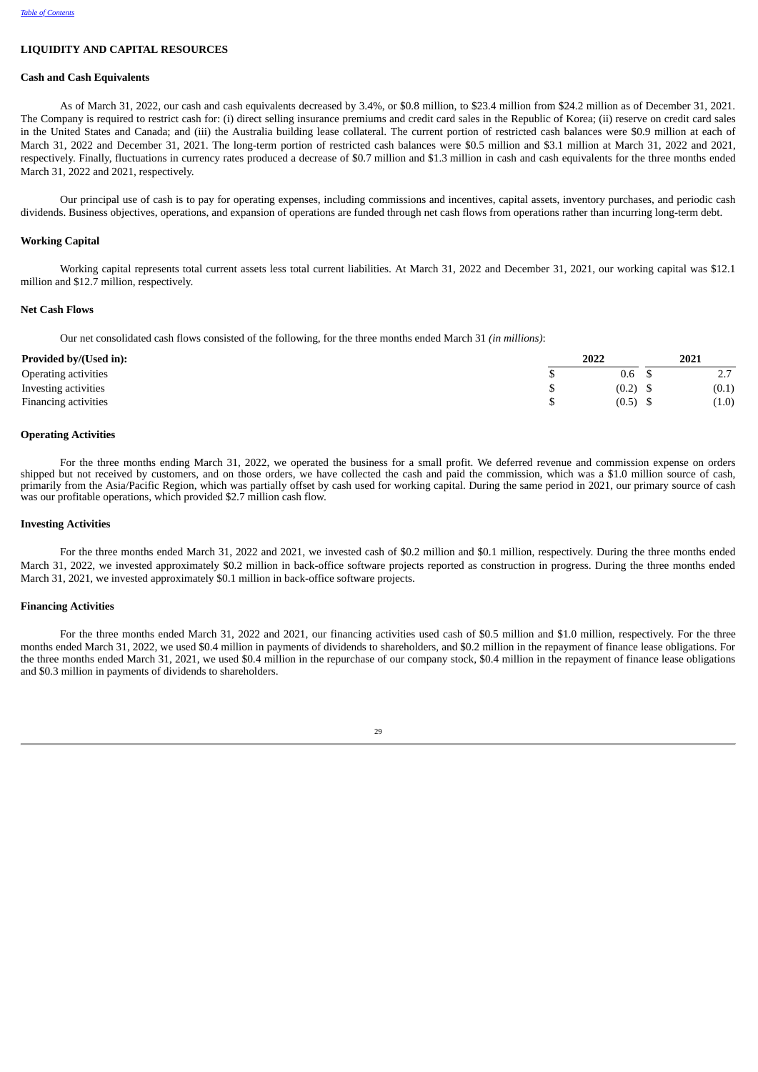## LIQUIDITY AND CAPITAL RESOURCES

### Cash and Cash Equivalents

As of March 31, 2022, our cash and cash equivalents decreased by 3.4%, or $0.8 million, to $23.4 million from $24.2 million as of December 31, 2021. The Company is required to restrict cash for: (i) direct selling insurance premiums and credit card sales in the Republic of Korea; (ii) reserve on credit card sales in the United States and Canada; and (iii) the Australia building lease collateral. The current portion of restricted cash balances were $0.9 million at each of March 31, 2022 and December 31, 2021. The long-term portion of restricted cash balances were $0.5 million and $3.1 million at March 31, 2022 and 2021, respectively. Finally, fluctuations in currency rates produced a decrease of $0.7 million and $1.3 million in cash and cash equivalents for the three months ended March 31, 2022 and 2021, respectively.

Our principal use of cash is to pay for operating expenses, including commissions and incentives, capital assets, inventory purchases, and periodic cash dividends. Business objectives, operations, and expansion of operations are funded through net cash flows from operations rather than incurring long-term debt.

### Working Capital

Working capital represents total current assets less total current liabilities. At March 31, 2022 and December 31, 2021, our working capital was $12.1 million and $12.7 million, respectively.

### Net Cash Flows

Our net consolidated cash flows consisted of the following, for the three months ended March 31 *(in millions)*:

| Provided by/(Used in): | 2022 | 2021 |
|---|---|---|
| Operating activities | $ 0.6 | $ 2.7 |
| Investing activities | $ (0.2) | $ (0.1) |
| Financing activities | $ (0.5) | $ (1.0) |

### Operating Activities

For the three months ending March 31, 2022, we operated the business for a small profit. We deferred revenue and commission expense on orders shipped but not received by customers, and on those orders, we have collected the cash and paid the commission, which was a $1.0 million source of cash, primarily from the Asia/Pacific Region, which was partially offset by cash used for working capital. During the same period in 2021, our primary source of cash was our profitable operations, which provided $2.7 million cash flow.

### Investing Activities

For the three months ended March 31, 2022 and 2021, we invested cash of $0.2 million and $0.1 million, respectively. During the three months ended March 31, 2022, we invested approximately $0.2 million in back-office software projects reported as construction in progress. During the three months ended March 31, 2021, we invested approximately $0.1 million in back-office software projects.

### Financing Activities

For the three months ended March 31, 2022 and 2021, our financing activities used cash of $0.5 million and $1.0 million, respectively. For the three months ended March 31, 2022, we used $0.4 million in payments of dividends to shareholders, and $0.2 million in the repayment of finance lease obligations. For the three months ended March 31, 2021, we used $0.4 million in the repurchase of our company stock, $0.4 million in the repayment of finance lease obligations and $0.3 million in payments of dividends to shareholders.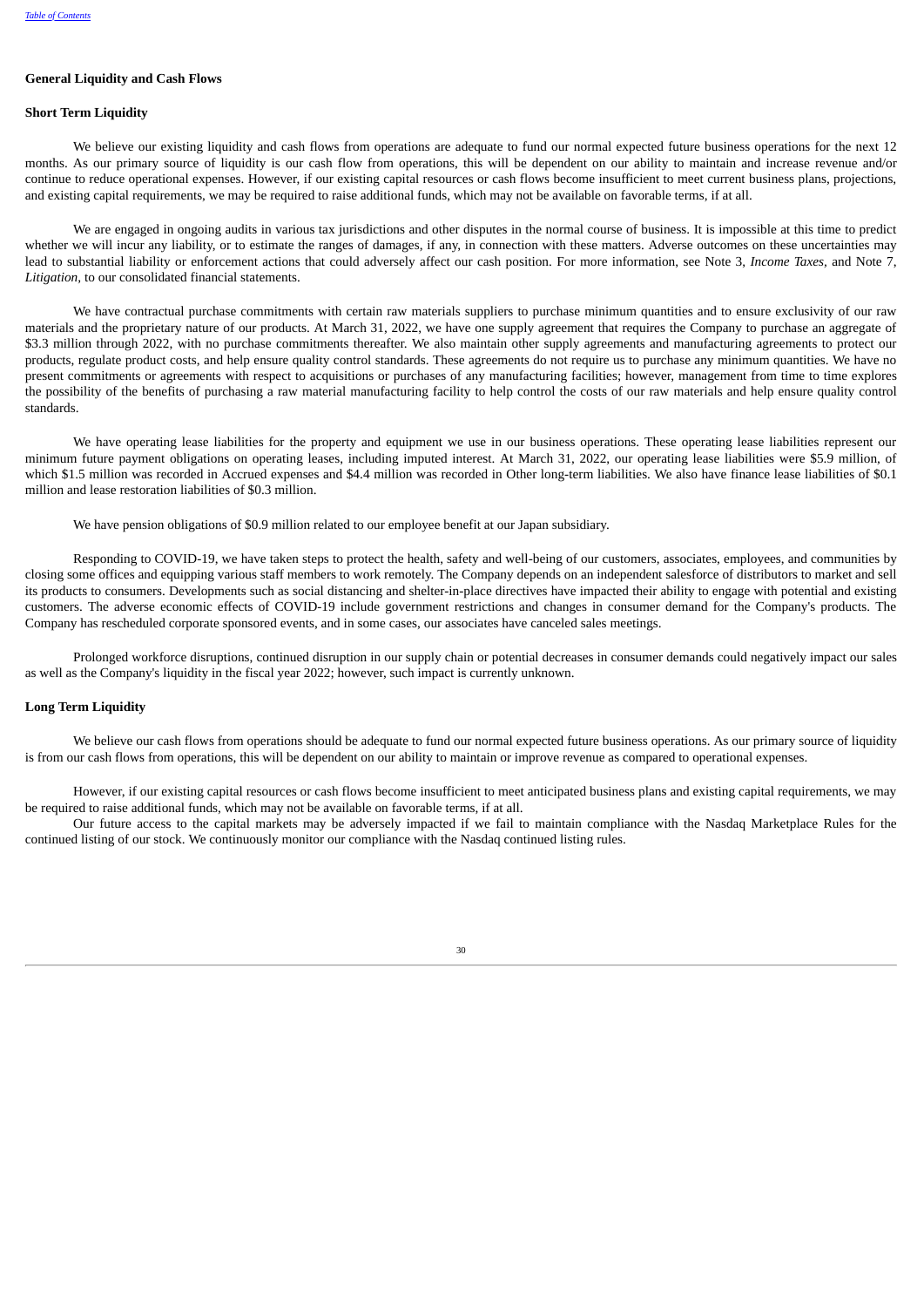## General Liquidity and Cash Flows

### Short Term Liquidity

We believe our existing liquidity and cash flows from operations are adequate to fund our normal expected future business operations for the next 12 months. As our primary source of liquidity is our cash flow from operations, this will be dependent on our ability to maintain and increase revenue and/or continue to reduce operational expenses. However, if our existing capital resources or cash flows become insufficient to meet current business plans, projections, and existing capital requirements, we may be required to raise additional funds, which may not be available on favorable terms, if at all.

We are engaged in ongoing audits in various tax jurisdictions and other disputes in the normal course of business. It is impossible at this time to predict whether we will incur any liability, or to estimate the ranges of damages, if any, in connection with these matters. Adverse outcomes on these uncertainties may lead to substantial liability or enforcement actions that could adversely affect our cash position. For more information, see Note 3, *Income Taxes*, and Note 7, *Litigation*, to our consolidated financial statements.

We have contractual purchase commitments with certain raw materials suppliers to purchase minimum quantities and to ensure exclusivity of our raw materials and the proprietary nature of our products. At March 31, 2022, we have one supply agreement that requires the Company to purchase an aggregate of $3.3 million through 2022, with no purchase commitments thereafter. We also maintain other supply agreements and manufacturing agreements to protect our products, regulate product costs, and help ensure quality control standards. These agreements do not require us to purchase any minimum quantities. We have no present commitments or agreements with respect to acquisitions or purchases of any manufacturing facilities; however, management from time to time explores the possibility of the benefits of purchasing a raw material manufacturing facility to help control the costs of our raw materials and help ensure quality control standards.

We have operating lease liabilities for the property and equipment we use in our business operations. These operating lease liabilities represent our minimum future payment obligations on operating leases, including imputed interest. At March 31, 2022, our operating lease liabilities were $5.9 million, of which $1.5 million was recorded in Accrued expenses and $4.4 million was recorded in Other long-term liabilities. We also have finance lease liabilities of $0.1 million and lease restoration liabilities of $0.3 million.

We have pension obligations of $0.9 million related to our employee benefit at our Japan subsidiary.

Responding to COVID-19, we have taken steps to protect the health, safety and well-being of our customers, associates, employees, and communities by closing some offices and equipping various staff members to work remotely. The Company depends on an independent salesforce of distributors to market and sell its products to consumers. Developments such as social distancing and shelter-in-place directives have impacted their ability to engage with potential and existing customers. The adverse economic effects of COVID-19 include government restrictions and changes in consumer demand for the Company's products. The Company has rescheduled corporate sponsored events, and in some cases, our associates have canceled sales meetings.

Prolonged workforce disruptions, continued disruption in our supply chain or potential decreases in consumer demands could negatively impact our sales as well as the Company's liquidity in the fiscal year 2022; however, such impact is currently unknown.

### Long Term Liquidity

We believe our cash flows from operations should be adequate to fund our normal expected future business operations. As our primary source of liquidity is from our cash flows from operations, this will be dependent on our ability to maintain or improve revenue as compared to operational expenses.

However, if our existing capital resources or cash flows become insufficient to meet anticipated business plans and existing capital requirements, we may be required to raise additional funds, which may not be available on favorable terms, if at all.

Our future access to the capital markets may be adversely impacted if we fail to maintain compliance with the Nasdaq Marketplace Rules for the continued listing of our stock. We continuously monitor our compliance with the Nasdaq continued listing rules.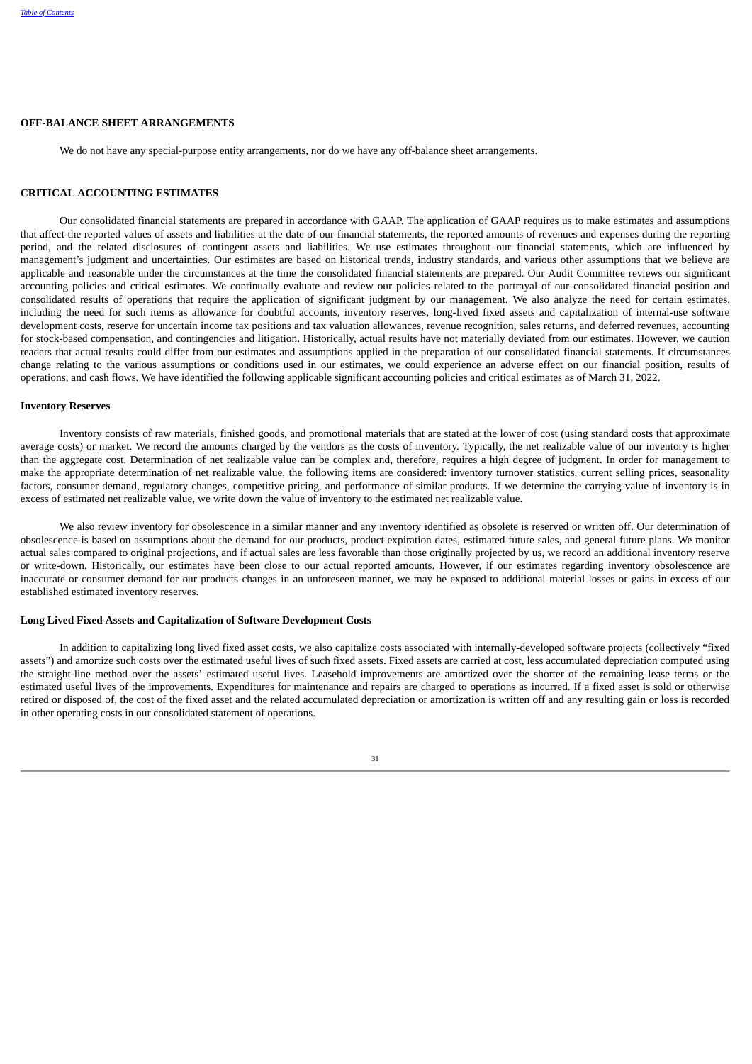## OFF-BALANCE SHEET ARRANGEMENTS

We do not have any special-purpose entity arrangements, nor do we have any off-balance sheet arrangements.

## CRITICAL ACCOUNTING ESTIMATES

Our consolidated financial statements are prepared in accordance with GAAP. The application of GAAP requires us to make estimates and assumptions that affect the reported values of assets and liabilities at the date of our financial statements, the reported amounts of revenues and expenses during the reporting period, and the related disclosures of contingent assets and liabilities. We use estimates throughout our financial statements, which are influenced by management's judgment and uncertainties. Our estimates are based on historical trends, industry standards, and various other assumptions that we believe are applicable and reasonable under the circumstances at the time the consolidated financial statements are prepared. Our Audit Committee reviews our significant accounting policies and critical estimates. We continually evaluate and review our policies related to the portrayal of our consolidated financial position and consolidated results of operations that require the application of significant judgment by our management. We also analyze the need for certain estimates, including the need for such items as allowance for doubtful accounts, inventory reserves, long-lived fixed assets and capitalization of internal-use software development costs, reserve for uncertain income tax positions and tax valuation allowances, revenue recognition, sales returns, and deferred revenues, accounting for stock-based compensation, and contingencies and litigation. Historically, actual results have not materially deviated from our estimates. However, we caution readers that actual results could differ from our estimates and assumptions applied in the preparation of our consolidated financial statements. If circumstances change relating to the various assumptions or conditions used in our estimates, we could experience an adverse effect on our financial position, results of operations, and cash flows. We have identified the following applicable significant accounting policies and critical estimates as of March 31, 2022.

### Inventory Reserves

Inventory consists of raw materials, finished goods, and promotional materials that are stated at the lower of cost (using standard costs that approximate average costs) or market. We record the amounts charged by the vendors as the costs of inventory. Typically, the net realizable value of our inventory is higher than the aggregate cost. Determination of net realizable value can be complex and, therefore, requires a high degree of judgment. In order for management to make the appropriate determination of net realizable value, the following items are considered: inventory turnover statistics, current selling prices, seasonality factors, consumer demand, regulatory changes, competitive pricing, and performance of similar products. If we determine the carrying value of inventory is in excess of estimated net realizable value, we write down the value of inventory to the estimated net realizable value.

We also review inventory for obsolescence in a similar manner and any inventory identified as obsolete is reserved or written off. Our determination of obsolescence is based on assumptions about the demand for our products, product expiration dates, estimated future sales, and general future plans. We monitor actual sales compared to original projections, and if actual sales are less favorable than those originally projected by us, we record an additional inventory reserve or write-down. Historically, our estimates have been close to our actual reported amounts. However, if our estimates regarding inventory obsolescence are inaccurate or consumer demand for our products changes in an unforeseen manner, we may be exposed to additional material losses or gains in excess of our established estimated inventory reserves.

### Long Lived Fixed Assets and Capitalization of Software Development Costs

In addition to capitalizing long lived fixed asset costs, we also capitalize costs associated with internally-developed software projects (collectively "fixed assets") and amortize such costs over the estimated useful lives of such fixed assets. Fixed assets are carried at cost, less accumulated depreciation computed using the straight-line method over the assets' estimated useful lives. Leasehold improvements are amortized over the shorter of the remaining lease terms or the estimated useful lives of the improvements. Expenditures for maintenance and repairs are charged to operations as incurred. If a fixed asset is sold or otherwise retired or disposed of, the cost of the fixed asset and the related accumulated depreciation or amortization is written off and any resulting gain or loss is recorded in other operating costs in our consolidated statement of operations.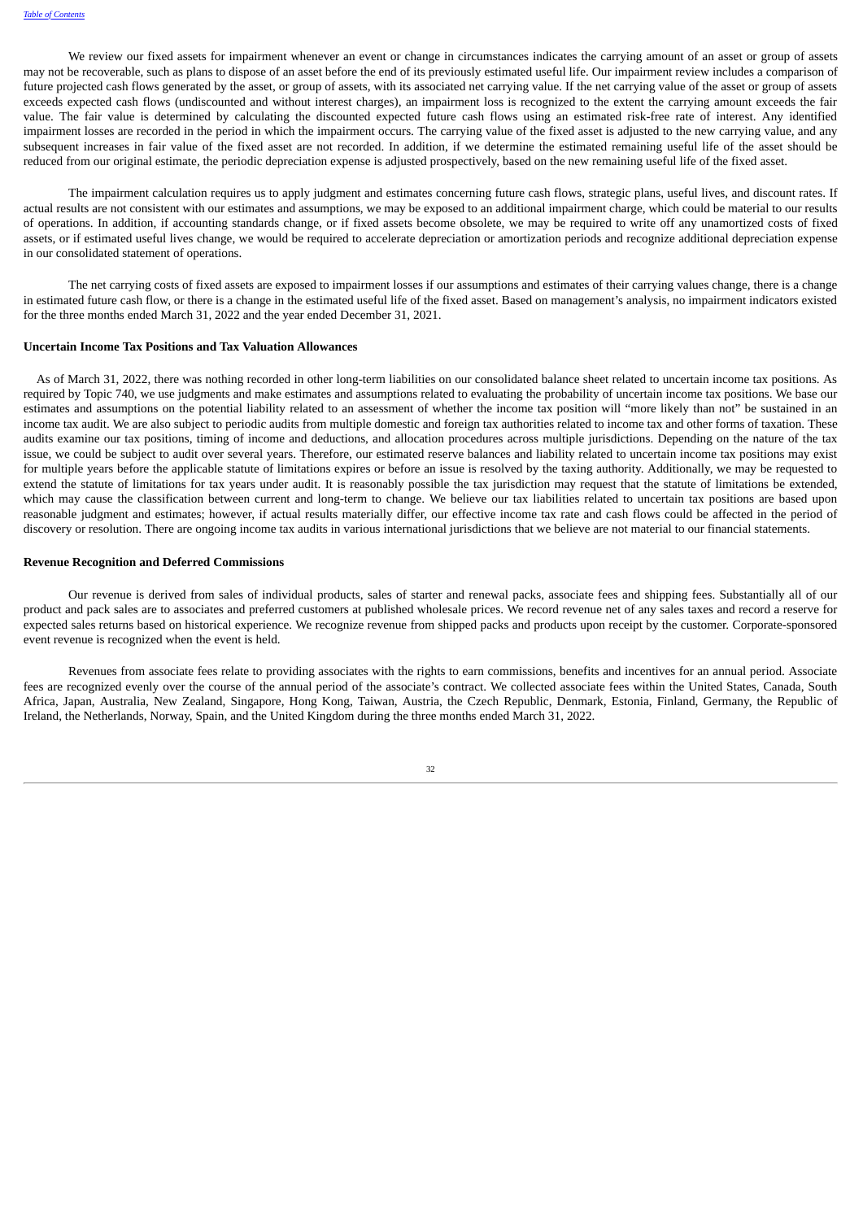We review our fixed assets for impairment whenever an event or change in circumstances indicates the carrying amount of an asset or group of assets may not be recoverable, such as plans to dispose of an asset before the end of its previously estimated useful life. Our impairment review includes a comparison of future projected cash flows generated by the asset, or group of assets, with its associated net carrying value. If the net carrying value of the asset or group of assets exceeds expected cash flows (undiscounted and without interest charges), an impairment loss is recognized to the extent the carrying amount exceeds the fair value. The fair value is determined by calculating the discounted expected future cash flows using an estimated risk-free rate of interest. Any identified impairment losses are recorded in the period in which the impairment occurs. The carrying value of the fixed asset is adjusted to the new carrying value, and any subsequent increases in fair value of the fixed asset are not recorded. In addition, if we determine the estimated remaining useful life of the asset should be reduced from our original estimate, the periodic depreciation expense is adjusted prospectively, based on the new remaining useful life of the fixed asset.

The impairment calculation requires us to apply judgment and estimates concerning future cash flows, strategic plans, useful lives, and discount rates. If actual results are not consistent with our estimates and assumptions, we may be exposed to an additional impairment charge, which could be material to our results of operations. In addition, if accounting standards change, or if fixed assets become obsolete, we may be required to write off any unamortized costs of fixed assets, or if estimated useful lives change, we would be required to accelerate depreciation or amortization periods and recognize additional depreciation expense in our consolidated statement of operations.

The net carrying costs of fixed assets are exposed to impairment losses if our assumptions and estimates of their carrying values change, there is a change in estimated future cash flow, or there is a change in the estimated useful life of the fixed asset. Based on management's analysis, no impairment indicators existed for the three months ended March 31, 2022 and the year ended December 31, 2021.

**Uncertain Income Tax Positions and Tax Valuation Allowances**

As of March 31, 2022, there was nothing recorded in other long-term liabilities on our consolidated balance sheet related to uncertain income tax positions. As required by Topic 740, we use judgments and make estimates and assumptions related to evaluating the probability of uncertain income tax positions. We base our estimates and assumptions on the potential liability related to an assessment of whether the income tax position will "more likely than not" be sustained in an income tax audit. We are also subject to periodic audits from multiple domestic and foreign tax authorities related to income tax and other forms of taxation. These audits examine our tax positions, timing of income and deductions, and allocation procedures across multiple jurisdictions. Depending on the nature of the tax issue, we could be subject to audit over several years. Therefore, our estimated reserve balances and liability related to uncertain income tax positions may exist for multiple years before the applicable statute of limitations expires or before an issue is resolved by the taxing authority. Additionally, we may be requested to extend the statute of limitations for tax years under audit. It is reasonably possible the tax jurisdiction may request that the statute of limitations be extended, which may cause the classification between current and long-term to change. We believe our tax liabilities related to uncertain tax positions are based upon reasonable judgment and estimates; however, if actual results materially differ, our effective income tax rate and cash flows could be affected in the period of discovery or resolution. There are ongoing income tax audits in various international jurisdictions that we believe are not material to our financial statements.

**Revenue Recognition and Deferred Commissions**

Our revenue is derived from sales of individual products, sales of starter and renewal packs, associate fees and shipping fees. Substantially all of our product and pack sales are to associates and preferred customers at published wholesale prices. We record revenue net of any sales taxes and record a reserve for expected sales returns based on historical experience. We recognize revenue from shipped packs and products upon receipt by the customer. Corporate-sponsored event revenue is recognized when the event is held.

Revenues from associate fees relate to providing associates with the rights to earn commissions, benefits and incentives for an annual period. Associate fees are recognized evenly over the course of the annual period of the associate's contract. We collected associate fees within the United States, Canada, South Africa, Japan, Australia, New Zealand, Singapore, Hong Kong, Taiwan, Austria, the Czech Republic, Denmark, Estonia, Finland, Germany, the Republic of Ireland, the Netherlands, Norway, Spain, and the United Kingdom during the three months ended March 31, 2022.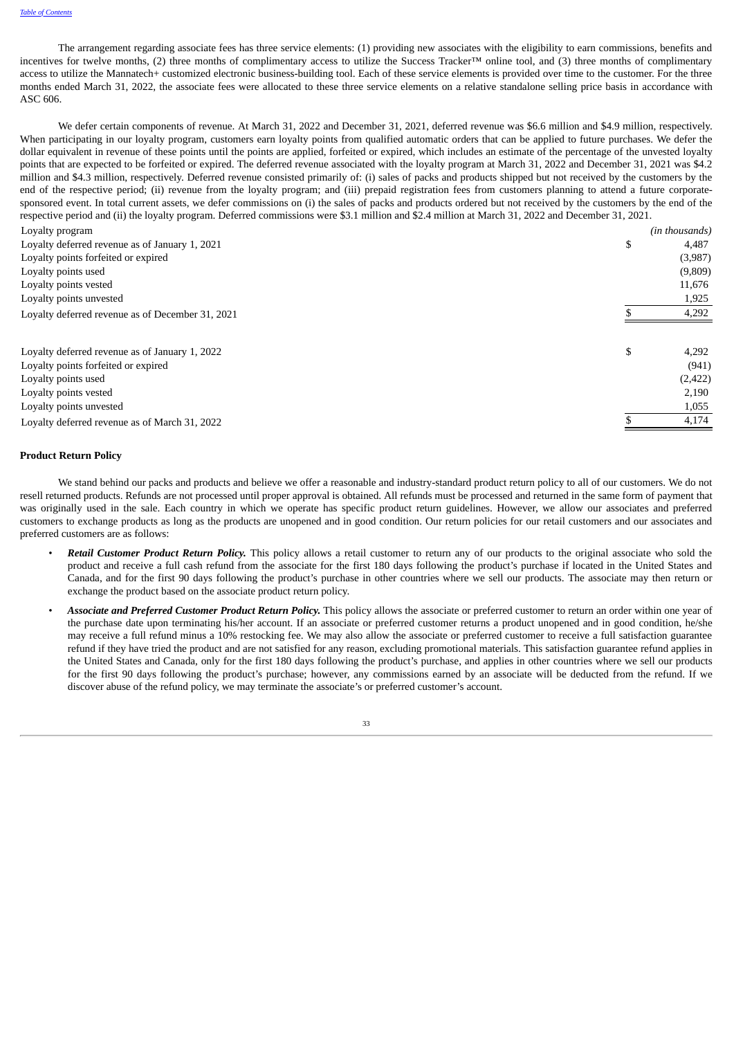The arrangement regarding associate fees has three service elements: (1) providing new associates with the eligibility to earn commissions, benefits and incentives for twelve months, (2) three months of complimentary access to utilize the Success Tracker™ online tool, and (3) three months of complimentary access to utilize the Mannatech+ customized electronic business-building tool. Each of these service elements is provided over time to the customer. For the three months ended March 31, 2022, the associate fees were allocated to these three service elements on a relative standalone selling price basis in accordance with ASC 606.

We defer certain components of revenue. At March 31, 2022 and December 31, 2021, deferred revenue was $6.6 million and $4.9 million, respectively. When participating in our loyalty program, customers earn loyalty points from qualified automatic orders that can be applied to future purchases. We defer the dollar equivalent in revenue of these points until the points are applied, forfeited or expired, which includes an estimate of the percentage of the unvested loyalty points that are expected to be forfeited or expired. The deferred revenue associated with the loyalty program at March 31, 2022 and December 31, 2021 was $4.2 million and $4.3 million, respectively. Deferred revenue consisted primarily of: (i) sales of packs and products shipped but not received by the customers by the end of the respective period; (ii) revenue from the loyalty program; and (iii) prepaid registration fees from customers planning to attend a future corporate-sponsored event. In total current assets, we defer commissions on (i) the sales of packs and products ordered but not received by the customers by the end of the respective period and (ii) the loyalty program. Deferred commissions were $3.1 million and $2.4 million at March 31, 2022 and December 31, 2021.

| Loyalty program | *(in thousands)* |
|---|---|
| Loyalty deferred revenue as of January 1, 2021 | $ 4,487 |
| Loyalty points forfeited or expired | (3,987) |
| Loyalty points used | (9,809) |
| Loyalty points vested | 11,676 |
| Loyalty points unvested | 1,925 |
| Loyalty deferred revenue as of December 31, 2021 | $ 4,292 |
| | |
| Loyalty deferred revenue as of January 1, 2022 | $ 4,292 |
| Loyalty points forfeited or expired | (941) |
| Loyalty points used | (2,422) |
| Loyalty points vested | 2,190 |
| Loyalty points unvested | 1,055 |
| Loyalty deferred revenue as of March 31, 2022 | $ 4,174 |

**Product Return Policy**

We stand behind our packs and products and believe we offer a reasonable and industry-standard product return policy to all of our customers. We do not resell returned products. Refunds are not processed until proper approval is obtained. All refunds must be processed and returned in the same form of payment that was originally used in the sale. Each country in which we operate has specific product return guidelines. However, we allow our associates and preferred customers to exchange products as long as the products are unopened and in good condition. Our return policies for our retail customers and our associates and preferred customers are as follows:

- ***Retail Customer Product Return Policy.*** This policy allows a retail customer to return any of our products to the original associate who sold the product and receive a full cash refund from the associate for the first 180 days following the product's purchase if located in the United States and Canada, and for the first 90 days following the product's purchase in other countries where we sell our products. The associate may then return or exchange the product based on the associate product return policy.
- ***Associate and Preferred Customer Product Return Policy.*** This policy allows the associate or preferred customer to return an order within one year of the purchase date upon terminating his/her account. If an associate or preferred customer returns a product unopened and in good condition, he/she may receive a full refund minus a 10% restocking fee. We may also allow the associate or preferred customer to receive a full satisfaction guarantee refund if they have tried the product and are not satisfied for any reason, excluding promotional materials. This satisfaction guarantee refund applies in the United States and Canada, only for the first 180 days following the product's purchase, and applies in other countries where we sell our products for the first 90 days following the product's purchase; however, any commissions earned by an associate will be deducted from the refund. If we discover abuse of the refund policy, we may terminate the associate's or preferred customer's account.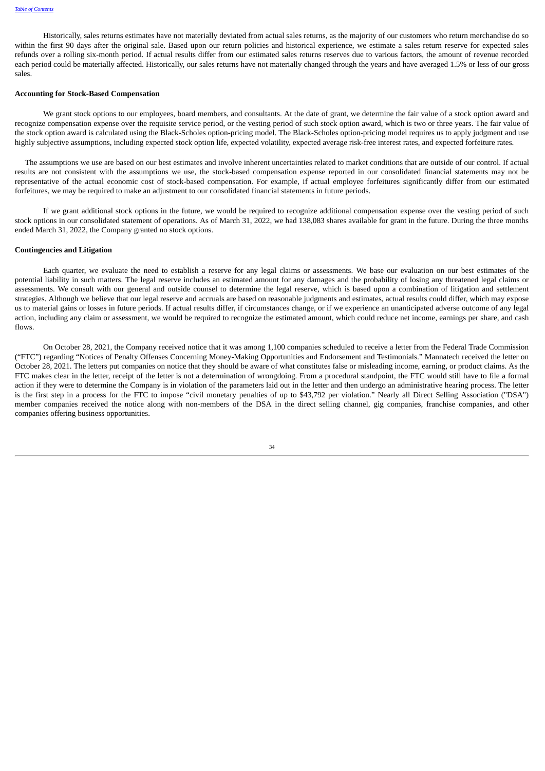Historically, sales returns estimates have not materially deviated from actual sales returns, as the majority of our customers who return merchandise do so within the first 90 days after the original sale. Based upon our return policies and historical experience, we estimate a sales return reserve for expected sales refunds over a rolling six-month period. If actual results differ from our estimated sales returns reserves due to various factors, the amount of revenue recorded each period could be materially affected. Historically, our sales returns have not materially changed through the years and have averaged 1.5% or less of our gross sales.

**Accounting for Stock-Based Compensation**

We grant stock options to our employees, board members, and consultants. At the date of grant, we determine the fair value of a stock option award and recognize compensation expense over the requisite service period, or the vesting period of such stock option award, which is two or three years. The fair value of the stock option award is calculated using the Black-Scholes option-pricing model. The Black-Scholes option-pricing model requires us to apply judgment and use highly subjective assumptions, including expected stock option life, expected volatility, expected average risk-free interest rates, and expected forfeiture rates.

The assumptions we use are based on our best estimates and involve inherent uncertainties related to market conditions that are outside of our control. If actual results are not consistent with the assumptions we use, the stock-based compensation expense reported in our consolidated financial statements may not be representative of the actual economic cost of stock-based compensation. For example, if actual employee forfeitures significantly differ from our estimated forfeitures, we may be required to make an adjustment to our consolidated financial statements in future periods.

If we grant additional stock options in the future, we would be required to recognize additional compensation expense over the vesting period of such stock options in our consolidated statement of operations. As of March 31, 2022, we had 138,083 shares available for grant in the future. During the three months ended March 31, 2022, the Company granted no stock options.

**Contingencies and Litigation**

Each quarter, we evaluate the need to establish a reserve for any legal claims or assessments. We base our evaluation on our best estimates of the potential liability in such matters. The legal reserve includes an estimated amount for any damages and the probability of losing any threatened legal claims or assessments. We consult with our general and outside counsel to determine the legal reserve, which is based upon a combination of litigation and settlement strategies. Although we believe that our legal reserve and accruals are based on reasonable judgments and estimates, actual results could differ, which may expose us to material gains or losses in future periods. If actual results differ, if circumstances change, or if we experience an unanticipated adverse outcome of any legal action, including any claim or assessment, we would be required to recognize the estimated amount, which could reduce net income, earnings per share, and cash flows.

On October 28, 2021, the Company received notice that it was among 1,100 companies scheduled to receive a letter from the Federal Trade Commission ("FTC") regarding "Notices of Penalty Offenses Concerning Money-Making Opportunities and Endorsement and Testimonials." Mannatech received the letter on October 28, 2021. The letters put companies on notice that they should be aware of what constitutes false or misleading income, earning, or product claims. As the FTC makes clear in the letter, receipt of the letter is not a determination of wrongdoing. From a procedural standpoint, the FTC would still have to file a formal action if they were to determine the Company is in violation of the parameters laid out in the letter and then undergo an administrative hearing process. The letter is the first step in a process for the FTC to impose "civil monetary penalties of up to $43,792 per violation." Nearly all Direct Selling Association ("DSA") member companies received the notice along with non-members of the DSA in the direct selling channel, gig companies, franchise companies, and other companies offering business opportunities.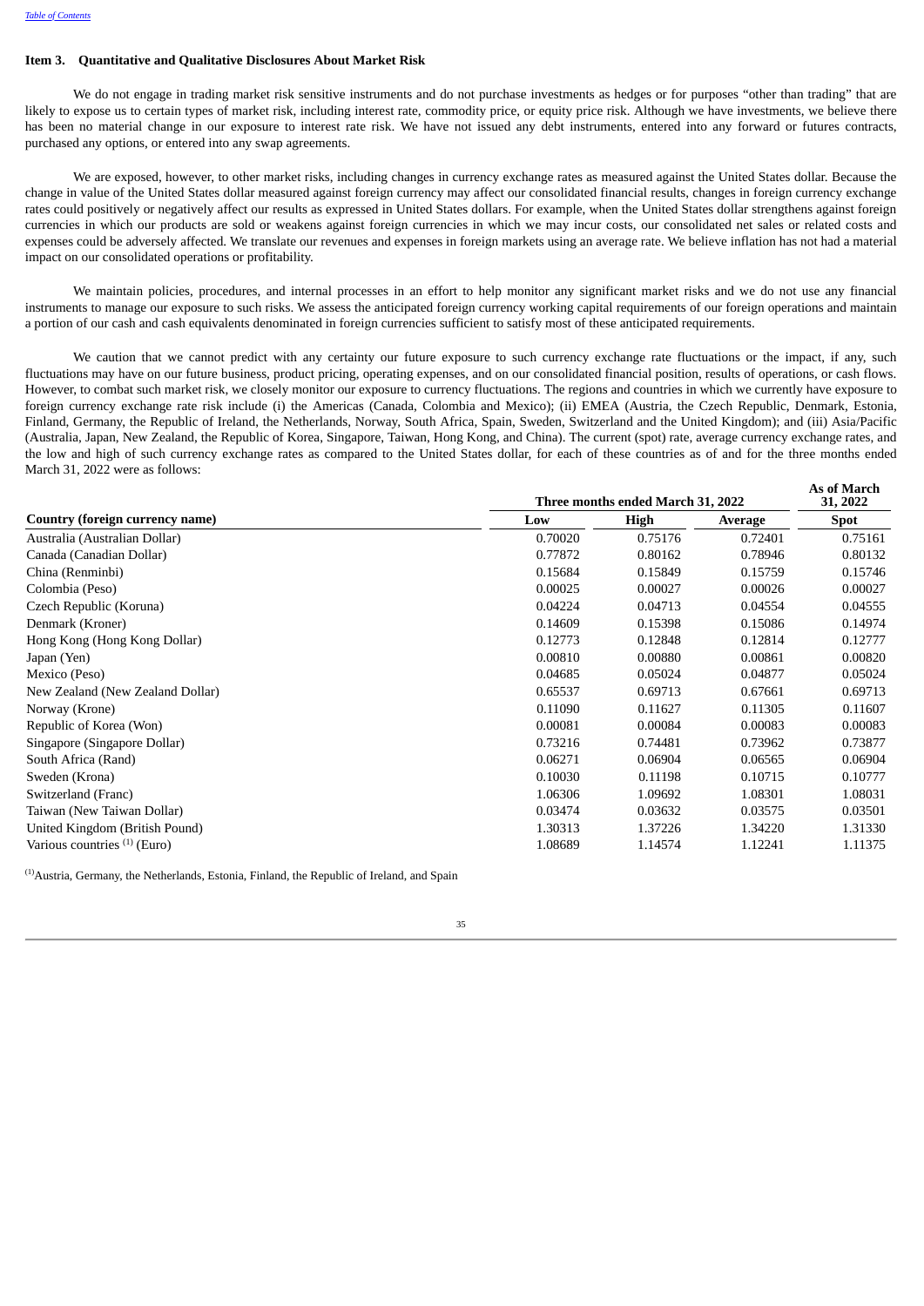### Item 3. Quantitative and Qualitative Disclosures About Market Risk

We do not engage in trading market risk sensitive instruments and do not purchase investments as hedges or for purposes "other than trading" that are likely to expose us to certain types of market risk, including interest rate, commodity price, or equity price risk. Although we have investments, we believe there has been no material change in our exposure to interest rate risk. We have not issued any debt instruments, entered into any forward or futures contracts, purchased any options, or entered into any swap agreements.

We are exposed, however, to other market risks, including changes in currency exchange rates as measured against the United States dollar. Because the change in value of the United States dollar measured against foreign currency may affect our consolidated financial results, changes in foreign currency exchange rates could positively or negatively affect our results as expressed in United States dollars. For example, when the United States dollar strengthens against foreign currencies in which our products are sold or weakens against foreign currencies in which we may incur costs, our consolidated net sales or related costs and expenses could be adversely affected. We translate our revenues and expenses in foreign markets using an average rate. We believe inflation has not had a material impact on our consolidated operations or profitability.

We maintain policies, procedures, and internal processes in an effort to help monitor any significant market risks and we do not use any financial instruments to manage our exposure to such risks. We assess the anticipated foreign currency working capital requirements of our foreign operations and maintain a portion of our cash and cash equivalents denominated in foreign currencies sufficient to satisfy most of these anticipated requirements.

We caution that we cannot predict with any certainty our future exposure to such currency exchange rate fluctuations or the impact, if any, such fluctuations may have on our future business, product pricing, operating expenses, and on our consolidated financial position, results of operations, or cash flows. However, to combat such market risk, we closely monitor our exposure to currency fluctuations. The regions and countries in which we currently have exposure to foreign currency exchange rate risk include (i) the Americas (Canada, Colombia and Mexico); (ii) EMEA (Austria, the Czech Republic, Denmark, Estonia, Finland, Germany, the Republic of Ireland, the Netherlands, Norway, South Africa, Spain, Sweden, Switzerland and the United Kingdom); and (iii) Asia/Pacific (Australia, Japan, New Zealand, the Republic of Korea, Singapore, Taiwan, Hong Kong, and China). The current (spot) rate, average currency exchange rates, and the low and high of such currency exchange rates as compared to the United States dollar, for each of these countries as of and for the three months ended March 31, 2022 were as follows:

| | Three months ended March 31, 2022 | | | As of March 31, 2022 |
|---|---|---|---|---|
| **Country (foreign currency name)** | **Low** | **High** | **Average** | **Spot** |
| Australia (Australian Dollar) | 0.70020 | 0.75176 | 0.72401 | 0.75161 |
| Canada (Canadian Dollar) | 0.77872 | 0.80162 | 0.78946 | 0.80132 |
| China (Renminbi) | 0.15684 | 0.15849 | 0.15759 | 0.15746 |
| Colombia (Peso) | 0.00025 | 0.00027 | 0.00026 | 0.00027 |
| Czech Republic (Koruna) | 0.04224 | 0.04713 | 0.04554 | 0.04555 |
| Denmark (Kroner) | 0.14609 | 0.15398 | 0.15086 | 0.14974 |
| Hong Kong (Hong Kong Dollar) | 0.12773 | 0.12848 | 0.12814 | 0.12777 |
| Japan (Yen) | 0.00810 | 0.00880 | 0.00861 | 0.00820 |
| Mexico (Peso) | 0.04685 | 0.05024 | 0.04877 | 0.05024 |
| New Zealand (New Zealand Dollar) | 0.65537 | 0.69713 | 0.67661 | 0.69713 |
| Norway (Krone) | 0.11090 | 0.11627 | 0.11305 | 0.11607 |
| Republic of Korea (Won) | 0.00081 | 0.00084 | 0.00083 | 0.00083 |
| Singapore (Singapore Dollar) | 0.73216 | 0.74481 | 0.73962 | 0.73877 |
| South Africa (Rand) | 0.06271 | 0.06904 | 0.06565 | 0.06904 |
| Sweden (Krona) | 0.10030 | 0.11198 | 0.10715 | 0.10777 |
| Switzerland (Franc) | 1.06306 | 1.09692 | 1.08301 | 1.08031 |
| Taiwan (New Taiwan Dollar) | 0.03474 | 0.03632 | 0.03575 | 0.03501 |
| United Kingdom (British Pound) | 1.30313 | 1.37226 | 1.34220 | 1.31330 |
| Various countries [1] (Euro) | 1.08689 | 1.14574 | 1.12241 | 1.11375 |

[1] Austria, Germany, the Netherlands, Estonia, Finland, the Republic of Ireland, and Spain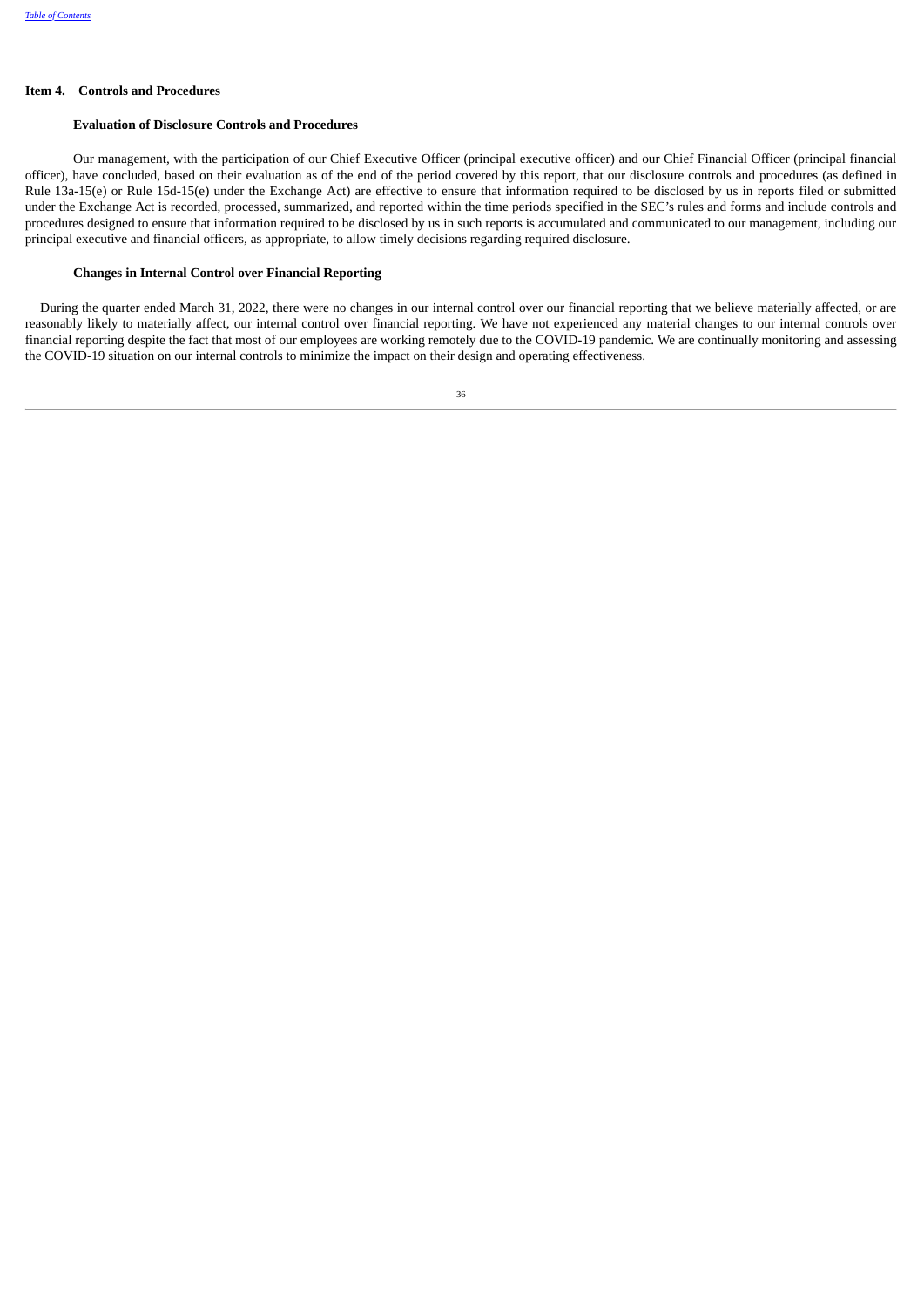## Item 4. Controls and Procedures

### Evaluation of Disclosure Controls and Procedures

Our management, with the participation of our Chief Executive Officer (principal executive officer) and our Chief Financial Officer (principal financial officer), have concluded, based on their evaluation as of the end of the period covered by this report, that our disclosure controls and procedures (as defined in Rule 13a-15(e) or Rule 15d-15(e) under the Exchange Act) are effective to ensure that information required to be disclosed by us in reports filed or submitted under the Exchange Act is recorded, processed, summarized, and reported within the time periods specified in the SEC's rules and forms and include controls and procedures designed to ensure that information required to be disclosed by us in such reports is accumulated and communicated to our management, including our principal executive and financial officers, as appropriate, to allow timely decisions regarding required disclosure.

### Changes in Internal Control over Financial Reporting

During the quarter ended March 31, 2022, there were no changes in our internal control over our financial reporting that we believe materially affected, or are reasonably likely to materially affect, our internal control over financial reporting. We have not experienced any material changes to our internal controls over financial reporting despite the fact that most of our employees are working remotely due to the COVID-19 pandemic. We are continually monitoring and assessing the COVID-19 situation on our internal controls to minimize the impact on their design and operating effectiveness.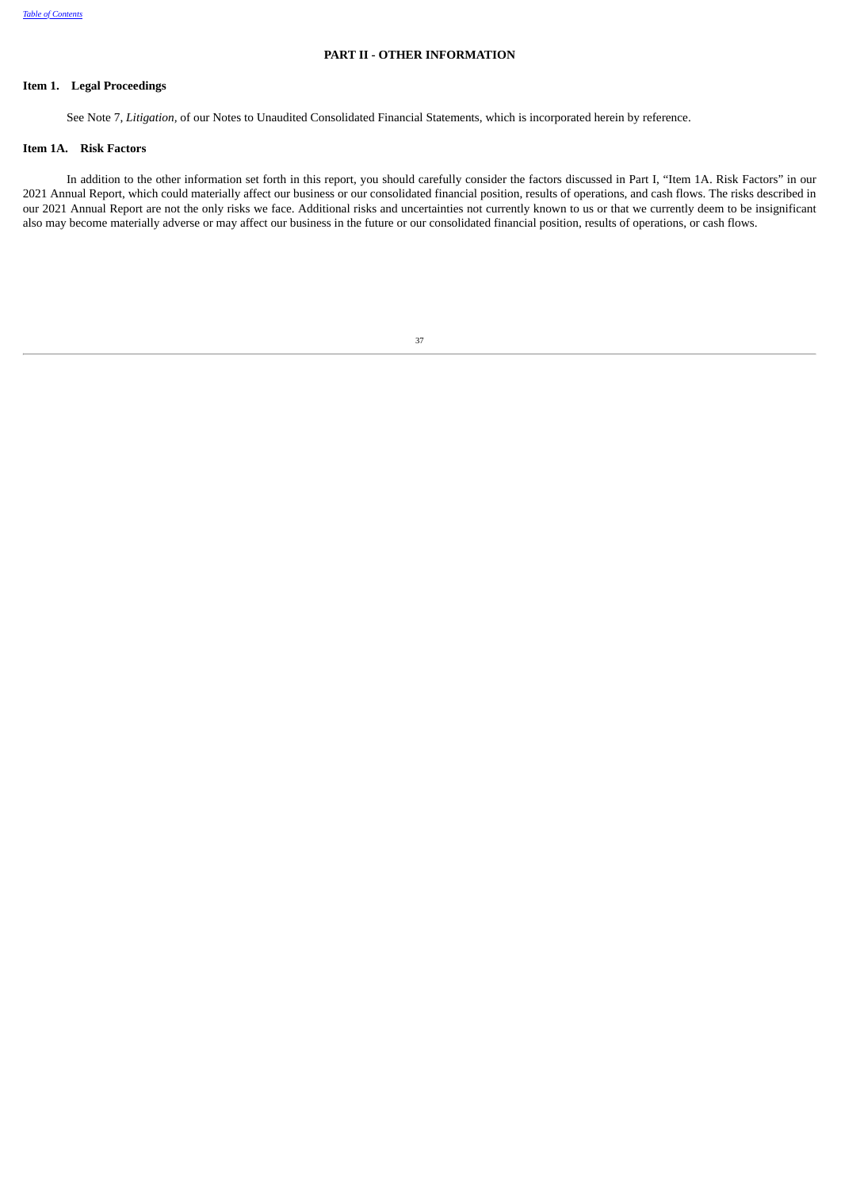## PART II - OTHER INFORMATION

### Item 1. Legal Proceedings

See Note 7, *Litigation*, of our Notes to Unaudited Consolidated Financial Statements, which is incorporated herein by reference.

### Item 1A. Risk Factors

In addition to the other information set forth in this report, you should carefully consider the factors discussed in Part I, "Item 1A. Risk Factors" in our 2021 Annual Report, which could materially affect our business or our consolidated financial position, results of operations, and cash flows. The risks described in our 2021 Annual Report are not the only risks we face. Additional risks and uncertainties not currently known to us or that we currently deem to be insignificant also may become materially adverse or may affect our business in the future or our consolidated financial position, results of operations, or cash flows.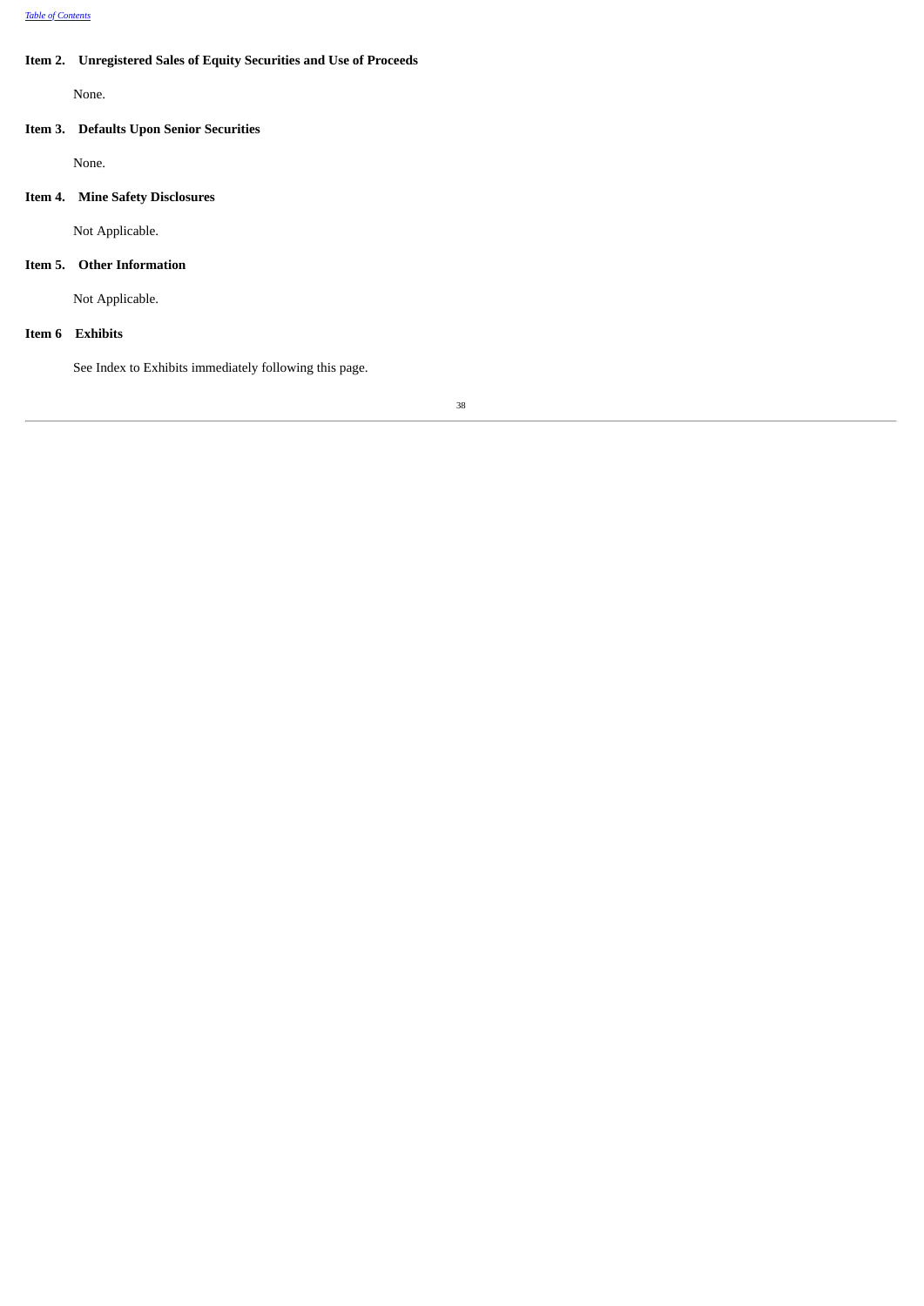### Item 2. Unregistered Sales of Equity Securities and Use of Proceeds

None.

### Item 3. Defaults Upon Senior Securities

None.

### Item 4. Mine Safety Disclosures

Not Applicable.

### Item 5. Other Information

Not Applicable.

### Item 6 Exhibits

See Index to Exhibits immediately following this page.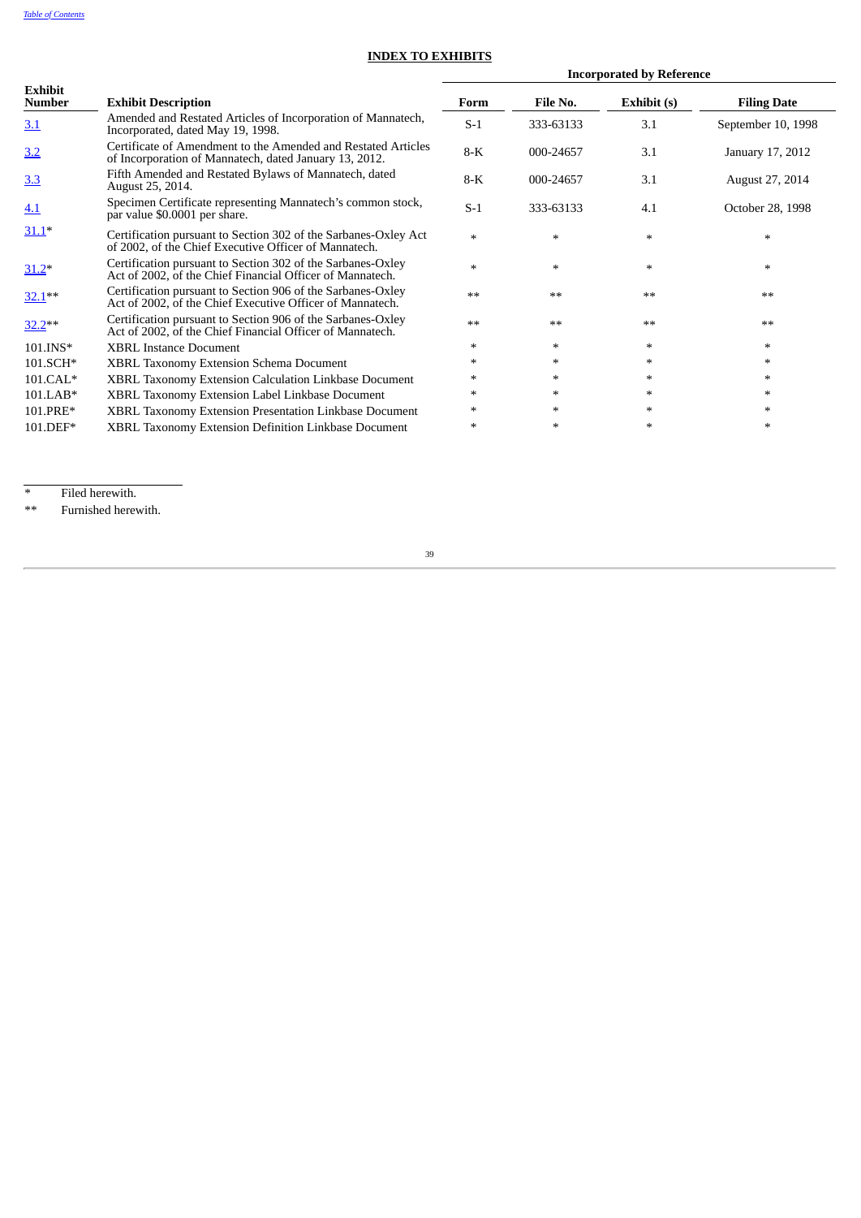## INDEX TO EXHIBITS

| Exhibit Number | Exhibit Description | Incorporated by Reference | | | |
|---|---|---|---|---|---|
| | | Form | File No. | Exhibit (s) | Filing Date |
| 3.1 | Amended and Restated Articles of Incorporation of Mannatech, Incorporated, dated May 19, 1998. | S-1 | 333-63133 | 3.1 | September 10, 1998 |
| 3.2 | Certificate of Amendment to the Amended and Restated Articles of Incorporation of Mannatech, dated January 13, 2012. | 8-K | 000-24657 | 3.1 | January 17, 2012 |
| 3.3 | Fifth Amended and Restated Bylaws of Mannatech, dated August 25, 2014. | 8-K | 000-24657 | 3.1 | August 27, 2014 |
| 4.1 | Specimen Certificate representing Mannatech's common stock, par value $0.0001 per share. | S-1 | 333-63133 | 4.1 | October 28, 1998 |
| 31.1* | Certification pursuant to Section 302 of the Sarbanes-Oxley Act of 2002, of the Chief Executive Officer of Mannatech. | * | * | * | * |
| 31.2* | Certification pursuant to Section 302 of the Sarbanes-Oxley Act of 2002, of the Chief Financial Officer of Mannatech. | * | * | * | * |
| 32.1** | Certification pursuant to Section 906 of the Sarbanes-Oxley Act of 2002, of the Chief Executive Officer of Mannatech. | ** | ** | ** | ** |
| 32.2** | Certification pursuant to Section 906 of the Sarbanes-Oxley Act of 2002, of the Chief Financial Officer of Mannatech. | ** | ** | ** | ** |
| 101.INS* | XBRL Instance Document | * | * | * | * |
| 101.SCH* | XBRL Taxonomy Extension Schema Document | * | * | * | * |
| 101.CAL* | XBRL Taxonomy Extension Calculation Linkbase Document | * | * | * | * |
| 101.LAB* | XBRL Taxonomy Extension Label Linkbase Document | * | * | * | * |
| 101.PRE* | XBRL Taxonomy Extension Presentation Linkbase Document | * | * | * | * |
| 101.DEF* | XBRL Taxonomy Extension Definition Linkbase Document | * | * | * | * |

\* Filed herewith.

** Furnished herewith.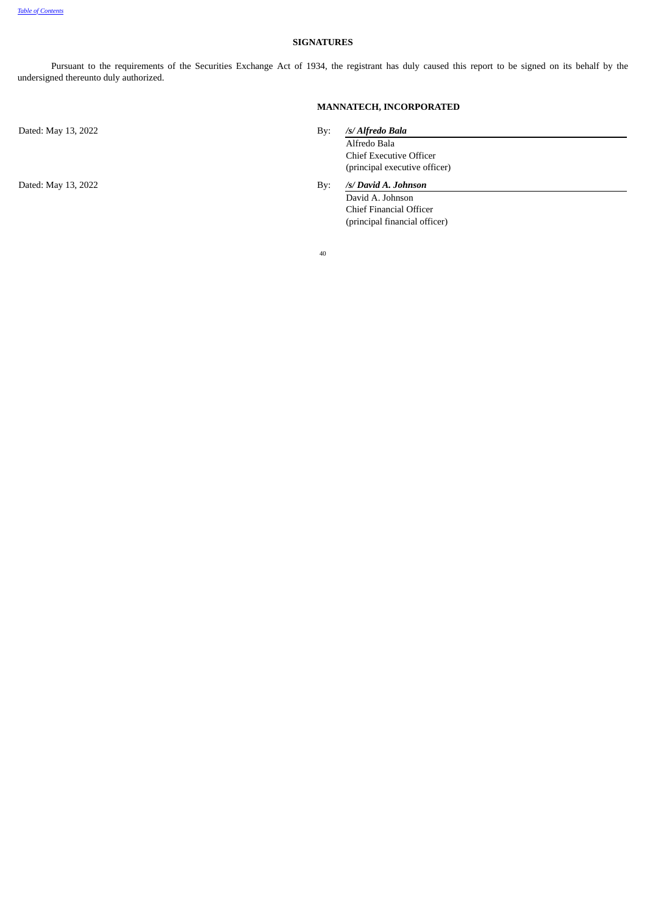## SIGNATURES

Pursuant to the requirements of the Securities Exchange Act of 1934, the registrant has duly caused this report to be signed on its behalf by the undersigned thereunto duly authorized.

**MANNATECH, INCORPORATED**

Dated: May 13, 2022

By: ***/s/ Alfredo Bala***
Alfredo Bala
Chief Executive Officer
(principal executive officer)

Dated: May 13, 2022

By: ***/s/ David A. Johnson***
David A. Johnson
Chief Financial Officer
(principal financial officer)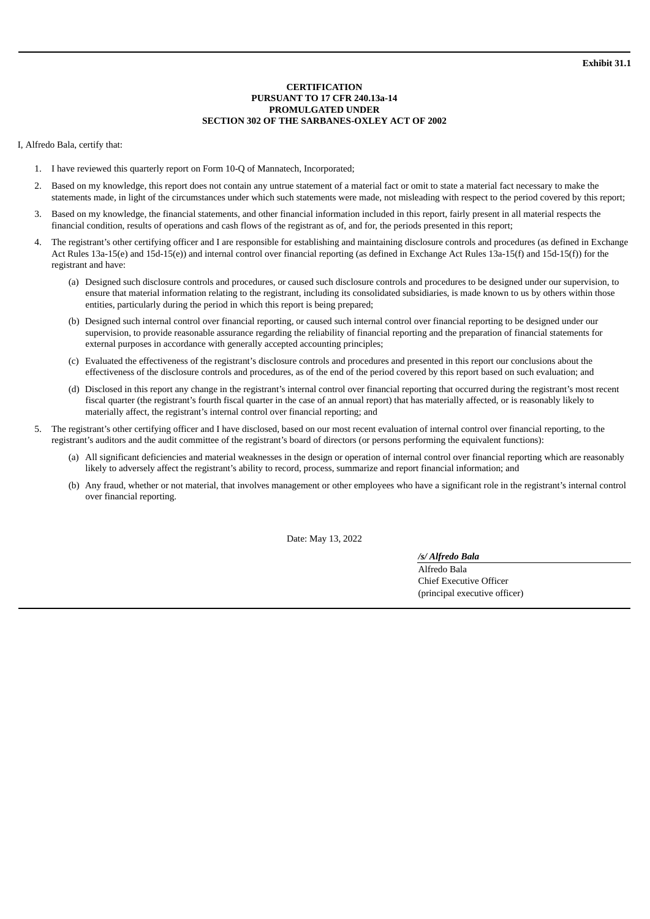**Exhibit 31.1**

**CERTIFICATION**
**PURSUANT TO 17 CFR 240.13a-14**
**PROMULGATED UNDER**
**SECTION 302 OF THE SARBANES-OXLEY ACT OF 2002**

I, Alfredo Bala, certify that:

1. I have reviewed this quarterly report on Form 10-Q of Mannatech, Incorporated;
2. Based on my knowledge, this report does not contain any untrue statement of a material fact or omit to state a material fact necessary to make the statements made, in light of the circumstances under which such statements were made, not misleading with respect to the period covered by this report;
3. Based on my knowledge, the financial statements, and other financial information included in this report, fairly present in all material respects the financial condition, results of operations and cash flows of the registrant as of, and for, the periods presented in this report;
4. The registrant's other certifying officer and I are responsible for establishing and maintaining disclosure controls and procedures (as defined in Exchange Act Rules 13a-15(e) and 15d-15(e)) and internal control over financial reporting (as defined in Exchange Act Rules 13a-15(f) and 15d-15(f)) for the registrant and have:
   (a) Designed such disclosure controls and procedures, or caused such disclosure controls and procedures to be designed under our supervision, to ensure that material information relating to the registrant, including its consolidated subsidiaries, is made known to us by others within those entities, particularly during the period in which this report is being prepared;
   (b) Designed such internal control over financial reporting, or caused such internal control over financial reporting to be designed under our supervision, to provide reasonable assurance regarding the reliability of financial reporting and the preparation of financial statements for external purposes in accordance with generally accepted accounting principles;
   (c) Evaluated the effectiveness of the registrant's disclosure controls and procedures and presented in this report our conclusions about the effectiveness of the disclosure controls and procedures, as of the end of the period covered by this report based on such evaluation; and
   (d) Disclosed in this report any change in the registrant's internal control over financial reporting that occurred during the registrant's most recent fiscal quarter (the registrant's fourth fiscal quarter in the case of an annual report) that has materially affected, or is reasonably likely to materially affect, the registrant's internal control over financial reporting; and
5. The registrant's other certifying officer and I have disclosed, based on our most recent evaluation of internal control over financial reporting, to the registrant's auditors and the audit committee of the registrant's board of directors (or persons performing the equivalent functions):
   (a) All significant deficiencies and material weaknesses in the design or operation of internal control over financial reporting which are reasonably likely to adversely affect the registrant's ability to record, process, summarize and report financial information; and
   (b) Any fraud, whether or not material, that involves management or other employees who have a significant role in the registrant's internal control over financial reporting.

Date: May 13, 2022

***/s/ Alfredo Bala***
Alfredo Bala
Chief Executive Officer
(principal executive officer)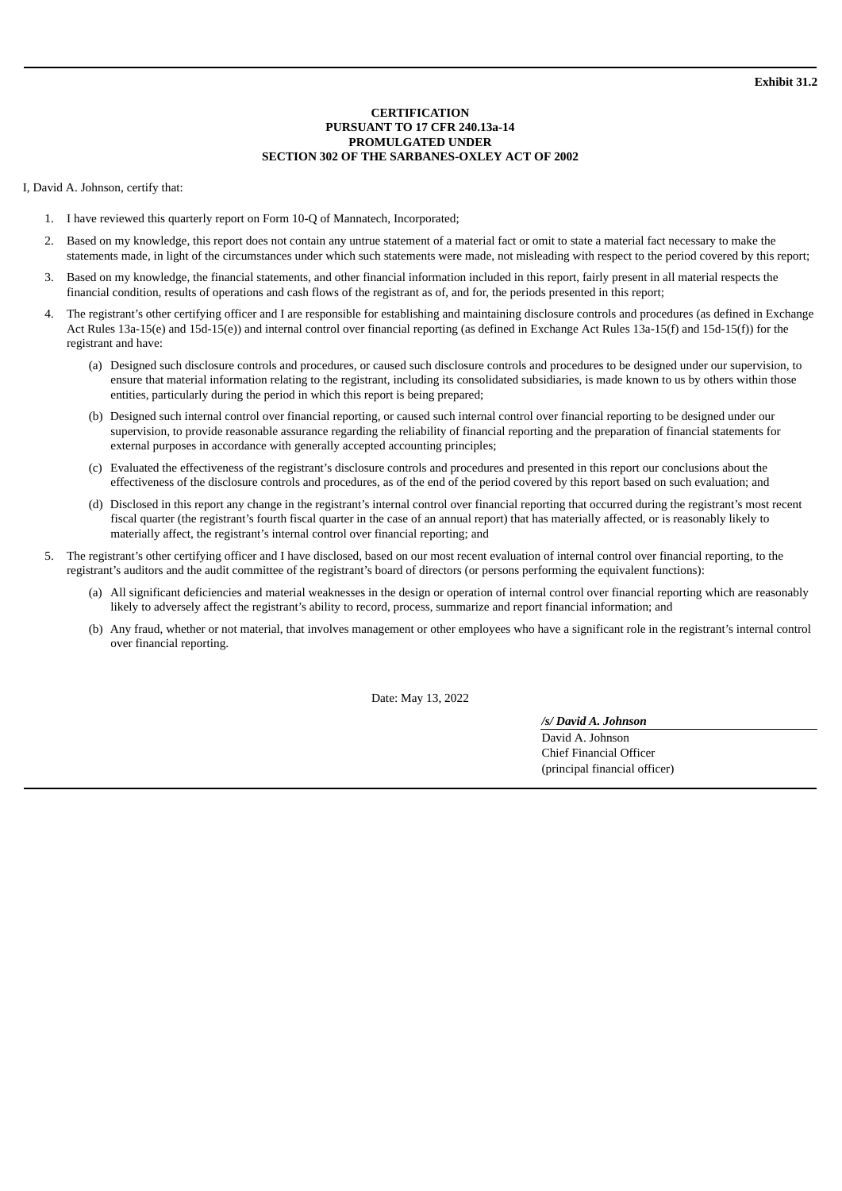**Exhibit 31.2**

**CERTIFICATION**
**PURSUANT TO 17 CFR 240.13a-14**
**PROMULGATED UNDER**
**SECTION 302 OF THE SARBANES-OXLEY ACT OF 2002**

I, David A. Johnson, certify that:

1. I have reviewed this quarterly report on Form 10-Q of Mannatech, Incorporated;
2. Based on my knowledge, this report does not contain any untrue statement of a material fact or omit to state a material fact necessary to make the statements made, in light of the circumstances under which such statements were made, not misleading with respect to the period covered by this report;
3. Based on my knowledge, the financial statements, and other financial information included in this report, fairly present in all material respects the financial condition, results of operations and cash flows of the registrant as of, and for, the periods presented in this report;
4. The registrant's other certifying officer and I are responsible for establishing and maintaining disclosure controls and procedures (as defined in Exchange Act Rules 13a-15(e) and 15d-15(e)) and internal control over financial reporting (as defined in Exchange Act Rules 13a-15(f) and 15d-15(f)) for the registrant and have:
   (a) Designed such disclosure controls and procedures, or caused such disclosure controls and procedures to be designed under our supervision, to ensure that material information relating to the registrant, including its consolidated subsidiaries, is made known to us by others within those entities, particularly during the period in which this report is being prepared;
   (b) Designed such internal control over financial reporting, or caused such internal control over financial reporting to be designed under our supervision, to provide reasonable assurance regarding the reliability of financial reporting and the preparation of financial statements for external purposes in accordance with generally accepted accounting principles;
   (c) Evaluated the effectiveness of the registrant's disclosure controls and procedures and presented in this report our conclusions about the effectiveness of the disclosure controls and procedures, as of the end of the period covered by this report based on such evaluation; and
   (d) Disclosed in this report any change in the registrant's internal control over financial reporting that occurred during the registrant's most recent fiscal quarter (the registrant's fourth fiscal quarter in the case of an annual report) that has materially affected, or is reasonably likely to materially affect, the registrant's internal control over financial reporting; and
5. The registrant's other certifying officer and I have disclosed, based on our most recent evaluation of internal control over financial reporting, to the registrant's auditors and the audit committee of the registrant's board of directors (or persons performing the equivalent functions):
   (a) All significant deficiencies and material weaknesses in the design or operation of internal control over financial reporting which are reasonably likely to adversely affect the registrant's ability to record, process, summarize and report financial information; and
   (b) Any fraud, whether or not material, that involves management or other employees who have a significant role in the registrant's internal control over financial reporting.

Date: May 13, 2022

***/s/ David A. Johnson***
David A. Johnson
Chief Financial Officer
(principal financial officer)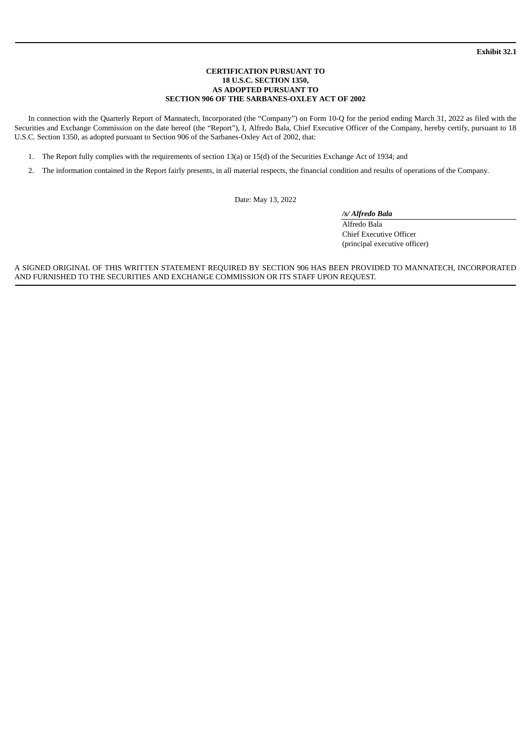**Exhibit 32.1**

**CERTIFICATION PURSUANT TO**
**18 U.S.C. SECTION 1350,**
**AS ADOPTED PURSUANT TO**
**SECTION 906 OF THE SARBANES-OXLEY ACT OF 2002**

In connection with the Quarterly Report of Mannatech, Incorporated (the "Company") on Form 10-Q for the period ending March 31, 2022 as filed with the Securities and Exchange Commission on the date hereof (the "Report"), I, Alfredo Bala, Chief Executive Officer of the Company, hereby certify, pursuant to 18 U.S.C. Section 1350, as adopted pursuant to Section 906 of the Sarbanes-Oxley Act of 2002, that:

1. The Report fully complies with the requirements of section 13(a) or 15(d) of the Securities Exchange Act of 1934; and
2. The information contained in the Report fairly presents, in all material respects, the financial condition and results of operations of the Company.

Date: May 13, 2022

***/s/ Alfredo Bala***
Alfredo Bala
Chief Executive Officer
(principal executive officer)

A SIGNED ORIGINAL OF THIS WRITTEN STATEMENT REQUIRED BY SECTION 906 HAS BEEN PROVIDED TO MANNATECH, INCORPORATED AND FURNISHED TO THE SECURITIES AND EXCHANGE COMMISSION OR ITS STAFF UPON REQUEST.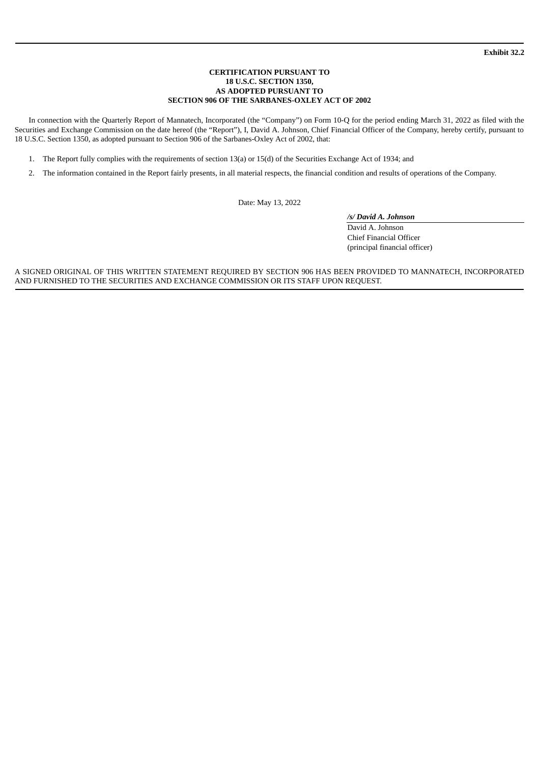**Exhibit 32.2**

**CERTIFICATION PURSUANT TO**
**18 U.S.C. SECTION 1350,**
**AS ADOPTED PURSUANT TO**
**SECTION 906 OF THE SARBANES-OXLEY ACT OF 2002**

In connection with the Quarterly Report of Mannatech, Incorporated (the "Company") on Form 10-Q for the period ending March 31, 2022 as filed with the Securities and Exchange Commission on the date hereof (the "Report"), I, David A. Johnson, Chief Financial Officer of the Company, hereby certify, pursuant to 18 U.S.C. Section 1350, as adopted pursuant to Section 906 of the Sarbanes-Oxley Act of 2002, that:

1. The Report fully complies with the requirements of section 13(a) or 15(d) of the Securities Exchange Act of 1934; and
2. The information contained in the Report fairly presents, in all material respects, the financial condition and results of operations of the Company.

Date: May 13, 2022

***/s/ David A. Johnson***
David A. Johnson
Chief Financial Officer
(principal financial officer)

A SIGNED ORIGINAL OF THIS WRITTEN STATEMENT REQUIRED BY SECTION 906 HAS BEEN PROVIDED TO MANNATECH, INCORPORATED AND FURNISHED TO THE SECURITIES AND EXCHANGE COMMISSION OR ITS STAFF UPON REQUEST.